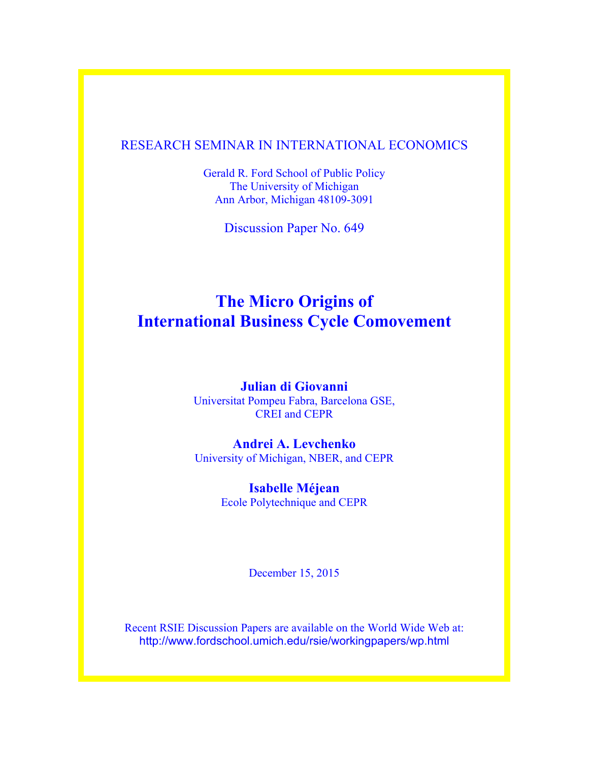RESEARCH SEMINAR IN INTERNATIONAL ECONOMICS

Gerald R. Ford School of Public Policy
The University of Michigan
Ann Arbor, Michigan 48109-3091

Discussion Paper No. 649

# The Micro Origins of International Business Cycle Comovement

**Julian di Giovanni**
Universitat Pompeu Fabra, Barcelona GSE, CREI and CEPR

**Andrei A. Levchenko**
University of Michigan, NBER, and CEPR

**Isabelle Méjean**
Ecole Polytechnique and CEPR

December 15, 2015

Recent RSIE Discussion Papers are available on the World Wide Web at:
http://www.fordschool.umich.edu/rsie/workingpapers/wp.html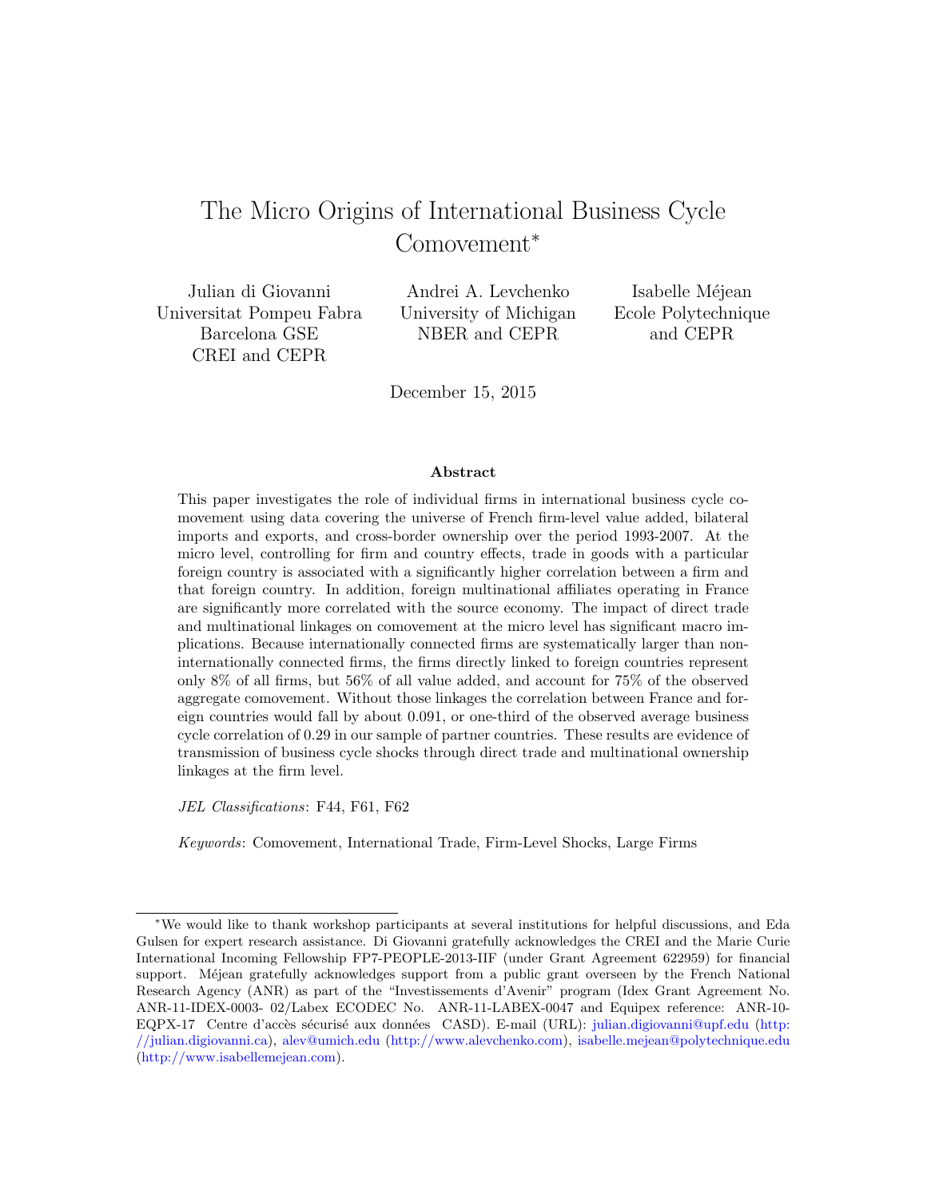# The Micro Origins of International Business Cycle Comovement*

Julian di Giovanni
Universitat Pompeu Fabra
Barcelona GSE
CREI and CEPR

Andrei A. Levchenko
University of Michigan
NBER and CEPR

Isabelle Méjean
Ecole Polytechnique
and CEPR

December 15, 2015

### Abstract

This paper investigates the role of individual firms in international business cycle comovement using data covering the universe of French firm-level value added, bilateral imports and exports, and cross-border ownership over the period 1993-2007. At the micro level, controlling for firm and country effects, trade in goods with a particular foreign country is associated with a significantly higher correlation between a firm and that foreign country. In addition, foreign multinational affiliates operating in France are significantly more correlated with the source economy. The impact of direct trade and multinational linkages on comovement at the micro level has significant macro implications. Because internationally connected firms are systematically larger than non-internationally connected firms, the firms directly linked to foreign countries represent only 8% of all firms, but 56% of all value added, and account for 75% of the observed aggregate comovement. Without those linkages the correlation between France and foreign countries would fall by about 0.091, or one-third of the observed average business cycle correlation of 0.29 in our sample of partner countries. These results are evidence of transmission of business cycle shocks through direct trade and multinational ownership linkages at the firm level.

*JEL Classifications*: F44, F61, F62

*Keywords*: Comovement, International Trade, Firm-Level Shocks, Large Firms

---

*We would like to thank workshop participants at several institutions for helpful discussions, and Eda Gulsen for expert research assistance. Di Giovanni gratefully acknowledges the CREI and the Marie Curie International Incoming Fellowship FP7-PEOPLE-2013-IIF (under Grant Agreement 622959) for financial support. Méjean gratefully acknowledges support from a public grant overseen by the French National Research Agency (ANR) as part of the "Investissements d'Avenir" program (Idex Grant Agreement No. ANR-11-IDEX-0003- 02/Labex ECODEC No. ANR-11-LABEX-0047 and Equipex reference: ANR-10-EQPX-17 Centre d'accès sécurisé aux données CASD). E-mail (URL): julian.digiovanni@upf.edu (http://julian.digiovanni.ca), alev@umich.edu (http://www.alevchenko.com), isabelle.mejean@polytechnique.edu (http://www.isabellemejean.com).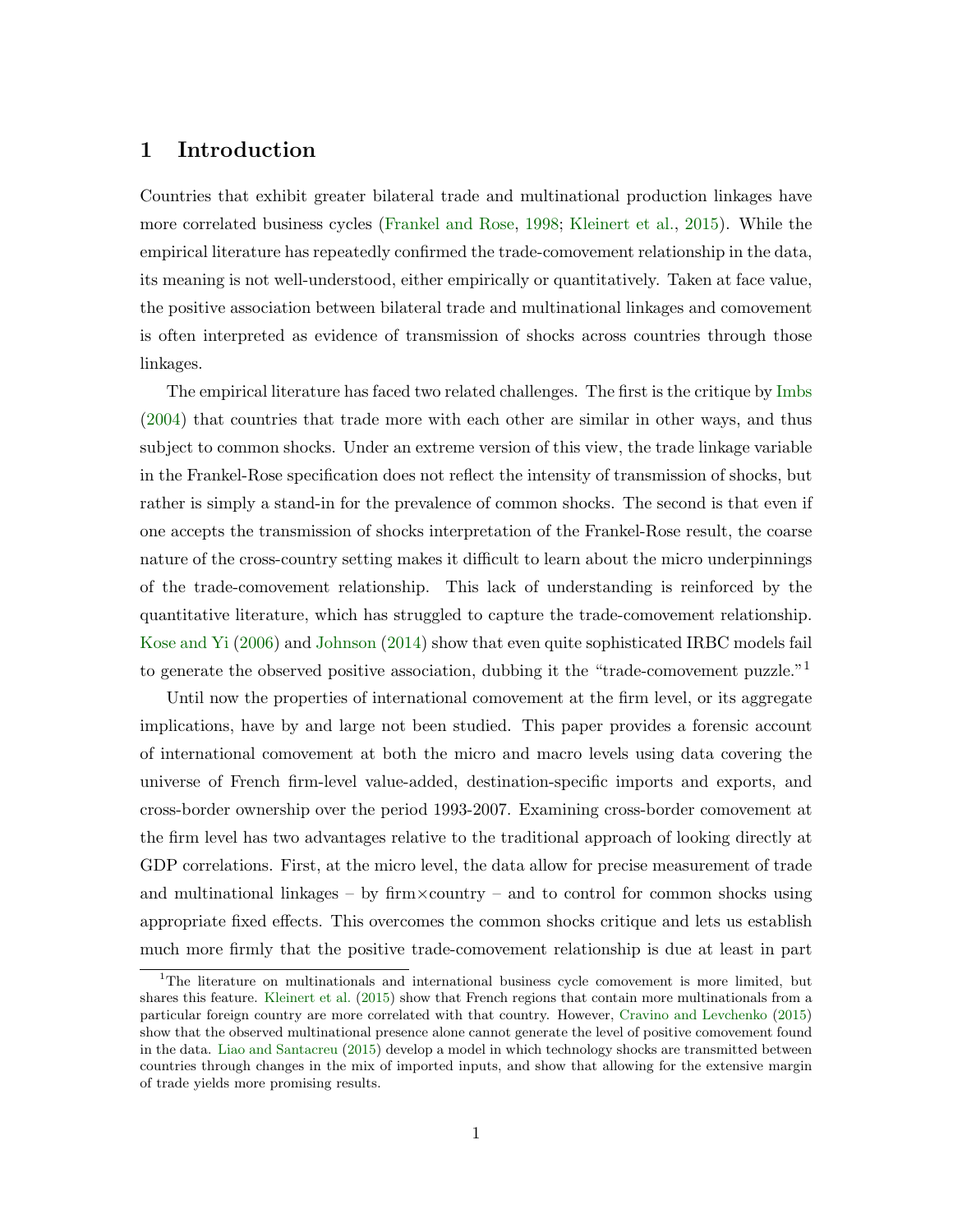# 1 Introduction

Countries that exhibit greater bilateral trade and multinational production linkages have more correlated business cycles (Frankel and Rose, 1998; Kleinert et al., 2015). While the empirical literature has repeatedly confirmed the trade-comovement relationship in the data, its meaning is not well-understood, either empirically or quantitatively. Taken at face value, the positive association between bilateral trade and multinational linkages and comovement is often interpreted as evidence of transmission of shocks across countries through those linkages.

The empirical literature has faced two related challenges. The first is the critique by Imbs (2004) that countries that trade more with each other are similar in other ways, and thus subject to common shocks. Under an extreme version of this view, the trade linkage variable in the Frankel-Rose specification does not reflect the intensity of transmission of shocks, but rather is simply a stand-in for the prevalence of common shocks. The second is that even if one accepts the transmission of shocks interpretation of the Frankel-Rose result, the coarse nature of the cross-country setting makes it difficult to learn about the micro underpinnings of the trade-comovement relationship. This lack of understanding is reinforced by the quantitative literature, which has struggled to capture the trade-comovement relationship. Kose and Yi (2006) and Johnson (2014) show that even quite sophisticated IRBC models fail to generate the observed positive association, dubbing it the "trade-comovement puzzle."[1]

Until now the properties of international comovement at the firm level, or its aggregate implications, have by and large not been studied. This paper provides a forensic account of international comovement at both the micro and macro levels using data covering the universe of French firm-level value-added, destination-specific imports and exports, and cross-border ownership over the period 1993-2007. Examining cross-border comovement at the firm level has two advantages relative to the traditional approach of looking directly at GDP correlations. First, at the micro level, the data allow for precise measurement of trade and multinational linkages – by firm×country – and to control for common shocks using appropriate fixed effects. This overcomes the common shocks critique and lets us establish much more firmly that the positive trade-comovement relationship is due at least in part

[1] The literature on multinationals and international business cycle comovement is more limited, but shares this feature. Kleinert et al. (2015) show that French regions that contain more multinationals from a particular foreign country are more correlated with that country. However, Cravino and Levchenko (2015) show that the observed multinational presence alone cannot generate the level of positive comovement found in the data. Liao and Santacreu (2015) develop a model in which technology shocks are transmitted between countries through changes in the mix of imported inputs, and show that allowing for the extensive margin of trade yields more promising results.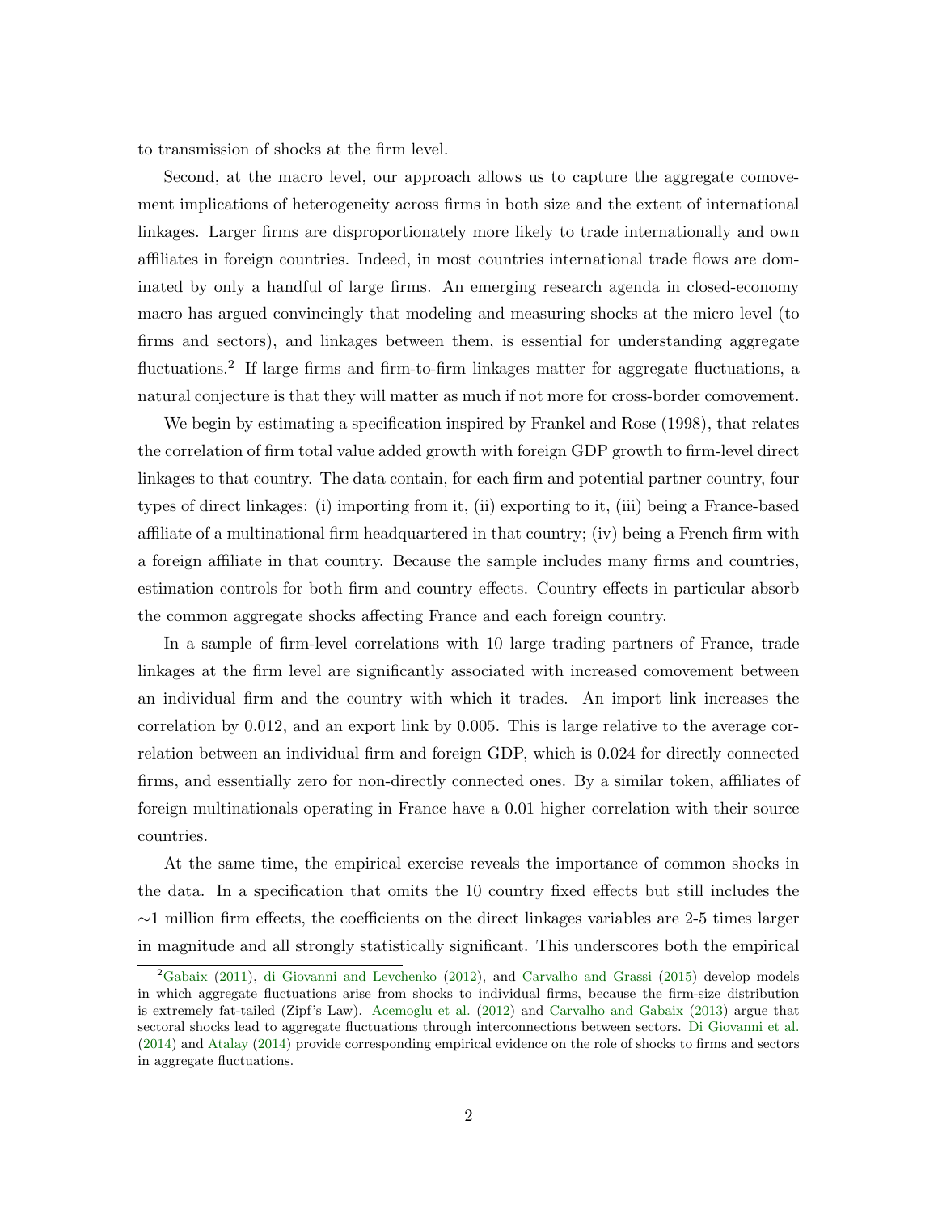to transmission of shocks at the firm level.

Second, at the macro level, our approach allows us to capture the aggregate comovement implications of heterogeneity across firms in both size and the extent of international linkages. Larger firms are disproportionately more likely to trade internationally and own affiliates in foreign countries. Indeed, in most countries international trade flows are dominated by only a handful of large firms. An emerging research agenda in closed-economy macro has argued convincingly that modeling and measuring shocks at the micro level (to firms and sectors), and linkages between them, is essential for understanding aggregate fluctuations.[2] If large firms and firm-to-firm linkages matter for aggregate fluctuations, a natural conjecture is that they will matter as much if not more for cross-border comovement.

We begin by estimating a specification inspired by Frankel and Rose (1998), that relates the correlation of firm total value added growth with foreign GDP growth to firm-level direct linkages to that country. The data contain, for each firm and potential partner country, four types of direct linkages: (i) importing from it, (ii) exporting to it, (iii) being a France-based affiliate of a multinational firm headquartered in that country; (iv) being a French firm with a foreign affiliate in that country. Because the sample includes many firms and countries, estimation controls for both firm and country effects. Country effects in particular absorb the common aggregate shocks affecting France and each foreign country.

In a sample of firm-level correlations with 10 large trading partners of France, trade linkages at the firm level are significantly associated with increased comovement between an individual firm and the country with which it trades. An import link increases the correlation by 0.012, and an export link by 0.005. This is large relative to the average correlation between an individual firm and foreign GDP, which is 0.024 for directly connected firms, and essentially zero for non-directly connected ones. By a similar token, affiliates of foreign multinationals operating in France have a 0.01 higher correlation with their source countries.

At the same time, the empirical exercise reveals the importance of common shocks in the data. In a specification that omits the 10 country fixed effects but still includes the $\sim$1 million firm effects, the coefficients on the direct linkages variables are 2-5 times larger in magnitude and all strongly statistically significant. This underscores both the empirical

[2] Gabaix (2011), di Giovanni and Levchenko (2012), and Carvalho and Grassi (2015) develop models in which aggregate fluctuations arise from shocks to individual firms, because the firm-size distribution is extremely fat-tailed (Zipf's Law). Acemoglu et al. (2012) and Carvalho and Gabaix (2013) argue that sectoral shocks lead to aggregate fluctuations through interconnections between sectors. Di Giovanni et al. (2014) and Atalay (2014) provide corresponding empirical evidence on the role of shocks to firms and sectors in aggregate fluctuations.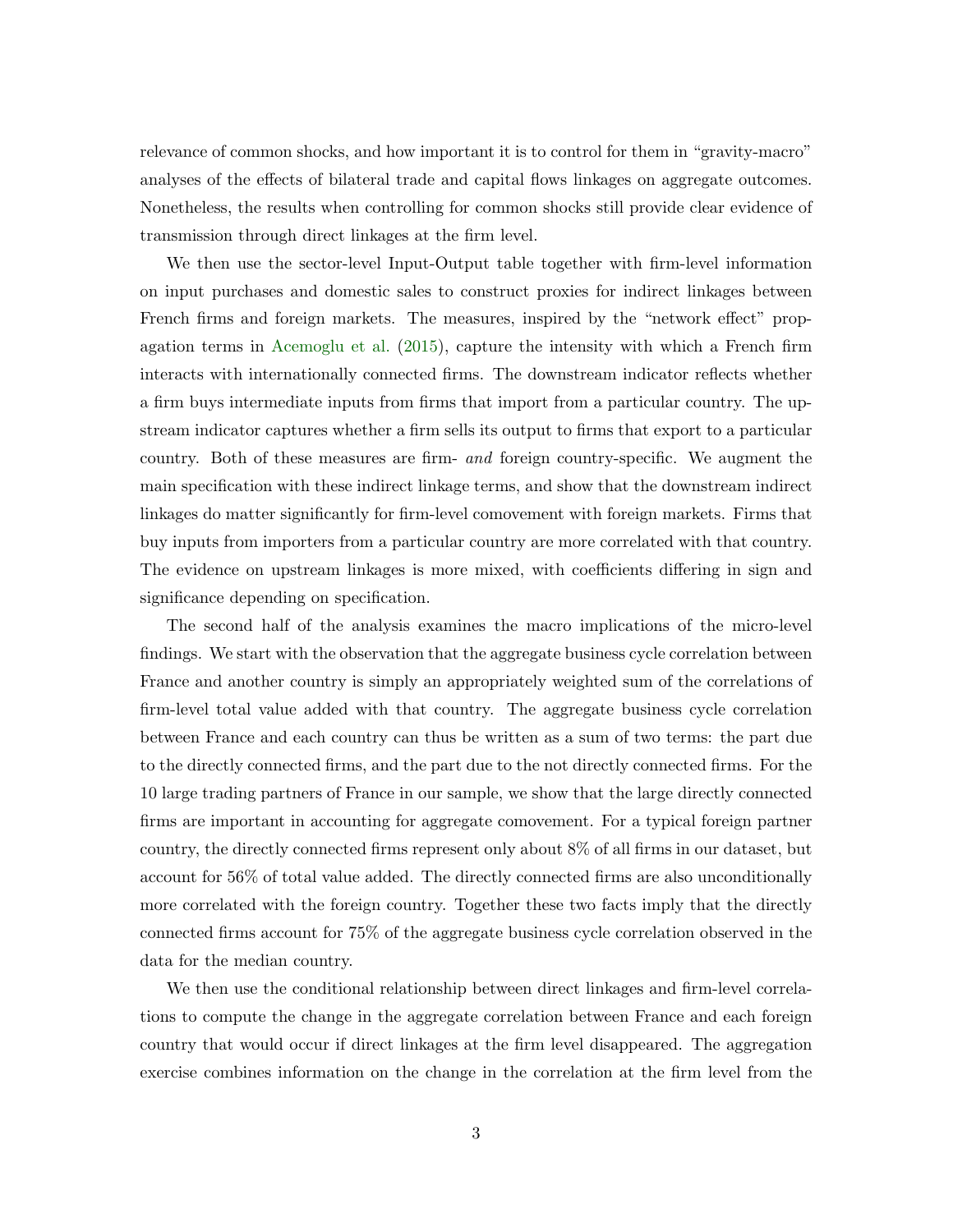relevance of common shocks, and how important it is to control for them in "gravity-macro" analyses of the effects of bilateral trade and capital flows linkages on aggregate outcomes. Nonetheless, the results when controlling for common shocks still provide clear evidence of transmission through direct linkages at the firm level.

We then use the sector-level Input-Output table together with firm-level information on input purchases and domestic sales to construct proxies for indirect linkages between French firms and foreign markets. The measures, inspired by the "network effect" propagation terms in Acemoglu et al. (2015), capture the intensity with which a French firm interacts with internationally connected firms. The downstream indicator reflects whether a firm buys intermediate inputs from firms that import from a particular country. The upstream indicator captures whether a firm sells its output to firms that export to a particular country. Both of these measures are firm- *and* foreign country-specific. We augment the main specification with these indirect linkage terms, and show that the downstream indirect linkages do matter significantly for firm-level comovement with foreign markets. Firms that buy inputs from importers from a particular country are more correlated with that country. The evidence on upstream linkages is more mixed, with coefficients differing in sign and significance depending on specification.

The second half of the analysis examines the macro implications of the micro-level findings. We start with the observation that the aggregate business cycle correlation between France and another country is simply an appropriately weighted sum of the correlations of firm-level total value added with that country. The aggregate business cycle correlation between France and each country can thus be written as a sum of two terms: the part due to the directly connected firms, and the part due to the not directly connected firms. For the 10 large trading partners of France in our sample, we show that the large directly connected firms are important in accounting for aggregate comovement. For a typical foreign partner country, the directly connected firms represent only about 8% of all firms in our dataset, but account for 56% of total value added. The directly connected firms are also unconditionally more correlated with the foreign country. Together these two facts imply that the directly connected firms account for 75% of the aggregate business cycle correlation observed in the data for the median country.

We then use the conditional relationship between direct linkages and firm-level correlations to compute the change in the aggregate correlation between France and each foreign country that would occur if direct linkages at the firm level disappeared. The aggregation exercise combines information on the change in the correlation at the firm level from the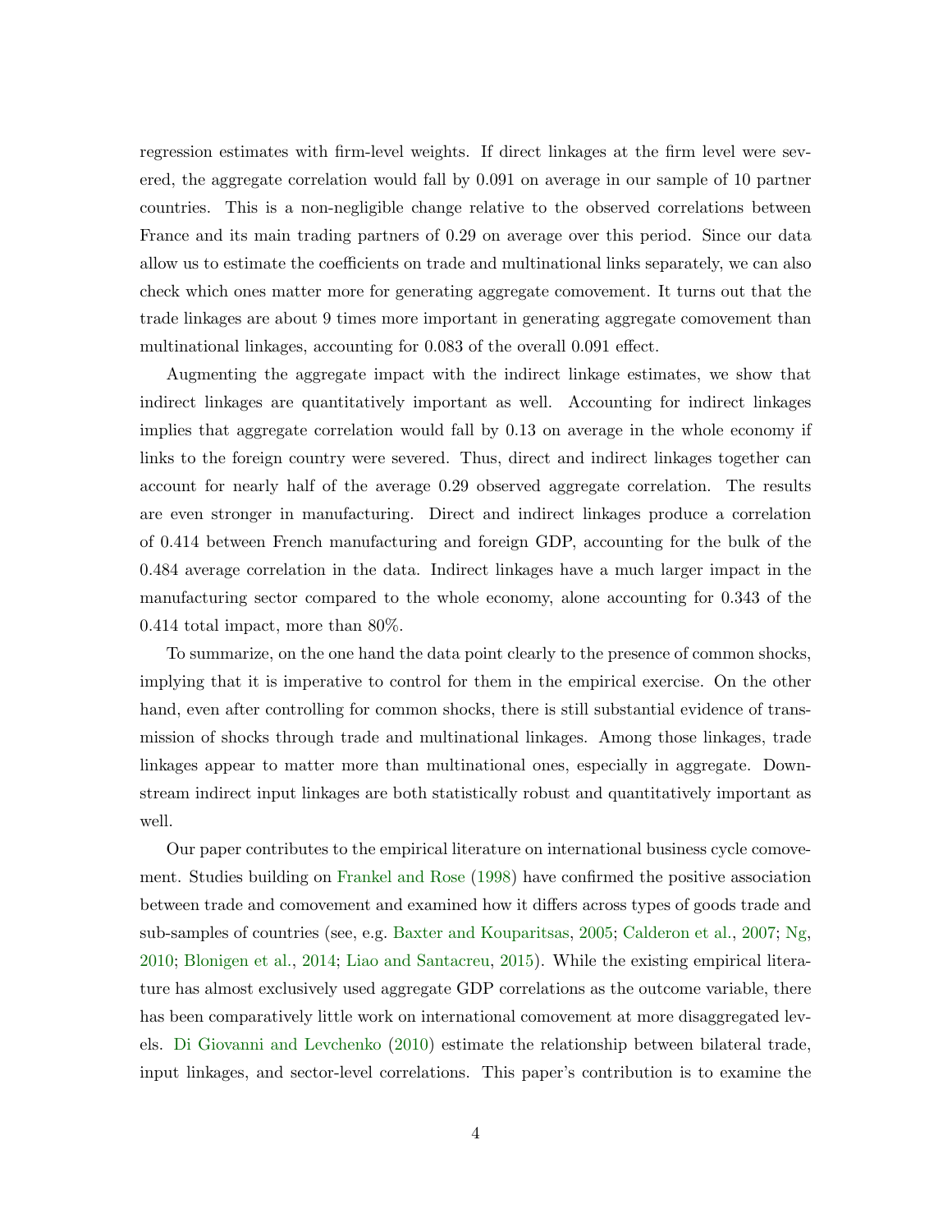regression estimates with firm-level weights. If direct linkages at the firm level were severed, the aggregate correlation would fall by 0.091 on average in our sample of 10 partner countries. This is a non-negligible change relative to the observed correlations between France and its main trading partners of 0.29 on average over this period. Since our data allow us to estimate the coefficients on trade and multinational links separately, we can also check which ones matter more for generating aggregate comovement. It turns out that the trade linkages are about 9 times more important in generating aggregate comovement than multinational linkages, accounting for 0.083 of the overall 0.091 effect.

Augmenting the aggregate impact with the indirect linkage estimates, we show that indirect linkages are quantitatively important as well. Accounting for indirect linkages implies that aggregate correlation would fall by 0.13 on average in the whole economy if links to the foreign country were severed. Thus, direct and indirect linkages together can account for nearly half of the average 0.29 observed aggregate correlation. The results are even stronger in manufacturing. Direct and indirect linkages produce a correlation of 0.414 between French manufacturing and foreign GDP, accounting for the bulk of the 0.484 average correlation in the data. Indirect linkages have a much larger impact in the manufacturing sector compared to the whole economy, alone accounting for 0.343 of the 0.414 total impact, more than 80%.

To summarize, on the one hand the data point clearly to the presence of common shocks, implying that it is imperative to control for them in the empirical exercise. On the other hand, even after controlling for common shocks, there is still substantial evidence of transmission of shocks through trade and multinational linkages. Among those linkages, trade linkages appear to matter more than multinational ones, especially in aggregate. Downstream indirect input linkages are both statistically robust and quantitatively important as well.

Our paper contributes to the empirical literature on international business cycle comovement. Studies building on Frankel and Rose (1998) have confirmed the positive association between trade and comovement and examined how it differs across types of goods trade and sub-samples of countries (see, e.g. Baxter and Kouparitsas, 2005; Calderon et al., 2007; Ng, 2010; Blonigen et al., 2014; Liao and Santacreu, 2015). While the existing empirical literature has almost exclusively used aggregate GDP correlations as the outcome variable, there has been comparatively little work on international comovement at more disaggregated levels. Di Giovanni and Levchenko (2010) estimate the relationship between bilateral trade, input linkages, and sector-level correlations. This paper's contribution is to examine the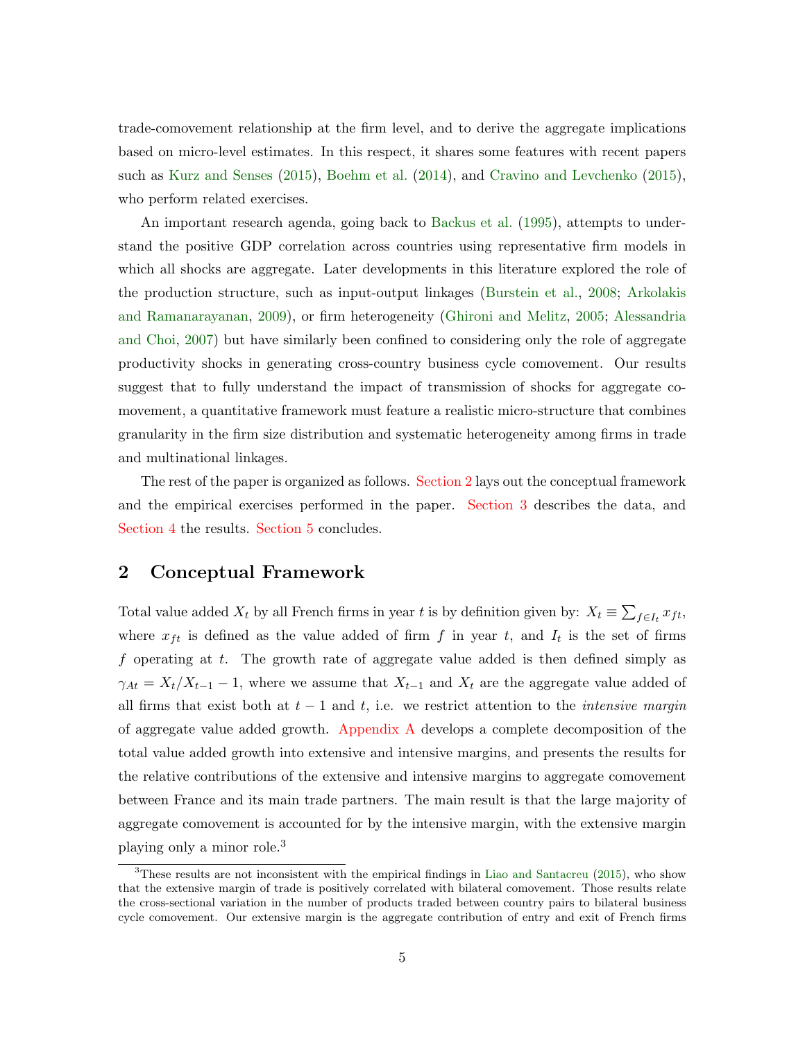trade-comovement relationship at the firm level, and to derive the aggregate implications based on micro-level estimates. In this respect, it shares some features with recent papers such as Kurz and Senses (2015), Boehm et al. (2014), and Cravino and Levchenko (2015), who perform related exercises.

An important research agenda, going back to Backus et al. (1995), attempts to understand the positive GDP correlation across countries using representative firm models in which all shocks are aggregate. Later developments in this literature explored the role of the production structure, such as input-output linkages (Burstein et al., 2008; Arkolakis and Ramanarayanan, 2009), or firm heterogeneity (Ghironi and Melitz, 2005; Alessandria and Choi, 2007) but have similarly been confined to considering only the role of aggregate productivity shocks in generating cross-country business cycle comovement. Our results suggest that to fully understand the impact of transmission of shocks for aggregate comovement, a quantitative framework must feature a realistic micro-structure that combines granularity in the firm size distribution and systematic heterogeneity among firms in trade and multinational linkages.

The rest of the paper is organized as follows. Section 2 lays out the conceptual framework and the empirical exercises performed in the paper. Section 3 describes the data, and Section 4 the results. Section 5 concludes.

## 2 Conceptual Framework

Total value added $X_t$ by all French firms in year $t$ is by definition given by: $X_t \equiv \sum_{f \in I_t} x_{ft}$, where $x_{ft}$ is defined as the value added of firm $f$ in year $t$, and $I_t$ is the set of firms $f$ operating at $t$. The growth rate of aggregate value added is then defined simply as $\gamma_{At} = X_t/X_{t-1} - 1$, where we assume that $X_{t-1}$ and $X_t$ are the aggregate value added of all firms that exist both at $t-1$ and $t$, i.e. we restrict attention to the *intensive margin* of aggregate value added growth. Appendix A develops a complete decomposition of the total value added growth into extensive and intensive margins, and presents the results for the relative contributions of the extensive and intensive margins to aggregate comovement between France and its main trade partners. The main result is that the large majority of aggregate comovement is accounted for by the intensive margin, with the extensive margin playing only a minor role.[3]

[3] These results are not inconsistent with the empirical findings in Liao and Santacreu (2015), who show that the extensive margin of trade is positively correlated with bilateral comovement. Those results relate the cross-sectional variation in the number of products traded between country pairs to bilateral business cycle comovement. Our extensive margin is the aggregate contribution of entry and exit of French firms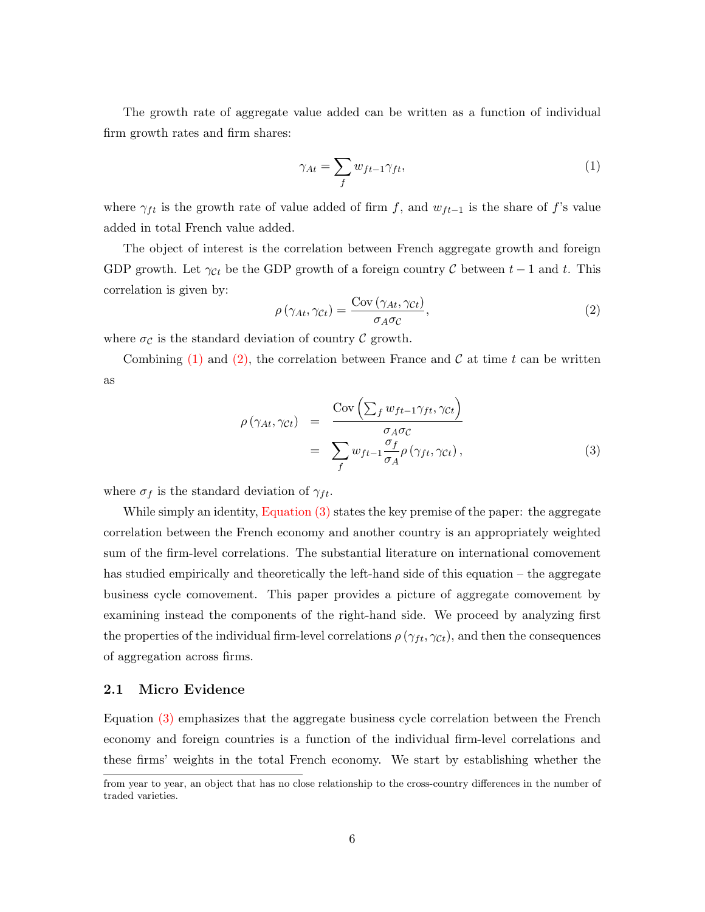The growth rate of aggregate value added can be written as a function of individual firm growth rates and firm shares:

$$\gamma_{At} = \sum_f w_{ft-1}\gamma_{ft}, \tag{1}$$

where $\gamma_{ft}$ is the growth rate of value added of firm $f$, and $w_{ft-1}$ is the share of $f$'s value added in total French value added.

The object of interest is the correlation between French aggregate growth and foreign GDP growth. Let $\gamma_{\mathcal{C}t}$ be the GDP growth of a foreign country $\mathcal{C}$ between $t-1$ and $t$. This correlation is given by:

$$\rho\left(\gamma_{At}, \gamma_{\mathcal{C}t}\right) = \frac{\text{Cov}\left(\gamma_{At}, \gamma_{\mathcal{C}t}\right)}{\sigma_A \sigma_{\mathcal{C}}}, \tag{2}$$

where $\sigma_{\mathcal{C}}$ is the standard deviation of country $\mathcal{C}$ growth.

Combining (1) and (2), the correlation between France and $\mathcal{C}$ at time $t$ can be written as

$$\begin{aligned}
\rho\left(\gamma_{At}, \gamma_{\mathcal{C}t}\right) &= \frac{\text{Cov}\left(\sum_f w_{ft-1}\gamma_{ft}, \gamma_{\mathcal{C}t}\right)}{\sigma_A \sigma_{\mathcal{C}}} \\
&= \sum_f w_{ft-1}\frac{\sigma_f}{\sigma_A}\rho\left(\gamma_{ft}, \gamma_{\mathcal{C}t}\right),
\end{aligned} \tag{3}$$

where $\sigma_f$ is the standard deviation of $\gamma_{ft}$.

While simply an identity, Equation (3) states the key premise of the paper: the aggregate correlation between the French economy and another country is an appropriately weighted sum of the firm-level correlations. The substantial literature on international comovement has studied empirically and theoretically the left-hand side of this equation – the aggregate business cycle comovement. This paper provides a picture of aggregate comovement by examining instead the components of the right-hand side. We proceed by analyzing first the properties of the individual firm-level correlations $\rho\left(\gamma_{ft}, \gamma_{\mathcal{C}t}\right)$, and then the consequences of aggregation across firms.

### 2.1 Micro Evidence

Equation (3) emphasizes that the aggregate business cycle correlation between the French economy and foreign countries is a function of the individual firm-level correlations and these firms' weights in the total French economy. We start by establishing whether the

from year to year, an object that has no close relationship to the cross-country differences in the number of traded varieties.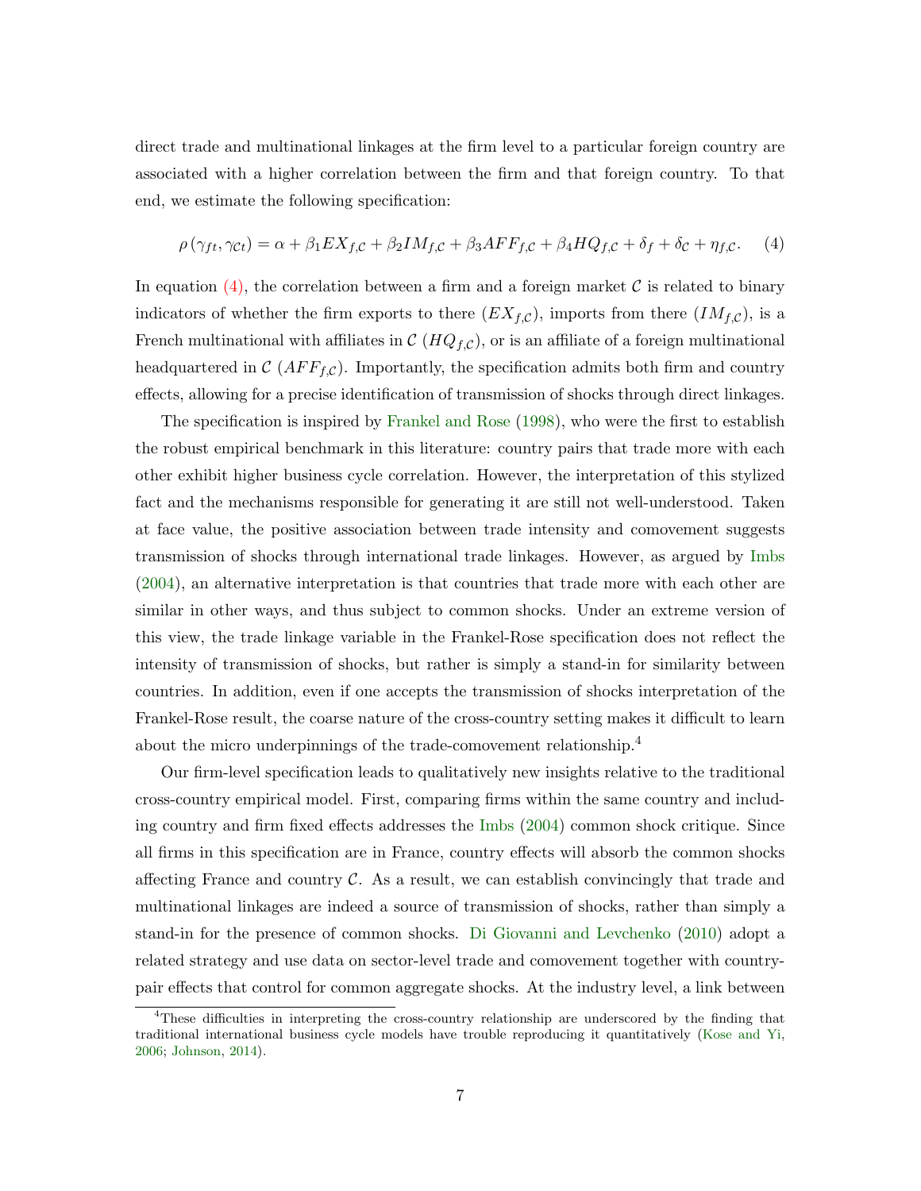direct trade and multinational linkages at the firm level to a particular foreign country are associated with a higher correlation between the firm and that foreign country. To that end, we estimate the following specification:

$$\rho\left(\gamma_{ft}, \gamma_{\mathcal{C}t}\right) = \alpha + \beta_1 EX_{f,\mathcal{C}} + \beta_2 IM_{f,\mathcal{C}} + \beta_3 AFF_{f,\mathcal{C}} + \beta_4 HQ_{f,\mathcal{C}} + \delta_f + \delta_{\mathcal{C}} + \eta_{f,\mathcal{C}}. \quad (4)$$

In equation (4), the correlation between a firm and a foreign market $\mathcal{C}$ is related to binary indicators of whether the firm exports to there ($EX_{f,\mathcal{C}}$), imports from there ($IM_{f,\mathcal{C}}$), is a French multinational with affiliates in $\mathcal{C}$ ($HQ_{f,\mathcal{C}}$), or is an affiliate of a foreign multinational headquartered in $\mathcal{C}$ ($AFF_{f,\mathcal{C}}$). Importantly, the specification admits both firm and country effects, allowing for a precise identification of transmission of shocks through direct linkages.

The specification is inspired by Frankel and Rose (1998), who were the first to establish the robust empirical benchmark in this literature: country pairs that trade more with each other exhibit higher business cycle correlation. However, the interpretation of this stylized fact and the mechanisms responsible for generating it are still not well-understood. Taken at face value, the positive association between trade intensity and comovement suggests transmission of shocks through international trade linkages. However, as argued by Imbs (2004), an alternative interpretation is that countries that trade more with each other are similar in other ways, and thus subject to common shocks. Under an extreme version of this view, the trade linkage variable in the Frankel-Rose specification does not reflect the intensity of transmission of shocks, but rather is simply a stand-in for similarity between countries. In addition, even if one accepts the transmission of shocks interpretation of the Frankel-Rose result, the coarse nature of the cross-country setting makes it difficult to learn about the micro underpinnings of the trade-comovement relationship.[4]

Our firm-level specification leads to qualitatively new insights relative to the traditional cross-country empirical model. First, comparing firms within the same country and including country and firm fixed effects addresses the Imbs (2004) common shock critique. Since all firms in this specification are in France, country effects will absorb the common shocks affecting France and country $\mathcal{C}$. As a result, we can establish convincingly that trade and multinational linkages are indeed a source of transmission of shocks, rather than simply a stand-in for the presence of common shocks. Di Giovanni and Levchenko (2010) adopt a related strategy and use data on sector-level trade and comovement together with country-pair effects that control for common aggregate shocks. At the industry level, a link between

[4] These difficulties in interpreting the cross-country relationship are underscored by the finding that traditional international business cycle models have trouble reproducing it quantitatively (Kose and Yi, 2006; Johnson, 2014).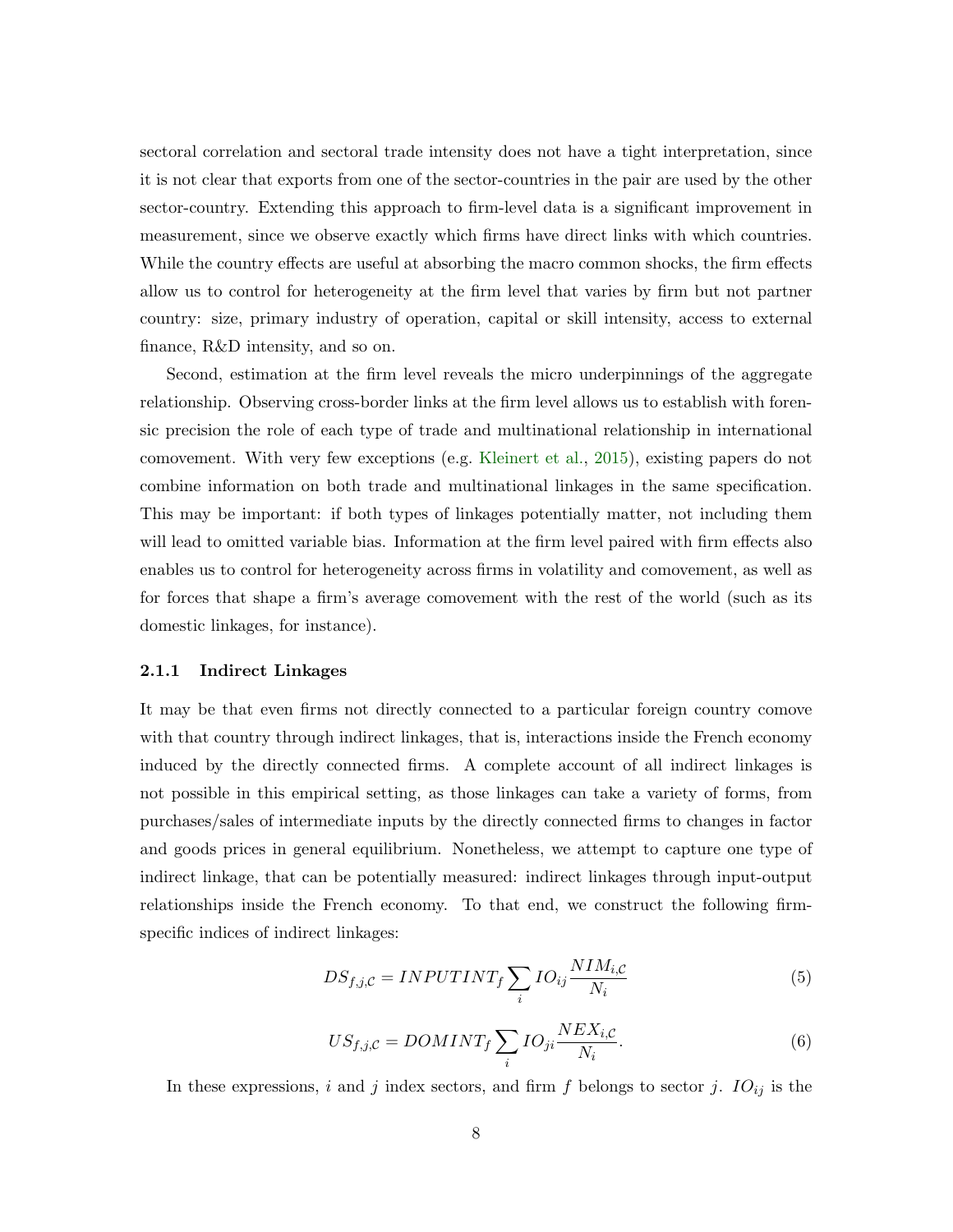sectoral correlation and sectoral trade intensity does not have a tight interpretation, since it is not clear that exports from one of the sector-countries in the pair are used by the other sector-country. Extending this approach to firm-level data is a significant improvement in measurement, since we observe exactly which firms have direct links with which countries. While the country effects are useful at absorbing the macro common shocks, the firm effects allow us to control for heterogeneity at the firm level that varies by firm but not partner country: size, primary industry of operation, capital or skill intensity, access to external finance, R&D intensity, and so on.

Second, estimation at the firm level reveals the micro underpinnings of the aggregate relationship. Observing cross-border links at the firm level allows us to establish with forensic precision the role of each type of trade and multinational relationship in international comovement. With very few exceptions (e.g. Kleinert et al., 2015), existing papers do not combine information on both trade and multinational linkages in the same specification. This may be important: if both types of linkages potentially matter, not including them will lead to omitted variable bias. Information at the firm level paired with firm effects also enables us to control for heterogeneity across firms in volatility and comovement, as well as for forces that shape a firm's average comovement with the rest of the world (such as its domestic linkages, for instance).

### 2.1.1 Indirect Linkages

It may be that even firms not directly connected to a particular foreign country comove with that country through indirect linkages, that is, interactions inside the French economy induced by the directly connected firms. A complete account of all indirect linkages is not possible in this empirical setting, as those linkages can take a variety of forms, from purchases/sales of intermediate inputs by the directly connected firms to changes in factor and goods prices in general equilibrium. Nonetheless, we attempt to capture one type of indirect linkage, that can be potentially measured: indirect linkages through input-output relationships inside the French economy. To that end, we construct the following firm-specific indices of indirect linkages:

$$DS_{f,j,\mathcal{C}} = INPUTINT_f \sum_i IO_{ij} \frac{NIM_{i,\mathcal{C}}}{N_i} \tag{5}$$

$$US_{f,j,\mathcal{C}} = DOMINT_f \sum_i IO_{ji} \frac{NEX_{i,\mathcal{C}}}{N_i}. \tag{6}$$

In these expressions, $i$ and $j$ index sectors, and firm $f$ belongs to sector $j$. $IO_{ij}$ is the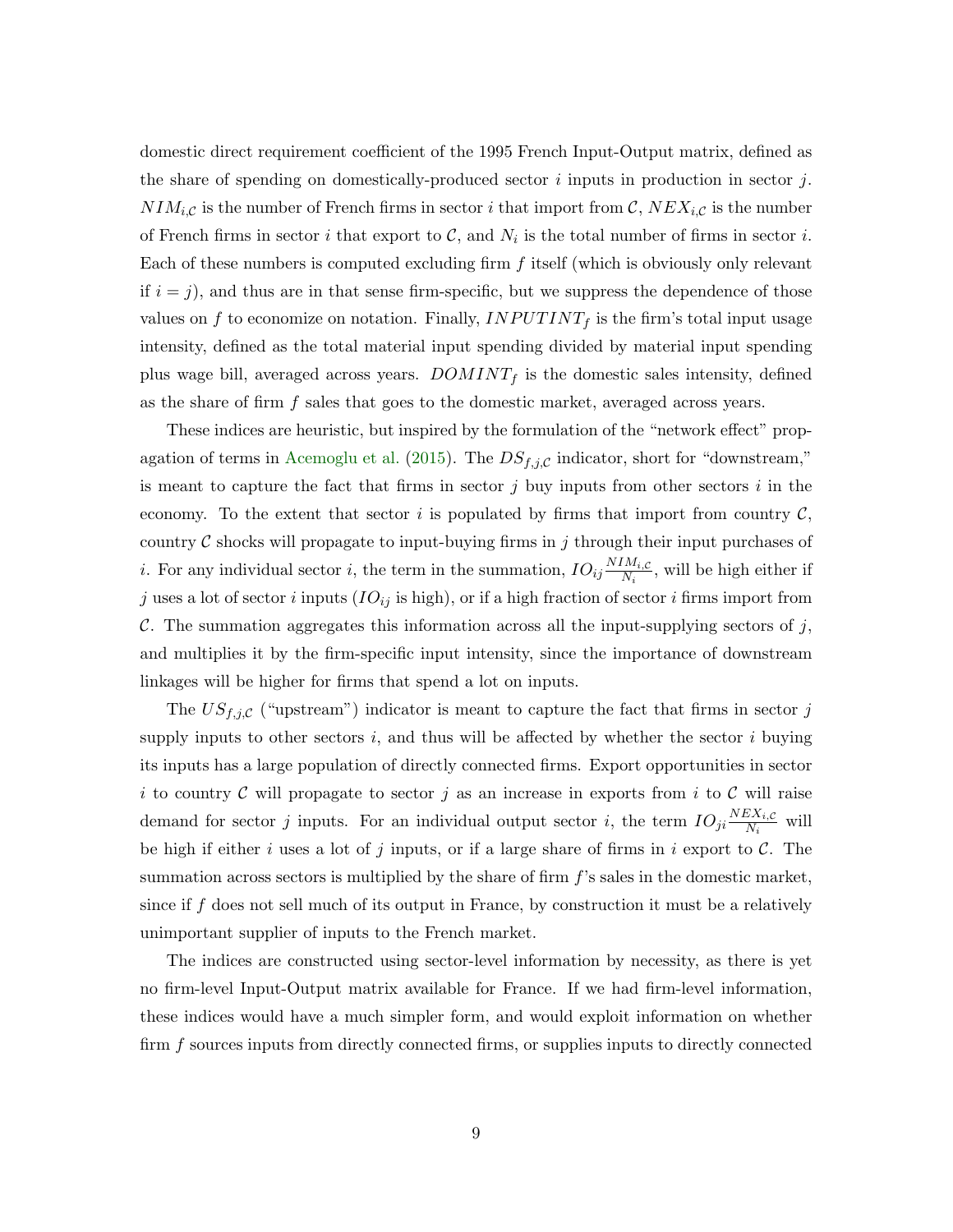domestic direct requirement coefficient of the 1995 French Input-Output matrix, defined as the share of spending on domestically-produced sector $i$ inputs in production in sector $j$. $NIM_{i,\mathcal{C}}$ is the number of French firms in sector $i$ that import from $\mathcal{C}$, $NEX_{i,\mathcal{C}}$ is the number of French firms in sector $i$ that export to $\mathcal{C}$, and $N_i$ is the total number of firms in sector $i$. Each of these numbers is computed excluding firm $f$ itself (which is obviously only relevant if $i = j$), and thus are in that sense firm-specific, but we suppress the dependence of those values on $f$ to economize on notation. Finally, $INPUTINT_f$ is the firm's total input usage intensity, defined as the total material input spending divided by material input spending plus wage bill, averaged across years. $DOMINT_f$ is the domestic sales intensity, defined as the share of firm $f$ sales that goes to the domestic market, averaged across years.

These indices are heuristic, but inspired by the formulation of the "network effect" propagation of terms in Acemoglu et al. (2015). The $DS_{f,j,\mathcal{C}}$ indicator, short for "downstream," is meant to capture the fact that firms in sector $j$ buy inputs from other sectors $i$ in the economy. To the extent that sector $i$ is populated by firms that import from country $\mathcal{C}$, country $\mathcal{C}$ shocks will propagate to input-buying firms in $j$ through their input purchases of $i$. For any individual sector $i$, the term in the summation, $IO_{ij}\frac{NIM_{i,\mathcal{C}}}{N_i}$, will be high either if $j$ uses a lot of sector $i$ inputs ($IO_{ij}$ is high), or if a high fraction of sector $i$ firms import from $\mathcal{C}$. The summation aggregates this information across all the input-supplying sectors of $j$, and multiplies it by the firm-specific input intensity, since the importance of downstream linkages will be higher for firms that spend a lot on inputs.

The $US_{f,j,\mathcal{C}}$ ("upstream") indicator is meant to capture the fact that firms in sector $j$ supply inputs to other sectors $i$, and thus will be affected by whether the sector $i$ buying its inputs has a large population of directly connected firms. Export opportunities in sector $i$ to country $\mathcal{C}$ will propagate to sector $j$ as an increase in exports from $i$ to $\mathcal{C}$ will raise demand for sector $j$ inputs. For an individual output sector $i$, the term $IO_{ji}\frac{NEX_{i,\mathcal{C}}}{N_i}$ will be high if either $i$ uses a lot of $j$ inputs, or if a large share of firms in $i$ export to $\mathcal{C}$. The summation across sectors is multiplied by the share of firm $f$'s sales in the domestic market, since if $f$ does not sell much of its output in France, by construction it must be a relatively unimportant supplier of inputs to the French market.

The indices are constructed using sector-level information by necessity, as there is yet no firm-level Input-Output matrix available for France. If we had firm-level information, these indices would have a much simpler form, and would exploit information on whether firm $f$ sources inputs from directly connected firms, or supplies inputs to directly connected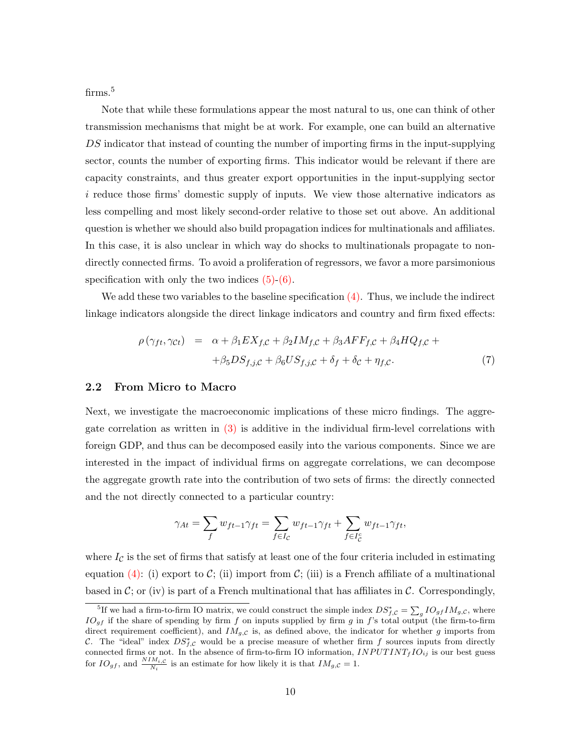firms.[5]

Note that while these formulations appear the most natural to us, one can think of other transmission mechanisms that might be at work. For example, one can build an alternative $DS$ indicator that instead of counting the number of importing firms in the input-supplying sector, counts the number of exporting firms. This indicator would be relevant if there are capacity constraints, and thus greater export opportunities in the input-supplying sector $i$ reduce those firms' domestic supply of inputs. We view those alternative indicators as less compelling and most likely second-order relative to those set out above. An additional question is whether we should also build propagation indices for multinationals and affiliates. In this case, it is also unclear in which way do shocks to multinationals propagate to non-directly connected firms. To avoid a proliferation of regressors, we favor a more parsimonious specification with only the two indices (5)-(6).

We add these two variables to the baseline specification (4). Thus, we include the indirect linkage indicators alongside the direct linkage indicators and country and firm fixed effects:

$$\rho\left(\gamma_{ft}, \gamma_{\mathcal{C}t}\right) = \alpha + \beta_1 EX_{f,\mathcal{C}} + \beta_2 IM_{f,\mathcal{C}} + \beta_3 AFF_{f,\mathcal{C}} + \beta_4 HQ_{f,\mathcal{C}} + \\ + \beta_5 DS_{f,j,\mathcal{C}} + \beta_6 US_{f,j,\mathcal{C}} + \delta_f + \delta_{\mathcal{C}} + \eta_{f,\mathcal{C}}. \quad (7)$$

## 2.2 From Micro to Macro

Next, we investigate the macroeconomic implications of these micro findings. The aggregate correlation as written in (3) is additive in the individual firm-level correlations with foreign GDP, and thus can be decomposed easily into the various components. Since we are interested in the impact of individual firms on aggregate correlations, we can decompose the aggregate growth rate into the contribution of two sets of firms: the directly connected and the not directly connected to a particular country:

$$\gamma_{At} = \sum_f w_{ft-1}\gamma_{ft} = \sum_{f \in I_{\mathcal{C}}} w_{ft-1}\gamma_{ft} + \sum_{f \in I_{\mathcal{C}}^c} w_{ft-1}\gamma_{ft},$$

where $I_{\mathcal{C}}$ is the set of firms that satisfy at least one of the four criteria included in estimating equation (4): (i) export to $\mathcal{C}$; (ii) import from $\mathcal{C}$; (iii) is a French affiliate of a multinational based in $\mathcal{C}$; or (iv) is part of a French multinational that has affiliates in $\mathcal{C}$. Correspondingly,

[5] If we had a firm-to-firm IO matrix, we could construct the simple index $DS^*_{f,\mathcal{C}} = \sum_g IO_{gf} IM_{g,\mathcal{C}}$, where $IO_{gf}$ if the share of spending by firm $f$ on inputs supplied by firm $g$ in $f$'s total output (the firm-to-firm direct requirement coefficient), and $IM_{g,\mathcal{C}}$ is, as defined above, the indicator for whether $g$ imports from $\mathcal{C}$. The "ideal" index $DS^*_{f,\mathcal{C}}$ would be a precise measure of whether firm $f$ sources inputs from directly connected firms or not. In the absence of firm-to-firm IO information, $INPUTINT_f IO_{ij}$ is our best guess for $IO_{gf}$, and $\frac{NIM_{i,\mathcal{C}}}{N_i}$ is an estimate for how likely it is that $IM_{g,\mathcal{C}} = 1$.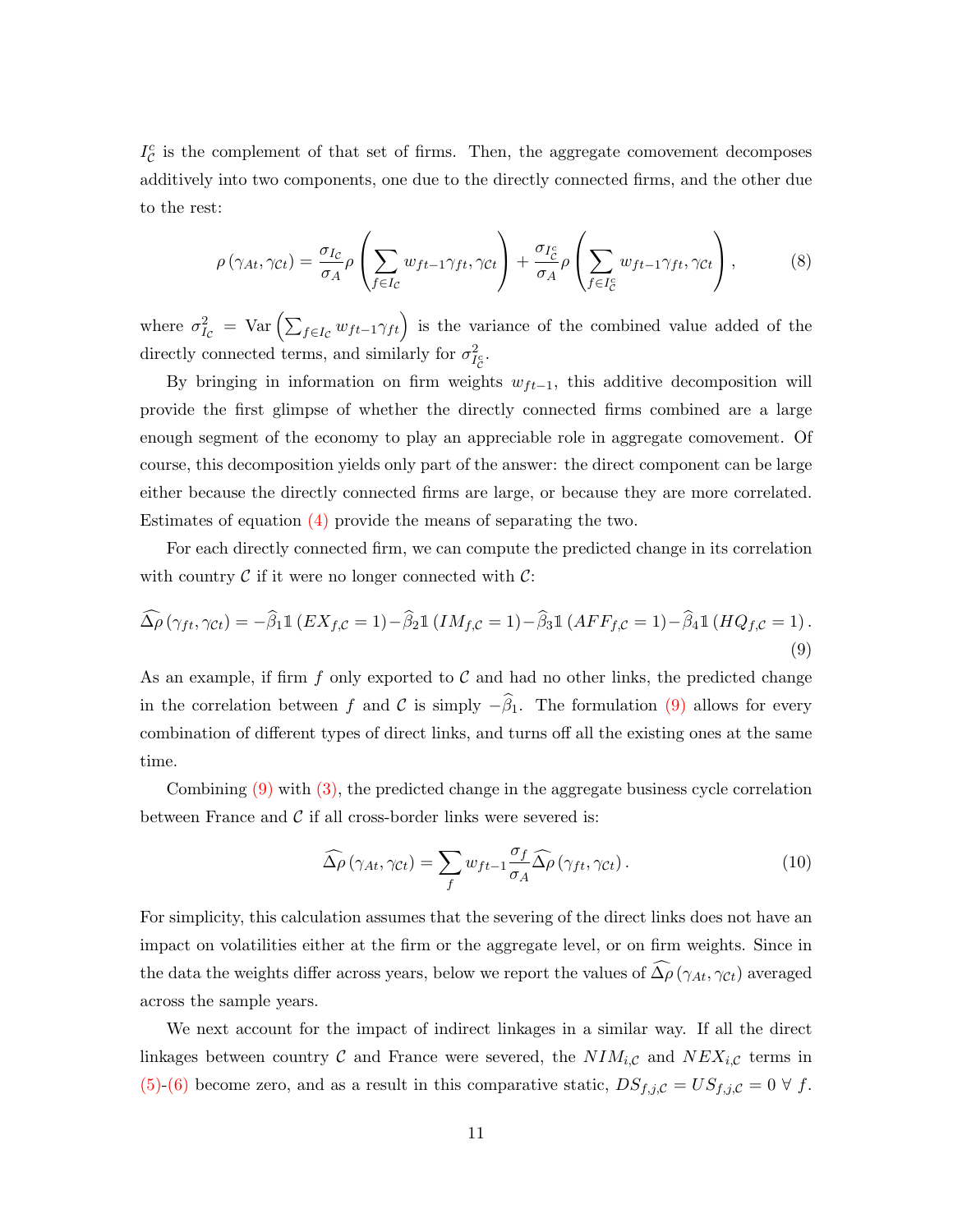$I_{\mathcal{C}}^c$ is the complement of that set of firms. Then, the aggregate comovement decomposes additively into two components, one due to the directly connected firms, and the other due to the rest:

$$\rho\left(\gamma_{At}, \gamma_{\mathcal{C}t}\right) = \frac{\sigma_{I_{\mathcal{C}}}}{\sigma_A}\rho\left(\sum_{f\in I_{\mathcal{C}}} w_{ft-1}\gamma_{ft}, \gamma_{\mathcal{C}t}\right) + \frac{\sigma_{I_{\mathcal{C}}^c}}{\sigma_A}\rho\left(\sum_{f\in I_{\mathcal{C}}^c} w_{ft-1}\gamma_{ft}, \gamma_{\mathcal{C}t}\right), \tag{8}$$

where $\sigma_{I_{\mathcal{C}}}^2 = \text{Var}\left(\sum_{f\in I_{\mathcal{C}}} w_{ft-1}\gamma_{ft}\right)$ is the variance of the combined value added of the directly connected terms, and similarly for $\sigma_{I_{\mathcal{C}}^c}^2$.

By bringing in information on firm weights $w_{ft-1}$, this additive decomposition will provide the first glimpse of whether the directly connected firms combined are a large enough segment of the economy to play an appreciable role in aggregate comovement. Of course, this decomposition yields only part of the answer: the direct component can be large either because the directly connected firms are large, or because they are more correlated. Estimates of equation (4) provide the means of separating the two.

For each directly connected firm, we can compute the predicted change in its correlation with country $\mathcal{C}$ if it were no longer connected with $\mathcal{C}$:

$$\widehat{\Delta\rho}\left(\gamma_{ft}, \gamma_{\mathcal{C}t}\right) = -\widehat{\beta}_1\mathbb{1}\left(EX_{f,\mathcal{C}} = 1\right) - \widehat{\beta}_2\mathbb{1}\left(IM_{f,\mathcal{C}} = 1\right) - \widehat{\beta}_3\mathbb{1}\left(AFF_{f,\mathcal{C}} = 1\right) - \widehat{\beta}_4\mathbb{1}\left(HQ_{f,\mathcal{C}} = 1\right). \tag{9}$$

As an example, if firm $f$ only exported to $\mathcal{C}$ and had no other links, the predicted change in the correlation between $f$ and $\mathcal{C}$ is simply $-\widehat{\beta}_1$. The formulation (9) allows for every combination of different types of direct links, and turns off all the existing ones at the same time.

Combining (9) with (3), the predicted change in the aggregate business cycle correlation between France and $\mathcal{C}$ if all cross-border links were severed is:

$$\widehat{\Delta\rho}\left(\gamma_{At}, \gamma_{\mathcal{C}t}\right) = \sum_f w_{ft-1}\frac{\sigma_f}{\sigma_A}\widehat{\Delta\rho}\left(\gamma_{ft}, \gamma_{\mathcal{C}t}\right). \tag{10}$$

For simplicity, this calculation assumes that the severing of the direct links does not have an impact on volatilities either at the firm or the aggregate level, or on firm weights. Since in the data the weights differ across years, below we report the values of $\widehat{\Delta\rho}\left(\gamma_{At}, \gamma_{\mathcal{C}t}\right)$ averaged across the sample years.

We next account for the impact of indirect linkages in a similar way. If all the direct linkages between country $\mathcal{C}$ and France were severed, the $NIM_{i,\mathcal{C}}$ and $NEX_{i,\mathcal{C}}$ terms in (5)-(6) become zero, and as a result in this comparative static, $DS_{f,j,\mathcal{C}} = US_{f,j,\mathcal{C}} = 0 \;\forall\; f$.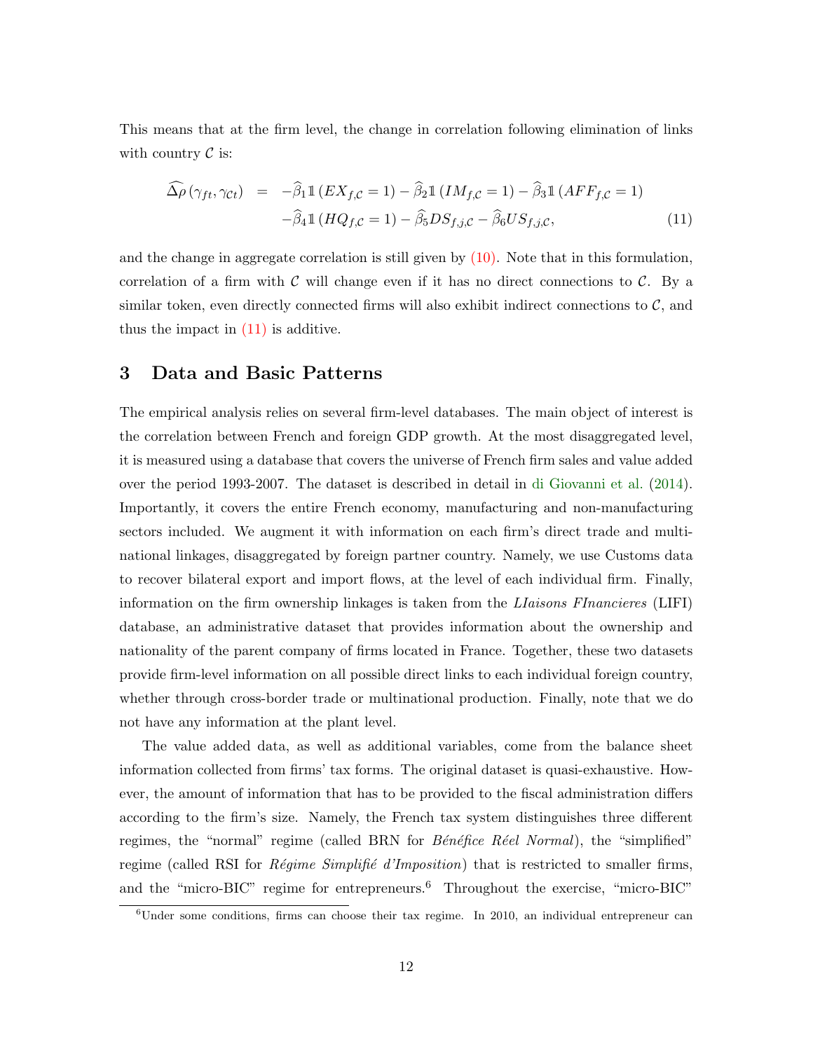This means that at the firm level, the change in correlation following elimination of links with country $\mathcal{C}$ is:

$$
\begin{aligned}
\widehat{\Delta\rho}\left(\gamma_{ft}, \gamma_{\mathcal{C}t}\right) \quad = \quad & -\widehat{\beta}_1 \mathbb{1}\left(EX_{f,\mathcal{C}} = 1\right) - \widehat{\beta}_2 \mathbb{1}\left(IM_{f,\mathcal{C}} = 1\right) - \widehat{\beta}_3 \mathbb{1}\left(AFF_{f,\mathcal{C}} = 1\right) \\
& -\widehat{\beta}_4 \mathbb{1}\left(HQ_{f,\mathcal{C}} = 1\right) - \widehat{\beta}_5 DS_{f,j,\mathcal{C}} - \widehat{\beta}_6 US_{f,j,\mathcal{C}},
\end{aligned}
\tag{11}
$$

and the change in aggregate correlation is still given by (10). Note that in this formulation, correlation of a firm with $\mathcal{C}$ will change even if it has no direct connections to $\mathcal{C}$. By a similar token, even directly connected firms will also exhibit indirect connections to $\mathcal{C}$, and thus the impact in (11) is additive.

# 3 Data and Basic Patterns

The empirical analysis relies on several firm-level databases. The main object of interest is the correlation between French and foreign GDP growth. At the most disaggregated level, it is measured using a database that covers the universe of French firm sales and value added over the period 1993-2007. The dataset is described in detail in di Giovanni et al. (2014). Importantly, it covers the entire French economy, manufacturing and non-manufacturing sectors included. We augment it with information on each firm's direct trade and multinational linkages, disaggregated by foreign partner country. Namely, we use Customs data to recover bilateral export and import flows, at the level of each individual firm. Finally, information on the firm ownership linkages is taken from the *LIaisons FInancieres* (LIFI) database, an administrative dataset that provides information about the ownership and nationality of the parent company of firms located in France. Together, these two datasets provide firm-level information on all possible direct links to each individual foreign country, whether through cross-border trade or multinational production. Finally, note that we do not have any information at the plant level.

The value added data, as well as additional variables, come from the balance sheet information collected from firms' tax forms. The original dataset is quasi-exhaustive. However, the amount of information that has to be provided to the fiscal administration differs according to the firm's size. Namely, the French tax system distinguishes three different regimes, the "normal" regime (called BRN for *Bénéfice Réel Normal*), the "simplified" regime (called RSI for *Régime Simplifié d'Imposition*) that is restricted to smaller firms, and the "micro-BIC" regime for entrepreneurs.[6] Throughout the exercise, "micro-BIC"

[6] Under some conditions, firms can choose their tax regime. In 2010, an individual entrepreneur can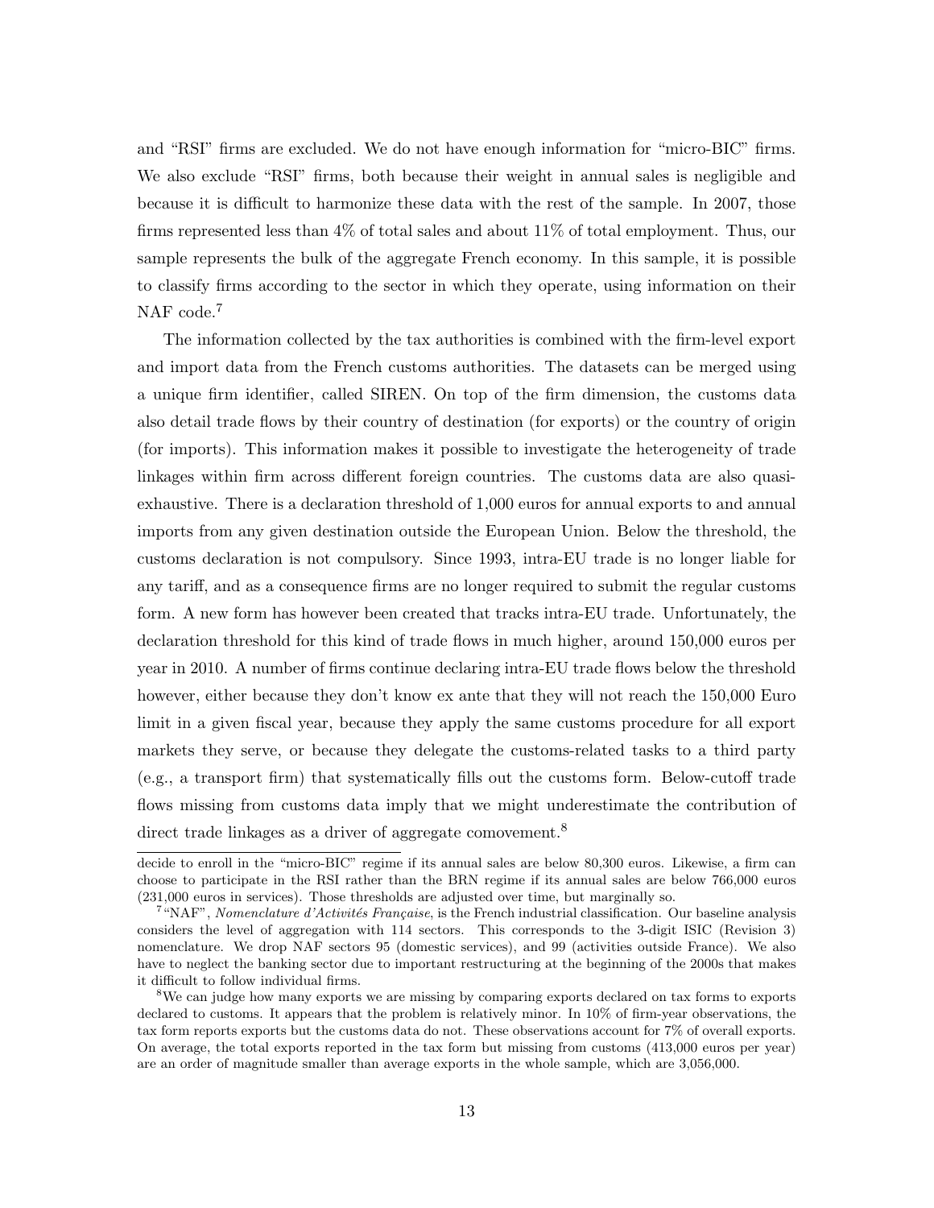and "RSI" firms are excluded. We do not have enough information for "micro-BIC" firms. We also exclude "RSI" firms, both because their weight in annual sales is negligible and because it is difficult to harmonize these data with the rest of the sample. In 2007, those firms represented less than 4% of total sales and about 11% of total employment. Thus, our sample represents the bulk of the aggregate French economy. In this sample, it is possible to classify firms according to the sector in which they operate, using information on their NAF code.[7]

The information collected by the tax authorities is combined with the firm-level export and import data from the French customs authorities. The datasets can be merged using a unique firm identifier, called SIREN. On top of the firm dimension, the customs data also detail trade flows by their country of destination (for exports) or the country of origin (for imports). This information makes it possible to investigate the heterogeneity of trade linkages within firm across different foreign countries. The customs data are also quasi-exhaustive. There is a declaration threshold of 1,000 euros for annual exports to and annual imports from any given destination outside the European Union. Below the threshold, the customs declaration is not compulsory. Since 1993, intra-EU trade is no longer liable for any tariff, and as a consequence firms are no longer required to submit the regular customs form. A new form has however been created that tracks intra-EU trade. Unfortunately, the declaration threshold for this kind of trade flows in much higher, around 150,000 euros per year in 2010. A number of firms continue declaring intra-EU trade flows below the threshold however, either because they don't know ex ante that they will not reach the 150,000 Euro limit in a given fiscal year, because they apply the same customs procedure for all export markets they serve, or because they delegate the customs-related tasks to a third party (e.g., a transport firm) that systematically fills out the customs form. Below-cutoff trade flows missing from customs data imply that we might underestimate the contribution of direct trade linkages as a driver of aggregate comovement.[8]

decide to enroll in the "micro-BIC" regime if its annual sales are below 80,300 euros. Likewise, a firm can choose to participate in the RSI rather than the BRN regime if its annual sales are below 766,000 euros (231,000 euros in services). Those thresholds are adjusted over time, but marginally so.

[7] "NAF", *Nomenclature d'Activités Française*, is the French industrial classification. Our baseline analysis considers the level of aggregation with 114 sectors. This corresponds to the 3-digit ISIC (Revision 3) nomenclature. We drop NAF sectors 95 (domestic services), and 99 (activities outside France). We also have to neglect the banking sector due to important restructuring at the beginning of the 2000s that makes it difficult to follow individual firms.

[8] We can judge how many exports we are missing by comparing exports declared on tax forms to exports declared to customs. It appears that the problem is relatively minor. In 10% of firm-year observations, the tax form reports exports but the customs data do not. These observations account for 7% of overall exports. On average, the total exports reported in the tax form but missing from customs (413,000 euros per year) are an order of magnitude smaller than average exports in the whole sample, which are 3,056,000.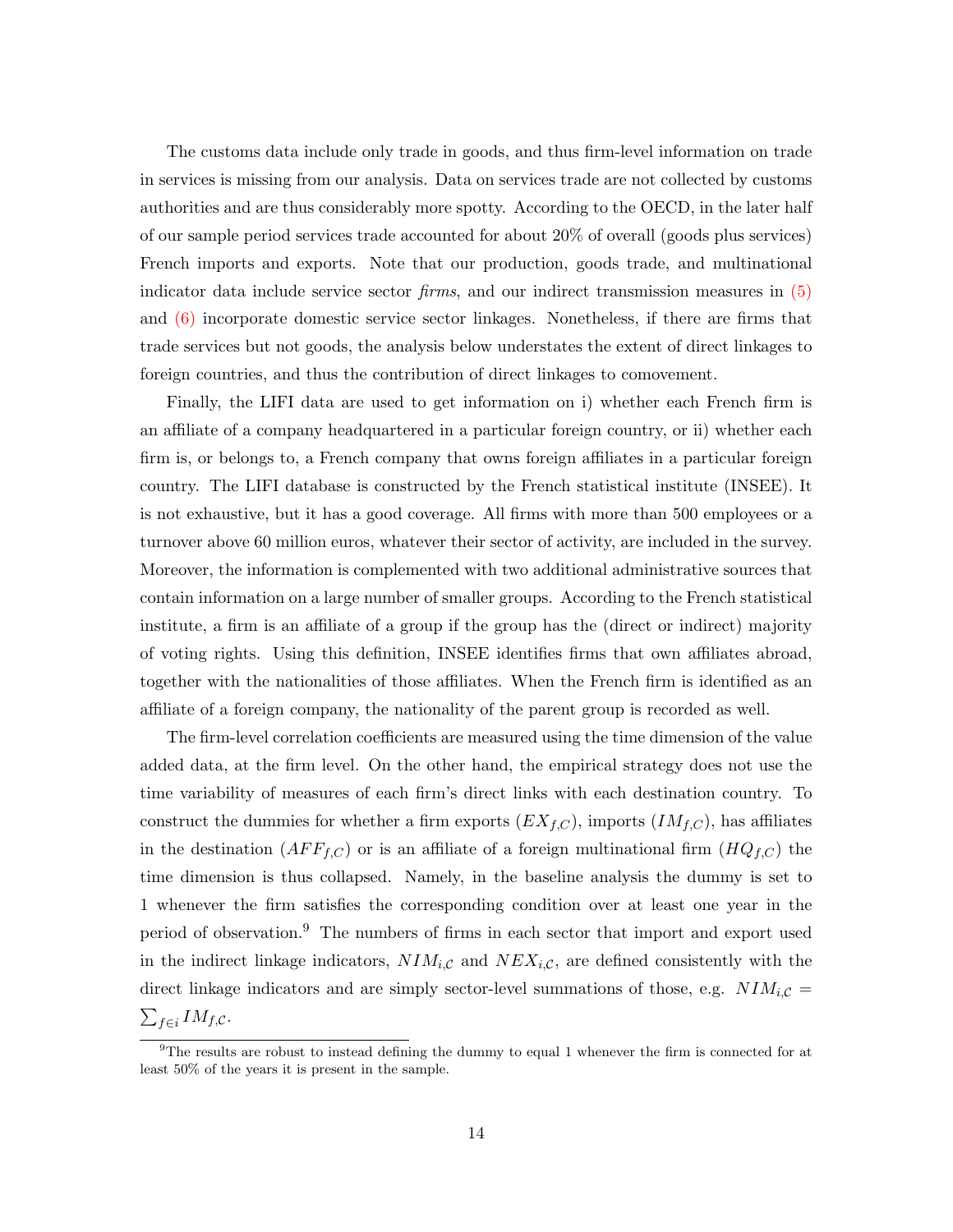The customs data include only trade in goods, and thus firm-level information on trade in services is missing from our analysis. Data on services trade are not collected by customs authorities and are thus considerably more spotty. According to the OECD, in the later half of our sample period services trade accounted for about 20% of overall (goods plus services) French imports and exports. Note that our production, goods trade, and multinational indicator data include service sector *firms*, and our indirect transmission measures in (5) and (6) incorporate domestic service sector linkages. Nonetheless, if there are firms that trade services but not goods, the analysis below understates the extent of direct linkages to foreign countries, and thus the contribution of direct linkages to comovement.

Finally, the LIFI data are used to get information on i) whether each French firm is an affiliate of a company headquartered in a particular foreign country, or ii) whether each firm is, or belongs to, a French company that owns foreign affiliates in a particular foreign country. The LIFI database is constructed by the French statistical institute (INSEE). It is not exhaustive, but it has a good coverage. All firms with more than 500 employees or a turnover above 60 million euros, whatever their sector of activity, are included in the survey. Moreover, the information is complemented with two additional administrative sources that contain information on a large number of smaller groups. According to the French statistical institute, a firm is an affiliate of a group if the group has the (direct or indirect) majority of voting rights. Using this definition, INSEE identifies firms that own affiliates abroad, together with the nationalities of those affiliates. When the French firm is identified as an affiliate of a foreign company, the nationality of the parent group is recorded as well.

The firm-level correlation coefficients are measured using the time dimension of the value added data, at the firm level. On the other hand, the empirical strategy does not use the time variability of measures of each firm's direct links with each destination country. To construct the dummies for whether a firm exports ($EX_{f,C}$), imports ($IM_{f,C}$), has affiliates in the destination ($AFF_{f,C}$) or is an affiliate of a foreign multinational firm ($HQ_{f,C}$) the time dimension is thus collapsed. Namely, in the baseline analysis the dummy is set to 1 whenever the firm satisfies the corresponding condition over at least one year in the period of observation.[9] The numbers of firms in each sector that import and export used in the indirect linkage indicators, $NIM_{i,\mathcal{C}}$ and $NEX_{i,\mathcal{C}}$, are defined consistently with the direct linkage indicators and are simply sector-level summations of those, e.g. $NIM_{i,\mathcal{C}} = \sum_{f \in i} IM_{f,\mathcal{C}}$.

[9] The results are robust to instead defining the dummy to equal 1 whenever the firm is connected for at least 50% of the years it is present in the sample.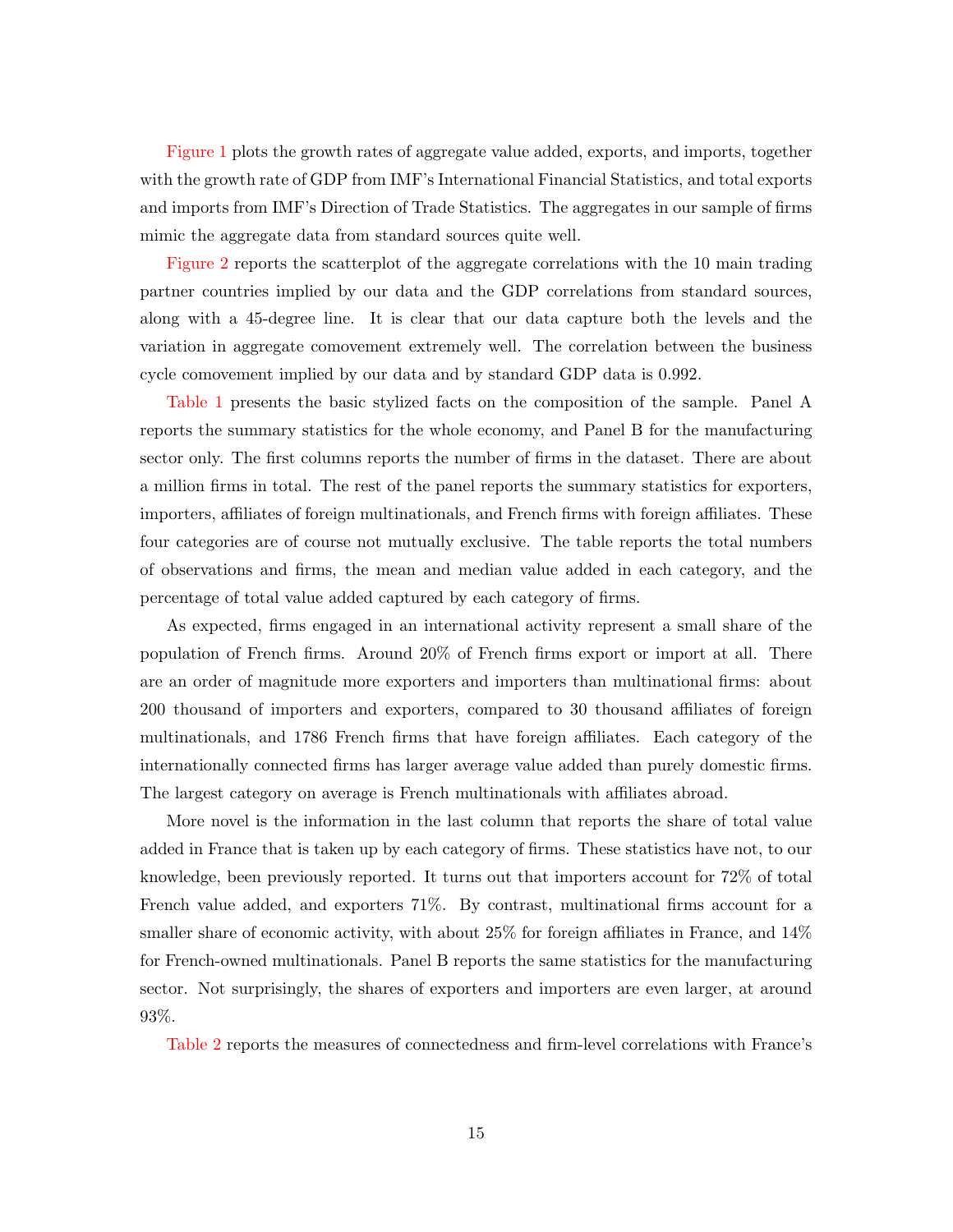Figure 1 plots the growth rates of aggregate value added, exports, and imports, together with the growth rate of GDP from IMF's International Financial Statistics, and total exports and imports from IMF's Direction of Trade Statistics. The aggregates in our sample of firms mimic the aggregate data from standard sources quite well.

Figure 2 reports the scatterplot of the aggregate correlations with the 10 main trading partner countries implied by our data and the GDP correlations from standard sources, along with a 45-degree line. It is clear that our data capture both the levels and the variation in aggregate comovement extremely well. The correlation between the business cycle comovement implied by our data and by standard GDP data is 0.992.

Table 1 presents the basic stylized facts on the composition of the sample. Panel A reports the summary statistics for the whole economy, and Panel B for the manufacturing sector only. The first columns reports the number of firms in the dataset. There are about a million firms in total. The rest of the panel reports the summary statistics for exporters, importers, affiliates of foreign multinationals, and French firms with foreign affiliates. These four categories are of course not mutually exclusive. The table reports the total numbers of observations and firms, the mean and median value added in each category, and the percentage of total value added captured by each category of firms.

As expected, firms engaged in an international activity represent a small share of the population of French firms. Around 20% of French firms export or import at all. There are an order of magnitude more exporters and importers than multinational firms: about 200 thousand of importers and exporters, compared to 30 thousand affiliates of foreign multinationals, and 1786 French firms that have foreign affiliates. Each category of the internationally connected firms has larger average value added than purely domestic firms. The largest category on average is French multinationals with affiliates abroad.

More novel is the information in the last column that reports the share of total value added in France that is taken up by each category of firms. These statistics have not, to our knowledge, been previously reported. It turns out that importers account for 72% of total French value added, and exporters 71%. By contrast, multinational firms account for a smaller share of economic activity, with about 25% for foreign affiliates in France, and 14% for French-owned multinationals. Panel B reports the same statistics for the manufacturing sector. Not surprisingly, the shares of exporters and importers are even larger, at around 93%.

Table 2 reports the measures of connectedness and firm-level correlations with France's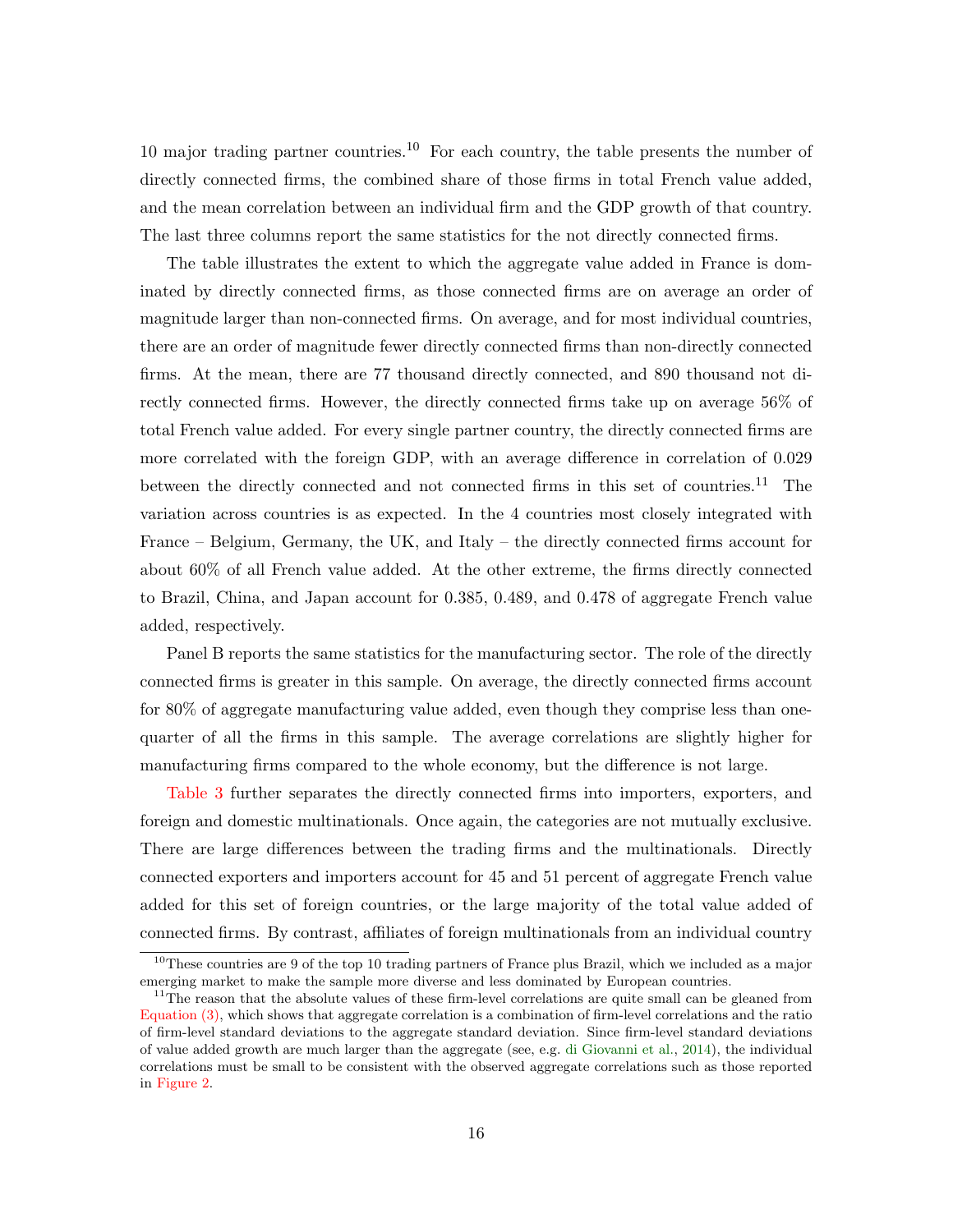10 major trading partner countries.[10] For each country, the table presents the number of directly connected firms, the combined share of those firms in total French value added, and the mean correlation between an individual firm and the GDP growth of that country. The last three columns report the same statistics for the not directly connected firms.

The table illustrates the extent to which the aggregate value added in France is dominated by directly connected firms, as those connected firms are on average an order of magnitude larger than non-connected firms. On average, and for most individual countries, there are an order of magnitude fewer directly connected firms than non-directly connected firms. At the mean, there are 77 thousand directly connected, and 890 thousand not directly connected firms. However, the directly connected firms take up on average 56% of total French value added. For every single partner country, the directly connected firms are more correlated with the foreign GDP, with an average difference in correlation of 0.029 between the directly connected and not connected firms in this set of countries.[11] The variation across countries is as expected. In the 4 countries most closely integrated with France – Belgium, Germany, the UK, and Italy – the directly connected firms account for about 60% of all French value added. At the other extreme, the firms directly connected to Brazil, China, and Japan account for 0.385, 0.489, and 0.478 of aggregate French value added, respectively.

Panel B reports the same statistics for the manufacturing sector. The role of the directly connected firms is greater in this sample. On average, the directly connected firms account for 80% of aggregate manufacturing value added, even though they comprise less than one-quarter of all the firms in this sample. The average correlations are slightly higher for manufacturing firms compared to the whole economy, but the difference is not large.

Table 3 further separates the directly connected firms into importers, exporters, and foreign and domestic multinationals. Once again, the categories are not mutually exclusive. There are large differences between the trading firms and the multinationals. Directly connected exporters and importers account for 45 and 51 percent of aggregate French value added for this set of foreign countries, or the large majority of the total value added of connected firms. By contrast, affiliates of foreign multinationals from an individual country

[10] These countries are 9 of the top 10 trading partners of France plus Brazil, which we included as a major emerging market to make the sample more diverse and less dominated by European countries.

[11] The reason that the absolute values of these firm-level correlations are quite small can be gleaned from Equation (3), which shows that aggregate correlation is a combination of firm-level correlations and the ratio of firm-level standard deviations to the aggregate standard deviation. Since firm-level standard deviations of value added growth are much larger than the aggregate (see, e.g. di Giovanni et al., 2014), the individual correlations must be small to be consistent with the observed aggregate correlations such as those reported in Figure 2.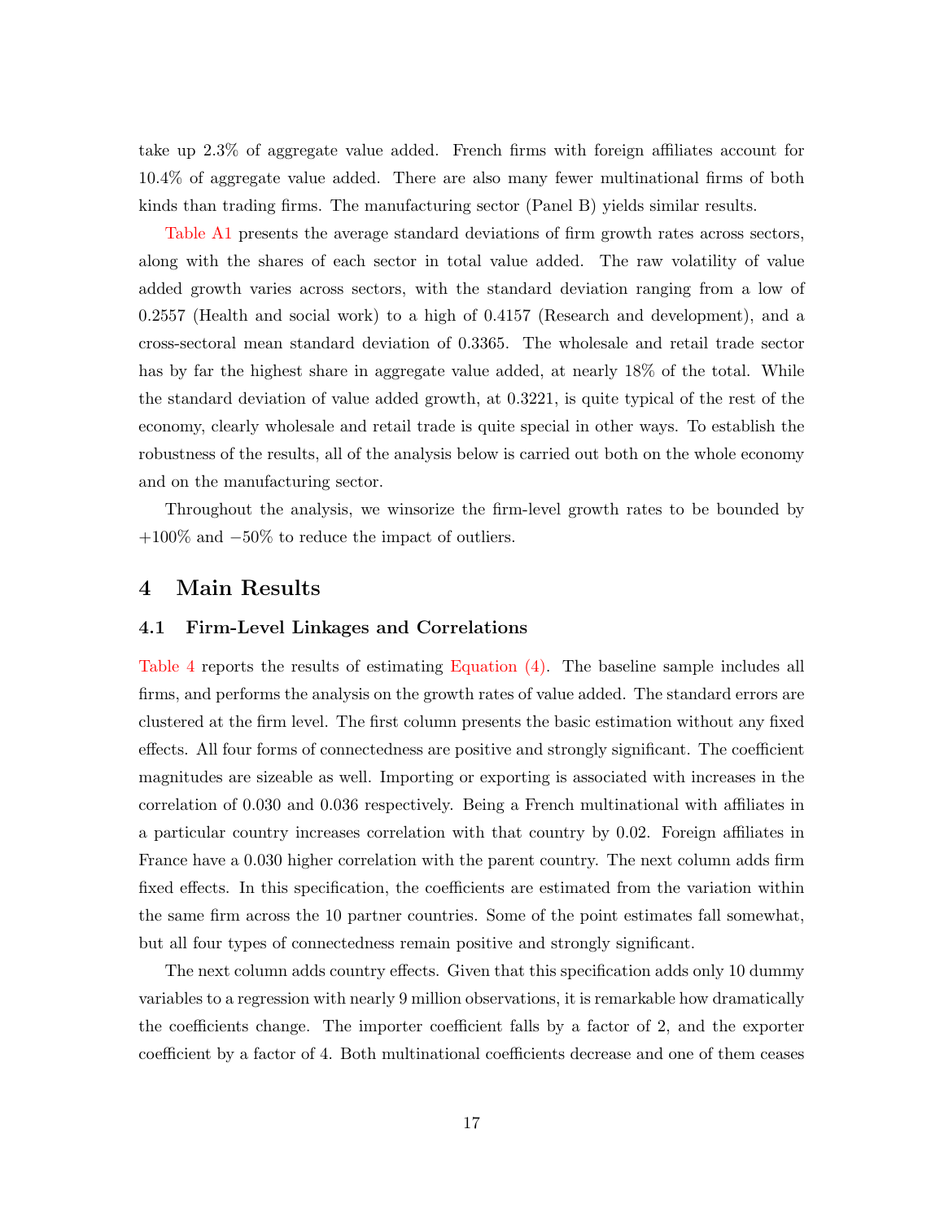take up 2.3% of aggregate value added. French firms with foreign affiliates account for 10.4% of aggregate value added. There are also many fewer multinational firms of both kinds than trading firms. The manufacturing sector (Panel B) yields similar results.

Table A1 presents the average standard deviations of firm growth rates across sectors, along with the shares of each sector in total value added. The raw volatility of value added growth varies across sectors, with the standard deviation ranging from a low of 0.2557 (Health and social work) to a high of 0.4157 (Research and development), and a cross-sectoral mean standard deviation of 0.3365. The wholesale and retail trade sector has by far the highest share in aggregate value added, at nearly 18% of the total. While the standard deviation of value added growth, at 0.3221, is quite typical of the rest of the economy, clearly wholesale and retail trade is quite special in other ways. To establish the robustness of the results, all of the analysis below is carried out both on the whole economy and on the manufacturing sector.

Throughout the analysis, we winsorize the firm-level growth rates to be bounded by $+100\%$ and $-50\%$ to reduce the impact of outliers.

# 4 Main Results

## 4.1 Firm-Level Linkages and Correlations

Table 4 reports the results of estimating Equation (4). The baseline sample includes all firms, and performs the analysis on the growth rates of value added. The standard errors are clustered at the firm level. The first column presents the basic estimation without any fixed effects. All four forms of connectedness are positive and strongly significant. The coefficient magnitudes are sizeable as well. Importing or exporting is associated with increases in the correlation of 0.030 and 0.036 respectively. Being a French multinational with affiliates in a particular country increases correlation with that country by 0.02. Foreign affiliates in France have a 0.030 higher correlation with the parent country. The next column adds firm fixed effects. In this specification, the coefficients are estimated from the variation within the same firm across the 10 partner countries. Some of the point estimates fall somewhat, but all four types of connectedness remain positive and strongly significant.

The next column adds country effects. Given that this specification adds only 10 dummy variables to a regression with nearly 9 million observations, it is remarkable how dramatically the coefficients change. The importer coefficient falls by a factor of 2, and the exporter coefficient by a factor of 4. Both multinational coefficients decrease and one of them ceases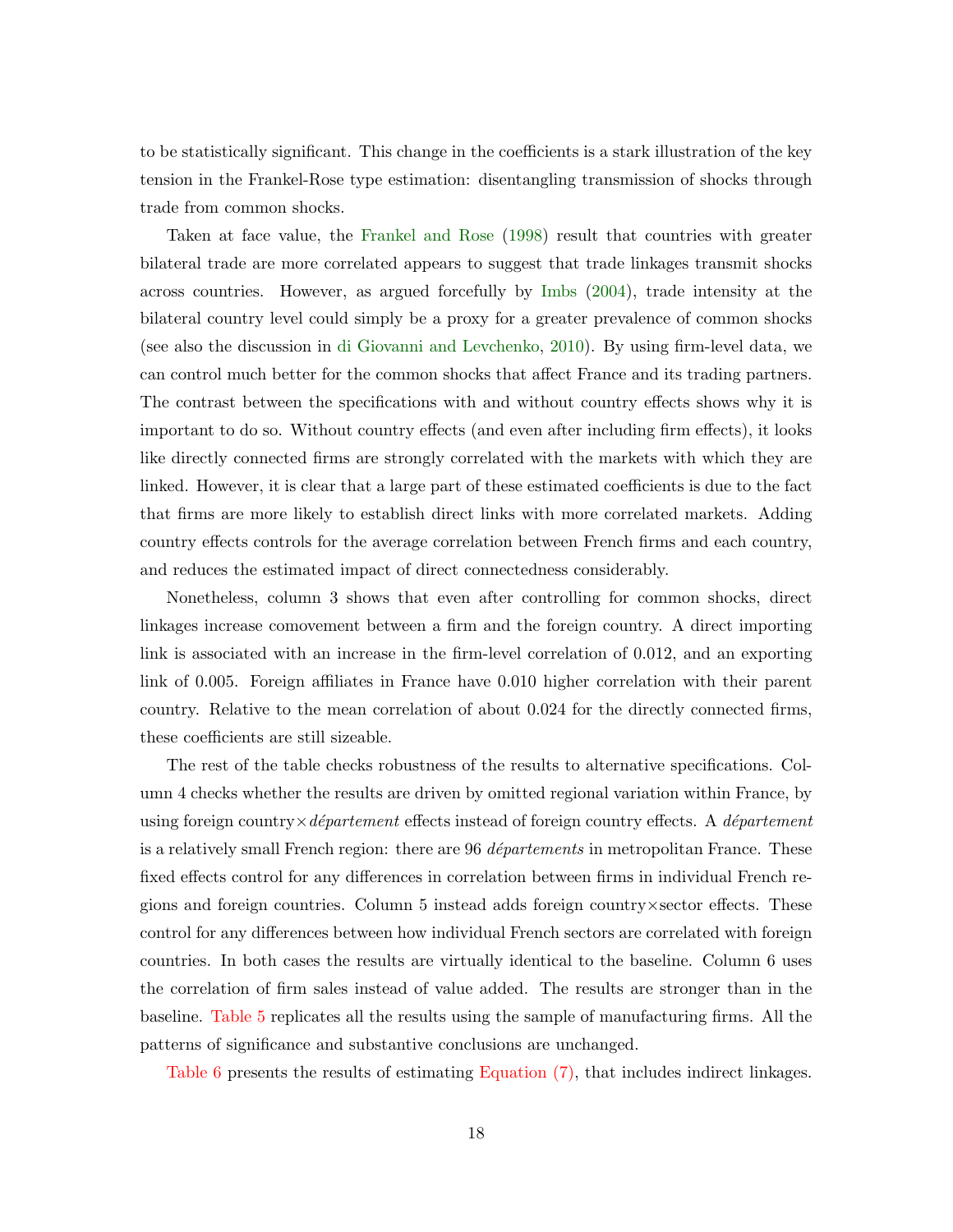to be statistically significant. This change in the coefficients is a stark illustration of the key tension in the Frankel-Rose type estimation: disentangling transmission of shocks through trade from common shocks.

Taken at face value, the Frankel and Rose (1998) result that countries with greater bilateral trade are more correlated appears to suggest that trade linkages transmit shocks across countries. However, as argued forcefully by Imbs (2004), trade intensity at the bilateral country level could simply be a proxy for a greater prevalence of common shocks (see also the discussion in di Giovanni and Levchenko, 2010). By using firm-level data, we can control much better for the common shocks that affect France and its trading partners. The contrast between the specifications with and without country effects shows why it is important to do so. Without country effects (and even after including firm effects), it looks like directly connected firms are strongly correlated with the markets with which they are linked. However, it is clear that a large part of these estimated coefficients is due to the fact that firms are more likely to establish direct links with more correlated markets. Adding country effects controls for the average correlation between French firms and each country, and reduces the estimated impact of direct connectedness considerably.

Nonetheless, column 3 shows that even after controlling for common shocks, direct linkages increase comovement between a firm and the foreign country. A direct importing link is associated with an increase in the firm-level correlation of 0.012, and an exporting link of 0.005. Foreign affiliates in France have 0.010 higher correlation with their parent country. Relative to the mean correlation of about 0.024 for the directly connected firms, these coefficients are still sizeable.

The rest of the table checks robustness of the results to alternative specifications. Column 4 checks whether the results are driven by omitted regional variation within France, by using foreign country×*département* effects instead of foreign country effects. A *département* is a relatively small French region: there are 96 *départements* in metropolitan France. These fixed effects control for any differences in correlation between firms in individual French regions and foreign countries. Column 5 instead adds foreign country×sector effects. These control for any differences between how individual French sectors are correlated with foreign countries. In both cases the results are virtually identical to the baseline. Column 6 uses the correlation of firm sales instead of value added. The results are stronger than in the baseline. Table 5 replicates all the results using the sample of manufacturing firms. All the patterns of significance and substantive conclusions are unchanged.

Table 6 presents the results of estimating Equation (7), that includes indirect linkages.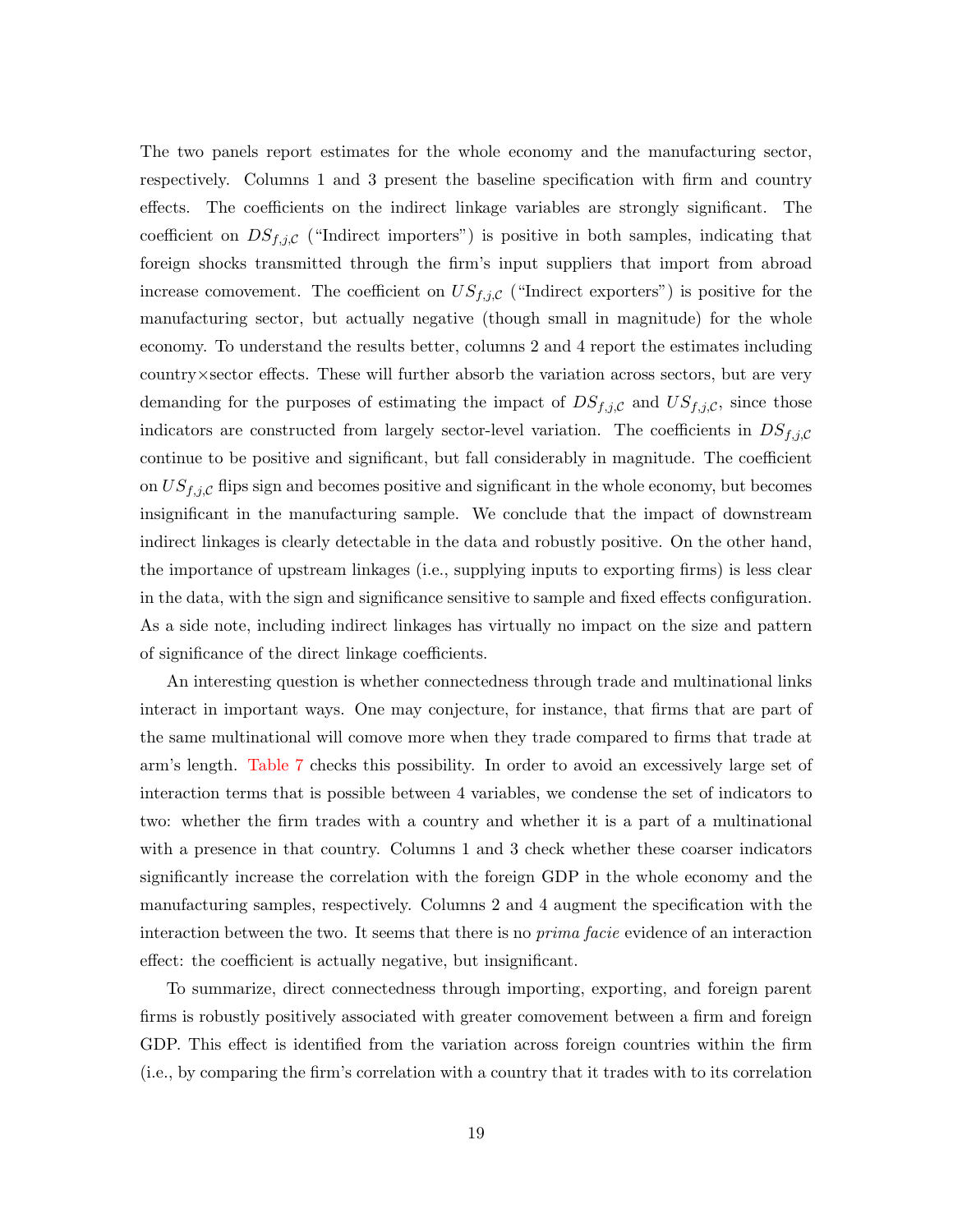The two panels report estimates for the whole economy and the manufacturing sector, respectively. Columns 1 and 3 present the baseline specification with firm and country effects. The coefficients on the indirect linkage variables are strongly significant. The coefficient on $DS_{f,j,\mathcal{C}}$ ("Indirect importers") is positive in both samples, indicating that foreign shocks transmitted through the firm's input suppliers that import from abroad increase comovement. The coefficient on $US_{f,j,\mathcal{C}}$ ("Indirect exporters") is positive for the manufacturing sector, but actually negative (though small in magnitude) for the whole economy. To understand the results better, columns 2 and 4 report the estimates including country×sector effects. These will further absorb the variation across sectors, but are very demanding for the purposes of estimating the impact of $DS_{f,j,\mathcal{C}}$ and $US_{f,j,\mathcal{C}}$, since those indicators are constructed from largely sector-level variation. The coefficients in $DS_{f,j,\mathcal{C}}$ continue to be positive and significant, but fall considerably in magnitude. The coefficient on $US_{f,j,\mathcal{C}}$ flips sign and becomes positive and significant in the whole economy, but becomes insignificant in the manufacturing sample. We conclude that the impact of downstream indirect linkages is clearly detectable in the data and robustly positive. On the other hand, the importance of upstream linkages (i.e., supplying inputs to exporting firms) is less clear in the data, with the sign and significance sensitive to sample and fixed effects configuration. As a side note, including indirect linkages has virtually no impact on the size and pattern of significance of the direct linkage coefficients.

An interesting question is whether connectedness through trade and multinational links interact in important ways. One may conjecture, for instance, that firms that are part of the same multinational will comove more when they trade compared to firms that trade at arm's length. Table 7 checks this possibility. In order to avoid an excessively large set of interaction terms that is possible between 4 variables, we condense the set of indicators to two: whether the firm trades with a country and whether it is a part of a multinational with a presence in that country. Columns 1 and 3 check whether these coarser indicators significantly increase the correlation with the foreign GDP in the whole economy and the manufacturing samples, respectively. Columns 2 and 4 augment the specification with the interaction between the two. It seems that there is no *prima facie* evidence of an interaction effect: the coefficient is actually negative, but insignificant.

To summarize, direct connectedness through importing, exporting, and foreign parent firms is robustly positively associated with greater comovement between a firm and foreign GDP. This effect is identified from the variation across foreign countries within the firm (i.e., by comparing the firm's correlation with a country that it trades with to its correlation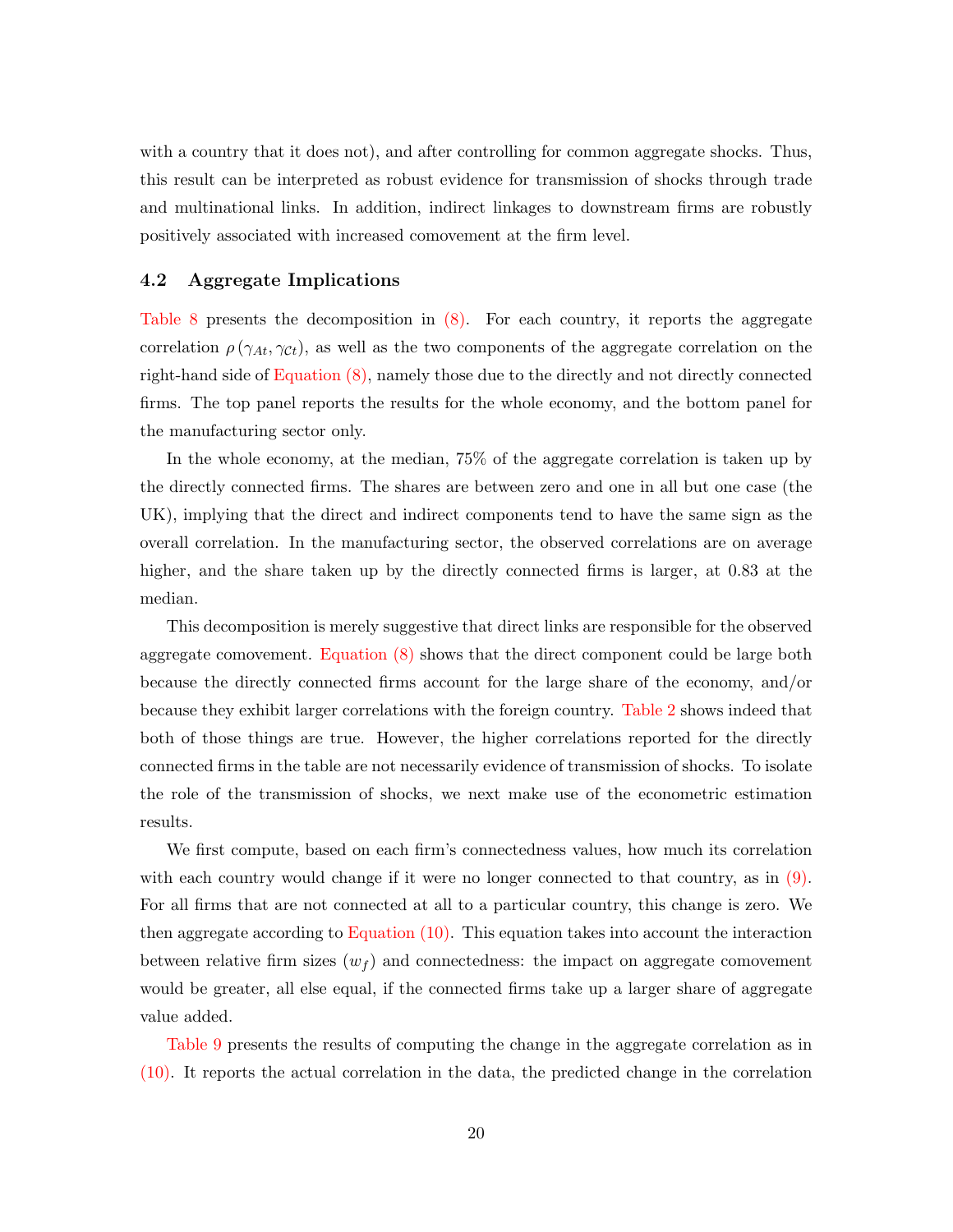with a country that it does not), and after controlling for common aggregate shocks. Thus, this result can be interpreted as robust evidence for transmission of shocks through trade and multinational links. In addition, indirect linkages to downstream firms are robustly positively associated with increased comovement at the firm level.

### 4.2 Aggregate Implications

Table 8 presents the decomposition in (8). For each country, it reports the aggregate correlation $\rho(\gamma_{At}, \gamma_{\mathcal{C}t})$, as well as the two components of the aggregate correlation on the right-hand side of Equation (8), namely those due to the directly and not directly connected firms. The top panel reports the results for the whole economy, and the bottom panel for the manufacturing sector only.

In the whole economy, at the median, 75% of the aggregate correlation is taken up by the directly connected firms. The shares are between zero and one in all but one case (the UK), implying that the direct and indirect components tend to have the same sign as the overall correlation. In the manufacturing sector, the observed correlations are on average higher, and the share taken up by the directly connected firms is larger, at 0.83 at the median.

This decomposition is merely suggestive that direct links are responsible for the observed aggregate comovement. Equation (8) shows that the direct component could be large both because the directly connected firms account for the large share of the economy, and/or because they exhibit larger correlations with the foreign country. Table 2 shows indeed that both of those things are true. However, the higher correlations reported for the directly connected firms in the table are not necessarily evidence of transmission of shocks. To isolate the role of the transmission of shocks, we next make use of the econometric estimation results.

We first compute, based on each firm's connectedness values, how much its correlation with each country would change if it were no longer connected to that country, as in (9). For all firms that are not connected at all to a particular country, this change is zero. We then aggregate according to Equation (10). This equation takes into account the interaction between relative firm sizes ($w_f$) and connectedness: the impact on aggregate comovement would be greater, all else equal, if the connected firms take up a larger share of aggregate value added.

Table 9 presents the results of computing the change in the aggregate correlation as in (10). It reports the actual correlation in the data, the predicted change in the correlation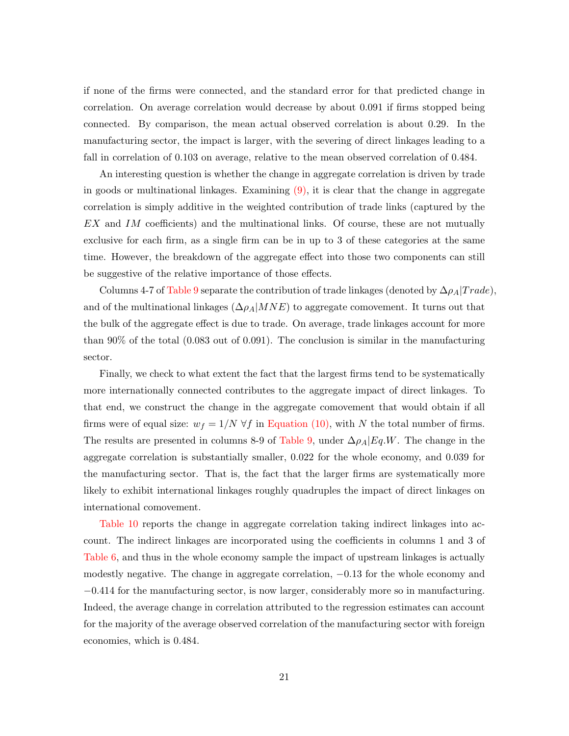if none of the firms were connected, and the standard error for that predicted change in correlation. On average correlation would decrease by about 0.091 if firms stopped being connected. By comparison, the mean actual observed correlation is about 0.29. In the manufacturing sector, the impact is larger, with the severing of direct linkages leading to a fall in correlation of 0.103 on average, relative to the mean observed correlation of 0.484.

An interesting question is whether the change in aggregate correlation is driven by trade in goods or multinational linkages. Examining (9), it is clear that the change in aggregate correlation is simply additive in the weighted contribution of trade links (captured by the $EX$ and $IM$ coefficients) and the multinational links. Of course, these are not mutually exclusive for each firm, as a single firm can be in up to 3 of these categories at the same time. However, the breakdown of the aggregate effect into those two components can still be suggestive of the relative importance of those effects.

Columns 4-7 of Table 9 separate the contribution of trade linkages (denoted by $\Delta\rho_A|Trade$), and of the multinational linkages ($\Delta\rho_A|MNE$) to aggregate comovement. It turns out that the bulk of the aggregate effect is due to trade. On average, trade linkages account for more than 90% of the total (0.083 out of 0.091). The conclusion is similar in the manufacturing sector.

Finally, we check to what extent the fact that the largest firms tend to be systematically more internationally connected contributes to the aggregate impact of direct linkages. To that end, we construct the change in the aggregate comovement that would obtain if all firms were of equal size: $w_f = 1/N \; \forall f$ in Equation (10), with $N$ the total number of firms. The results are presented in columns 8-9 of Table 9, under $\Delta\rho_A|Eq.W$. The change in the aggregate correlation is substantially smaller, 0.022 for the whole economy, and 0.039 for the manufacturing sector. That is, the fact that the larger firms are systematically more likely to exhibit international linkages roughly quadruples the impact of direct linkages on international comovement.

Table 10 reports the change in aggregate correlation taking indirect linkages into account. The indirect linkages are incorporated using the coefficients in columns 1 and 3 of Table 6, and thus in the whole economy sample the impact of upstream linkages is actually modestly negative. The change in aggregate correlation, $-0.13$ for the whole economy and $-0.414$ for the manufacturing sector, is now larger, considerably more so in manufacturing. Indeed, the average change in correlation attributed to the regression estimates can account for the majority of the average observed correlation of the manufacturing sector with foreign economies, which is 0.484.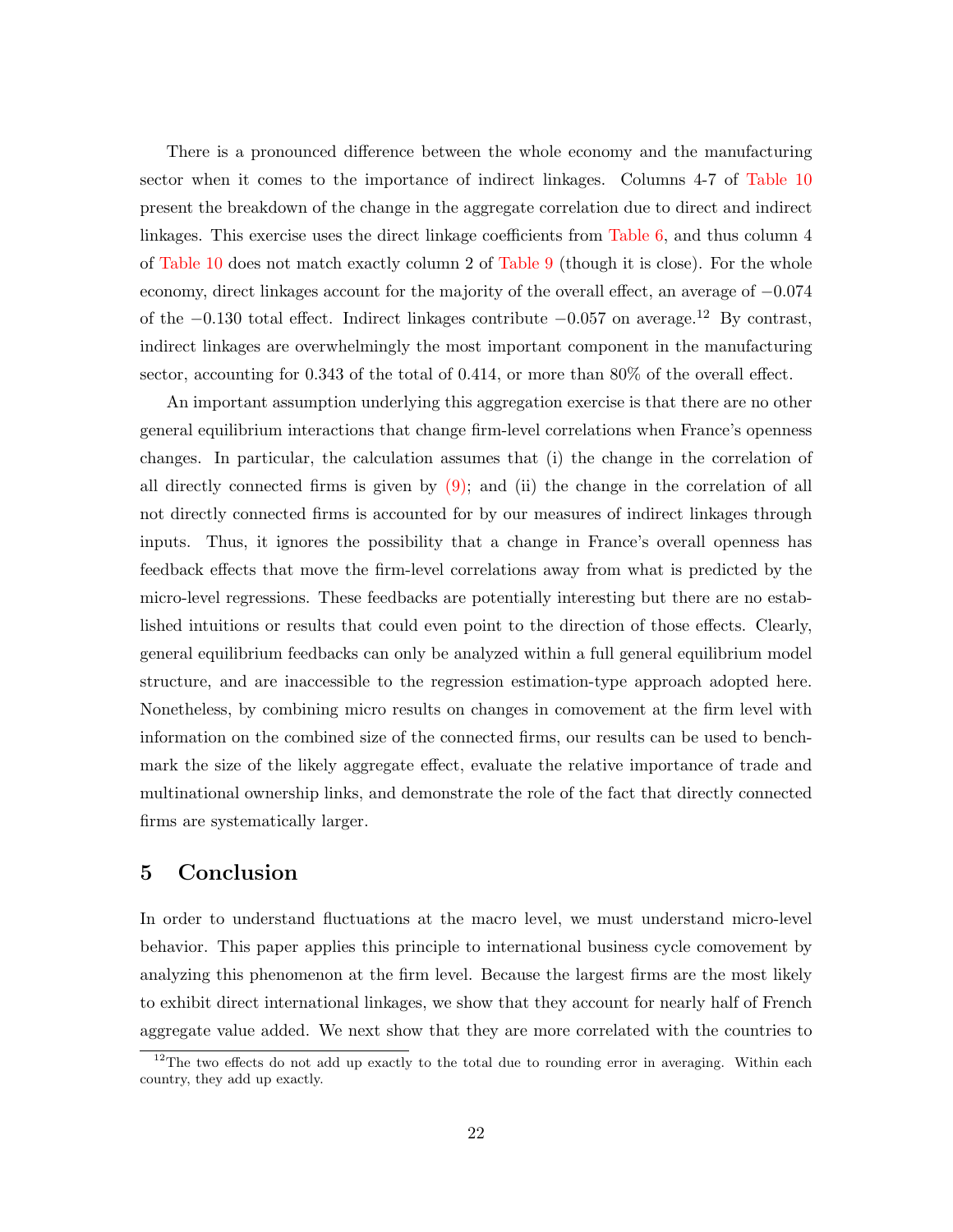There is a pronounced difference between the whole economy and the manufacturing sector when it comes to the importance of indirect linkages. Columns 4-7 of Table 10 present the breakdown of the change in the aggregate correlation due to direct and indirect linkages. This exercise uses the direct linkage coefficients from Table 6, and thus column 4 of Table 10 does not match exactly column 2 of Table 9 (though it is close). For the whole economy, direct linkages account for the majority of the overall effect, an average of $-0.074$ of the $-0.130$ total effect. Indirect linkages contribute $-0.057$ on average.[12] By contrast, indirect linkages are overwhelmingly the most important component in the manufacturing sector, accounting for 0.343 of the total of 0.414, or more than 80% of the overall effect.

An important assumption underlying this aggregation exercise is that there are no other general equilibrium interactions that change firm-level correlations when France's openness changes. In particular, the calculation assumes that (i) the change in the correlation of all directly connected firms is given by (9); and (ii) the change in the correlation of all not directly connected firms is accounted for by our measures of indirect linkages through inputs. Thus, it ignores the possibility that a change in France's overall openness has feedback effects that move the firm-level correlations away from what is predicted by the micro-level regressions. These feedbacks are potentially interesting but there are no established intuitions or results that could even point to the direction of those effects. Clearly, general equilibrium feedbacks can only be analyzed within a full general equilibrium model structure, and are inaccessible to the regression estimation-type approach adopted here. Nonetheless, by combining micro results on changes in comovement at the firm level with information on the combined size of the connected firms, our results can be used to benchmark the size of the likely aggregate effect, evaluate the relative importance of trade and multinational ownership links, and demonstrate the role of the fact that directly connected firms are systematically larger.

# 5 Conclusion

In order to understand fluctuations at the macro level, we must understand micro-level behavior. This paper applies this principle to international business cycle comovement by analyzing this phenomenon at the firm level. Because the largest firms are the most likely to exhibit direct international linkages, we show that they account for nearly half of French aggregate value added. We next show that they are more correlated with the countries to

[12] The two effects do not add up exactly to the total due to rounding error in averaging. Within each country, they add up exactly.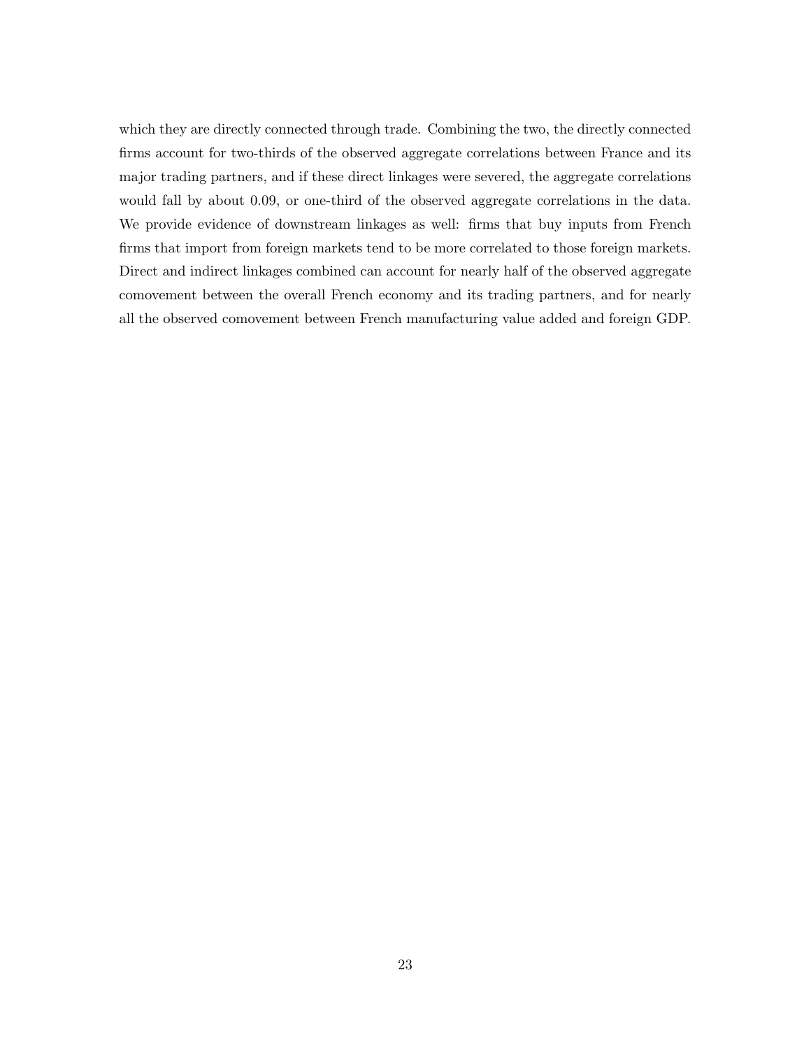which they are directly connected through trade. Combining the two, the directly connected firms account for two-thirds of the observed aggregate correlations between France and its major trading partners, and if these direct linkages were severed, the aggregate correlations would fall by about 0.09, or one-third of the observed aggregate correlations in the data. We provide evidence of downstream linkages as well: firms that buy inputs from French firms that import from foreign markets tend to be more correlated to those foreign markets. Direct and indirect linkages combined can account for nearly half of the observed aggregate comovement between the overall French economy and its trading partners, and for nearly all the observed comovement between French manufacturing value added and foreign GDP.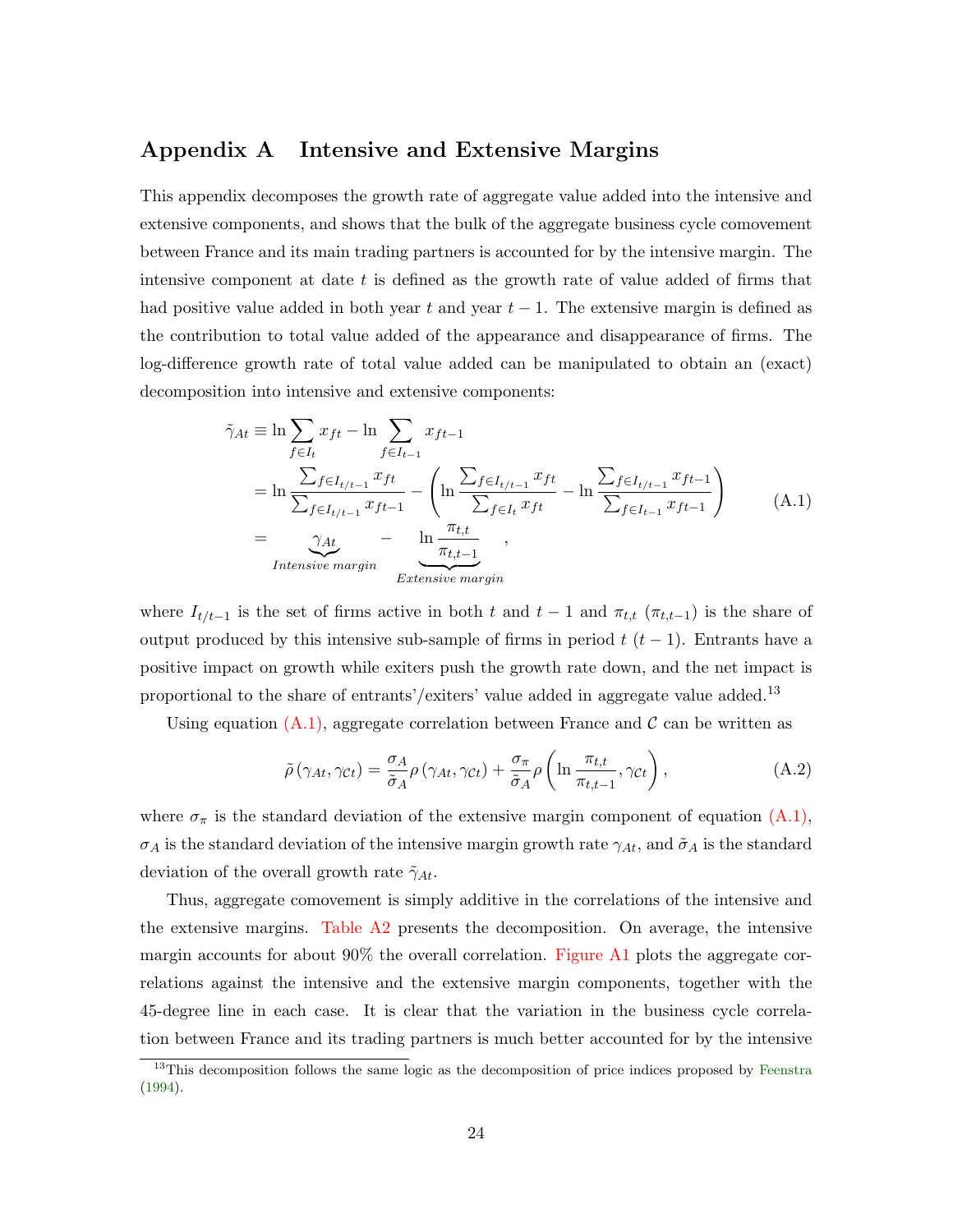# Appendix A Intensive and Extensive Margins

This appendix decomposes the growth rate of aggregate value added into the intensive and extensive components, and shows that the bulk of the aggregate business cycle comovement between France and its main trading partners is accounted for by the intensive margin. The intensive component at date $t$ is defined as the growth rate of value added of firms that had positive value added in both year $t$ and year $t-1$. The extensive margin is defined as the contribution to total value added of the appearance and disappearance of firms. The log-difference growth rate of total value added can be manipulated to obtain an (exact) decomposition into intensive and extensive components:

$$
\begin{aligned}
\tilde{\gamma}_{At} &\equiv \ln \sum_{f \in I_t} x_{ft} - \ln \sum_{f \in I_{t-1}} x_{ft-1} \\
&= \ln \frac{\sum_{f \in I_{t/t-1}} x_{ft}}{\sum_{f \in I_{t/t-1}} x_{ft-1}} - \left( \ln \frac{\sum_{f \in I_{t/t-1}} x_{ft}}{\sum_{f \in I_t} x_{ft}} - \ln \frac{\sum_{f \in I_{t/t-1}} x_{ft-1}}{\sum_{f \in I_{t-1}} x_{ft-1}} \right) \\
&= \underbrace{\gamma_{At}}_{Intensive\ margin} - \underbrace{\ln \frac{\pi_{t,t}}{\pi_{t,t-1}}}_{Extensive\ margin},
\end{aligned}
\tag{A.1}
$$

where $I_{t/t-1}$ is the set of firms active in both $t$ and $t-1$ and $\pi_{t,t}$ ($\pi_{t,t-1}$) is the share of output produced by this intensive sub-sample of firms in period $t$ ($t-1$). Entrants have a positive impact on growth while exiters push the growth rate down, and the net impact is proportional to the share of entrants'/exiters' value added in aggregate value added.[13]

Using equation (A.1), aggregate correlation between France and $\mathcal{C}$ can be written as

$$
\tilde{\rho}\left(\gamma_{At}, \gamma_{\mathcal{C}t}\right) = \frac{\sigma_A}{\tilde{\sigma}_A} \rho\left(\gamma_{At}, \gamma_{\mathcal{C}t}\right) + \frac{\sigma_\pi}{\tilde{\sigma}_A} \rho\left(\ln \frac{\pi_{t,t}}{\pi_{t,t-1}}, \gamma_{\mathcal{C}t}\right),
\tag{A.2}
$$

where $\sigma_\pi$ is the standard deviation of the extensive margin component of equation (A.1), $\sigma_A$ is the standard deviation of the intensive margin growth rate $\gamma_{At}$, and $\tilde{\sigma}_A$ is the standard deviation of the overall growth rate $\tilde{\gamma}_{At}$.

Thus, aggregate comovement is simply additive in the correlations of the intensive and the extensive margins. Table A2 presents the decomposition. On average, the intensive margin accounts for about 90% the overall correlation. Figure A1 plots the aggregate correlations against the intensive and the extensive margin components, together with the 45-degree line in each case. It is clear that the variation in the business cycle correlation between France and its trading partners is much better accounted for by the intensive

[13] This decomposition follows the same logic as the decomposition of price indices proposed by Feenstra (1994).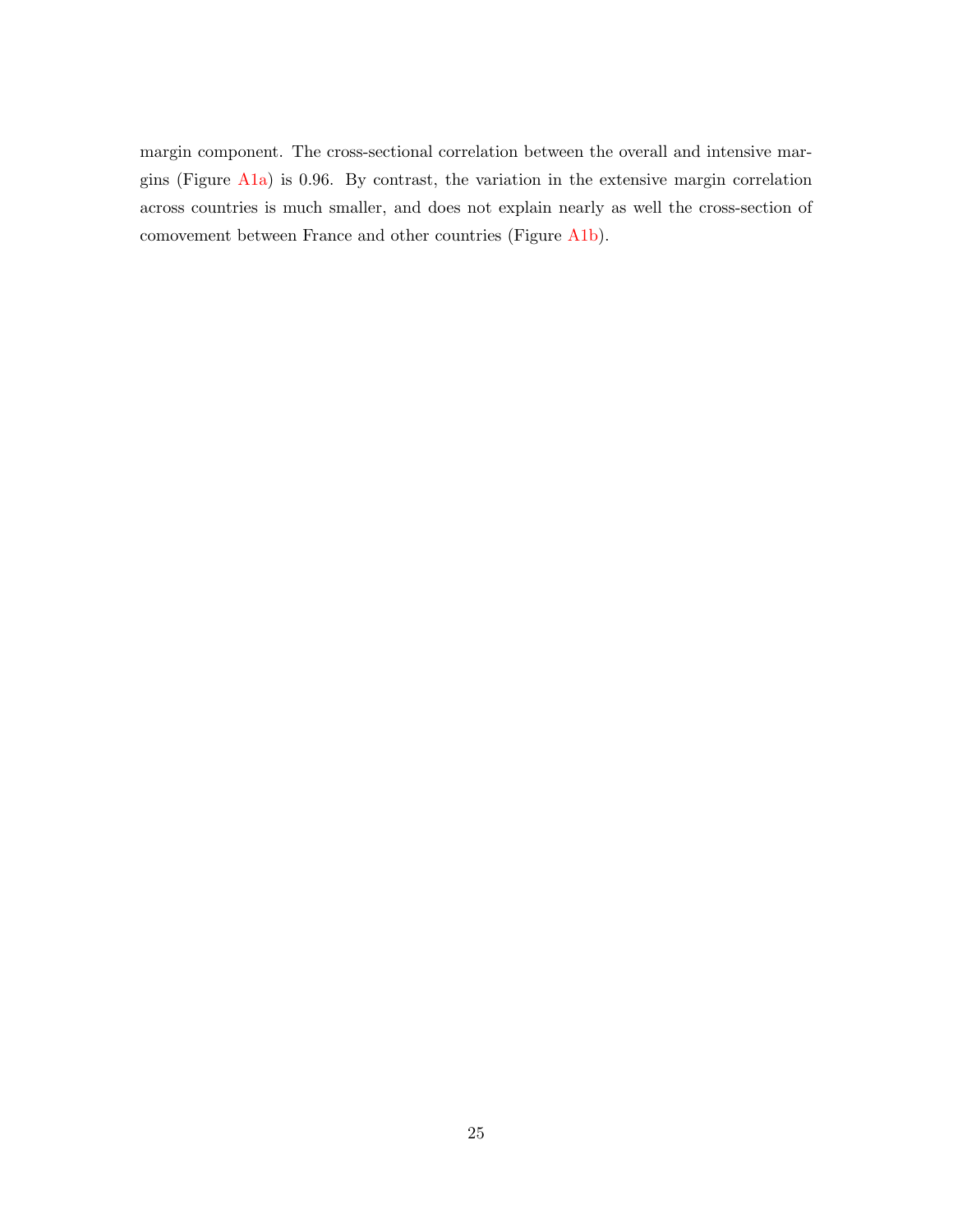margin component. The cross-sectional correlation between the overall and intensive margins (Figure A1a) is 0.96. By contrast, the variation in the extensive margin correlation across countries is much smaller, and does not explain nearly as well the cross-section of comovement between France and other countries (Figure A1b).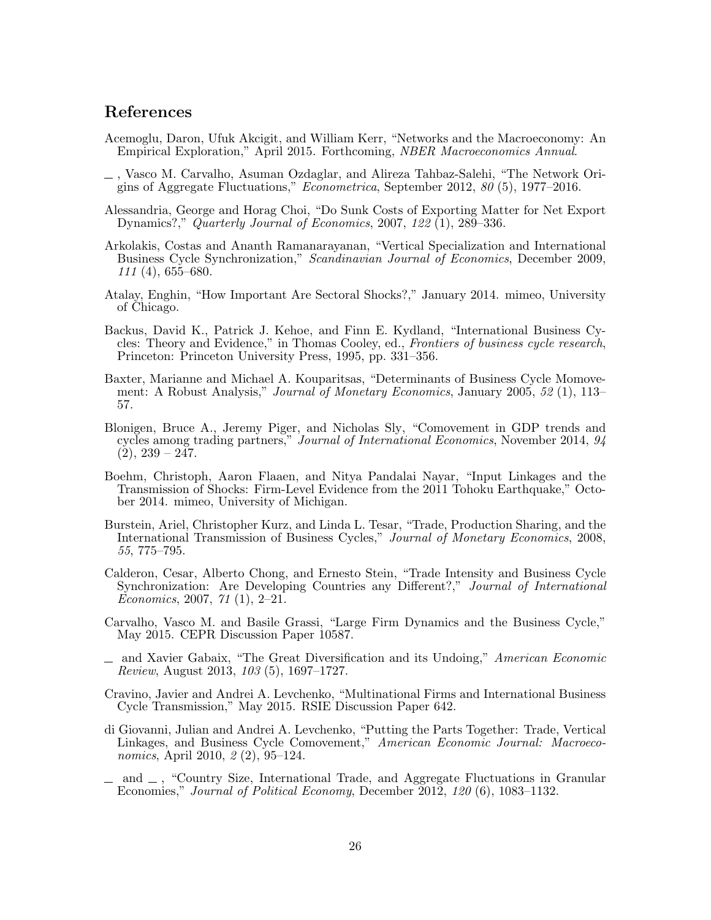## References

Acemoglu, Daron, Ufuk Akcigit, and William Kerr, "Networks and the Macroeconomy: An Empirical Exploration," April 2015. Forthcoming, *NBER Macroeconomics Annual*.

_ , Vasco M. Carvalho, Asuman Ozdaglar, and Alireza Tahbaz-Salehi, "The Network Origins of Aggregate Fluctuations," *Econometrica*, September 2012, *80* (5), 1977–2016.

Alessandria, George and Horag Choi, "Do Sunk Costs of Exporting Matter for Net Export Dynamics?," *Quarterly Journal of Economics*, 2007, *122* (1), 289–336.

Arkolakis, Costas and Ananth Ramanarayanan, "Vertical Specialization and International Business Cycle Synchronization," *Scandinavian Journal of Economics*, December 2009, *111* (4), 655–680.

Atalay, Enghin, "How Important Are Sectoral Shocks?," January 2014. mimeo, University of Chicago.

Backus, David K., Patrick J. Kehoe, and Finn E. Kydland, "International Business Cycles: Theory and Evidence," in Thomas Cooley, ed., *Frontiers of business cycle research*, Princeton: Princeton University Press, 1995, pp. 331–356.

Baxter, Marianne and Michael A. Kouparitsas, "Determinants of Business Cycle Momovement: A Robust Analysis," *Journal of Monetary Economics*, January 2005, *52* (1), 113–57.

Blonigen, Bruce A., Jeremy Piger, and Nicholas Sly, "Comovement in GDP trends and cycles among trading partners," *Journal of International Economics*, November 2014, *94* (2), 239 – 247.

Boehm, Christoph, Aaron Flaaen, and Nitya Pandalai Nayar, "Input Linkages and the Transmission of Shocks: Firm-Level Evidence from the 2011 Tohoku Earthquake," October 2014. mimeo, University of Michigan.

Burstein, Ariel, Christopher Kurz, and Linda L. Tesar, "Trade, Production Sharing, and the International Transmission of Business Cycles," *Journal of Monetary Economics*, 2008, *55*, 775–795.

Calderon, Cesar, Alberto Chong, and Ernesto Stein, "Trade Intensity and Business Cycle Synchronization: Are Developing Countries any Different?," *Journal of International Economics*, 2007, *71* (1), 2–21.

Carvalho, Vasco M. and Basile Grassi, "Large Firm Dynamics and the Business Cycle," May 2015. CEPR Discussion Paper 10587.

_ and Xavier Gabaix, "The Great Diversification and its Undoing," *American Economic Review*, August 2013, *103* (5), 1697–1727.

Cravino, Javier and Andrei A. Levchenko, "Multinational Firms and International Business Cycle Transmission," May 2015. RSIE Discussion Paper 642.

di Giovanni, Julian and Andrei A. Levchenko, "Putting the Parts Together: Trade, Vertical Linkages, and Business Cycle Comovement," *American Economic Journal: Macroeconomics*, April 2010, *2* (2), 95–124.

_ and _ , "Country Size, International Trade, and Aggregate Fluctuations in Granular Economies," *Journal of Political Economy*, December 2012, *120* (6), 1083–1132.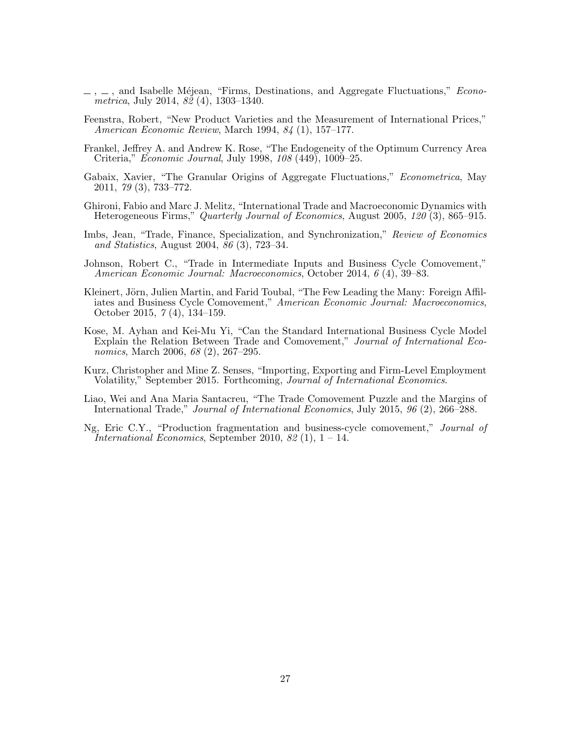—, —, and Isabelle Méjean, "Firms, Destinations, and Aggregate Fluctuations," *Econometrica*, July 2014, *82* (4), 1303–1340.

Feenstra, Robert, "New Product Varieties and the Measurement of International Prices," *American Economic Review*, March 1994, *84* (1), 157–177.

Frankel, Jeffrey A. and Andrew K. Rose, "The Endogeneity of the Optimum Currency Area Criteria," *Economic Journal*, July 1998, *108* (449), 1009–25.

Gabaix, Xavier, "The Granular Origins of Aggregate Fluctuations," *Econometrica*, May 2011, *79* (3), 733–772.

Ghironi, Fabio and Marc J. Melitz, "International Trade and Macroeconomic Dynamics with Heterogeneous Firms," *Quarterly Journal of Economics*, August 2005, *120* (3), 865–915.

Imbs, Jean, "Trade, Finance, Specialization, and Synchronization," *Review of Economics and Statistics*, August 2004, *86* (3), 723–34.

Johnson, Robert C., "Trade in Intermediate Inputs and Business Cycle Comovement," *American Economic Journal: Macroeconomics*, October 2014, *6* (4), 39–83.

Kleinert, Jörn, Julien Martin, and Farid Toubal, "The Few Leading the Many: Foreign Affiliates and Business Cycle Comovement," *American Economic Journal: Macroeconomics*, October 2015, *7* (4), 134–159.

Kose, M. Ayhan and Kei-Mu Yi, "Can the Standard International Business Cycle Model Explain the Relation Between Trade and Comovement," *Journal of International Economics*, March 2006, *68* (2), 267–295.

Kurz, Christopher and Mine Z. Senses, "Importing, Exporting and Firm-Level Employment Volatility," September 2015. Forthcoming, *Journal of International Economics*.

Liao, Wei and Ana Maria Santacreu, "The Trade Comovement Puzzle and the Margins of International Trade," *Journal of International Economics*, July 2015, *96* (2), 266–288.

Ng, Eric C.Y., "Production fragmentation and business-cycle comovement," *Journal of International Economics*, September 2010, *82* (1), 1 – 14.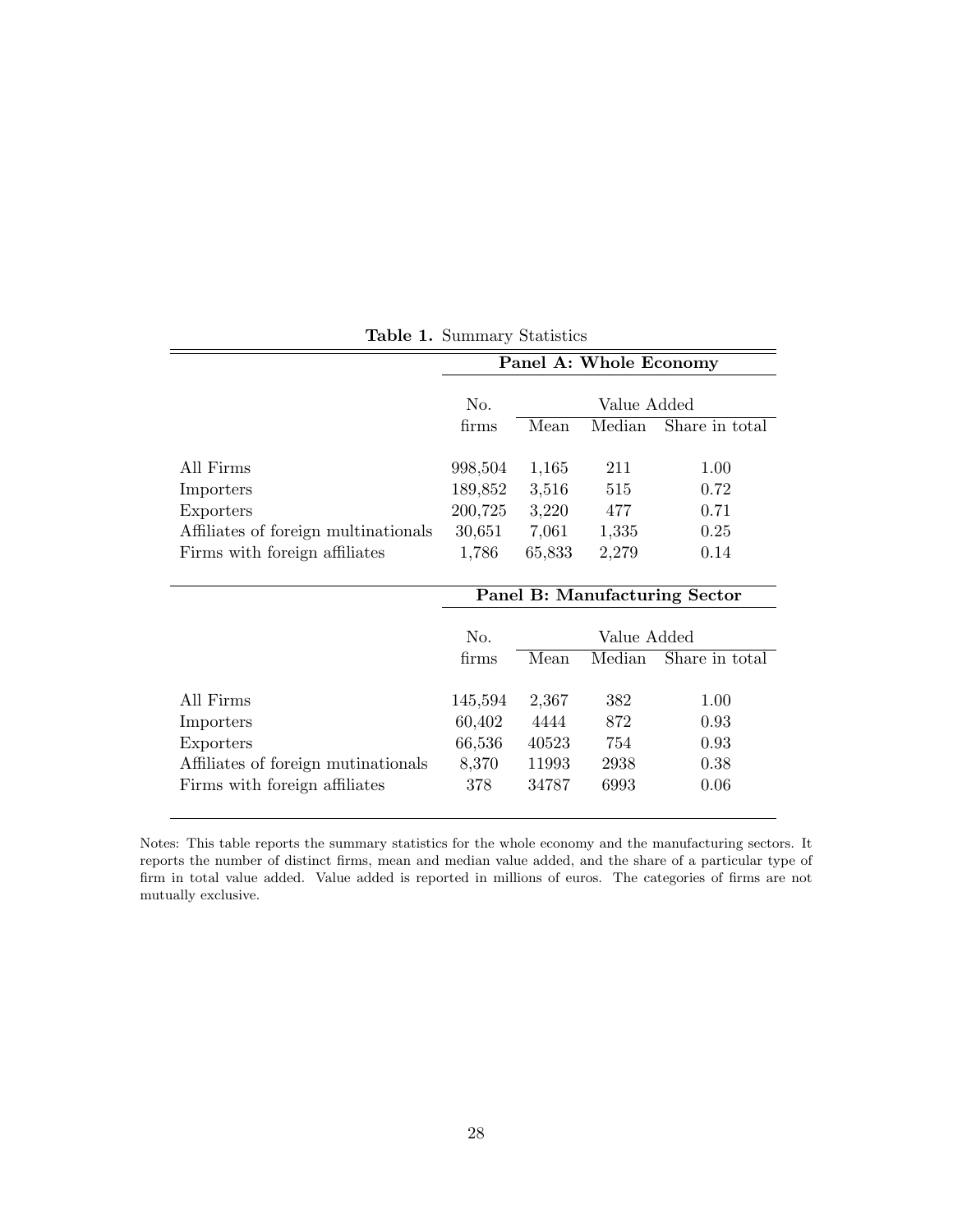**Table 1.** Summary Statistics

| | **Panel A: Whole Economy** | | | |
|---|---|---|---|---|
| | No. | Value Added | | |
| | firms | Mean | Median | Share in total |
| All Firms | 998,504 | 1,165 | 211 | 1.00 |
| Importers | 189,852 | 3,516 | 515 | 0.72 |
| Exporters | 200,725 | 3,220 | 477 | 0.71 |
| Affiliates of foreign multinationals | 30,651 | 7,061 | 1,335 | 0.25 |
| Firms with foreign affiliates | 1,786 | 65,833 | 2,279 | 0.14 |
| | **Panel B: Manufacturing Sector** | | | |
| | No. | Value Added | | |
| | firms | Mean | Median | Share in total |
| All Firms | 145,594 | 2,367 | 382 | 1.00 |
| Importers | 60,402 | 4444 | 872 | 0.93 |
| Exporters | 66,536 | 40523 | 754 | 0.93 |
| Affiliates of foreign mutinationals | 8,370 | 11993 | 2938 | 0.38 |
| Firms with foreign affiliates | 378 | 34787 | 6993 | 0.06 |

Notes: This table reports the summary statistics for the whole economy and the manufacturing sectors. It reports the number of distinct firms, mean and median value added, and the share of a particular type of firm in total value added. Value added is reported in millions of euros. The categories of firms are not mutually exclusive.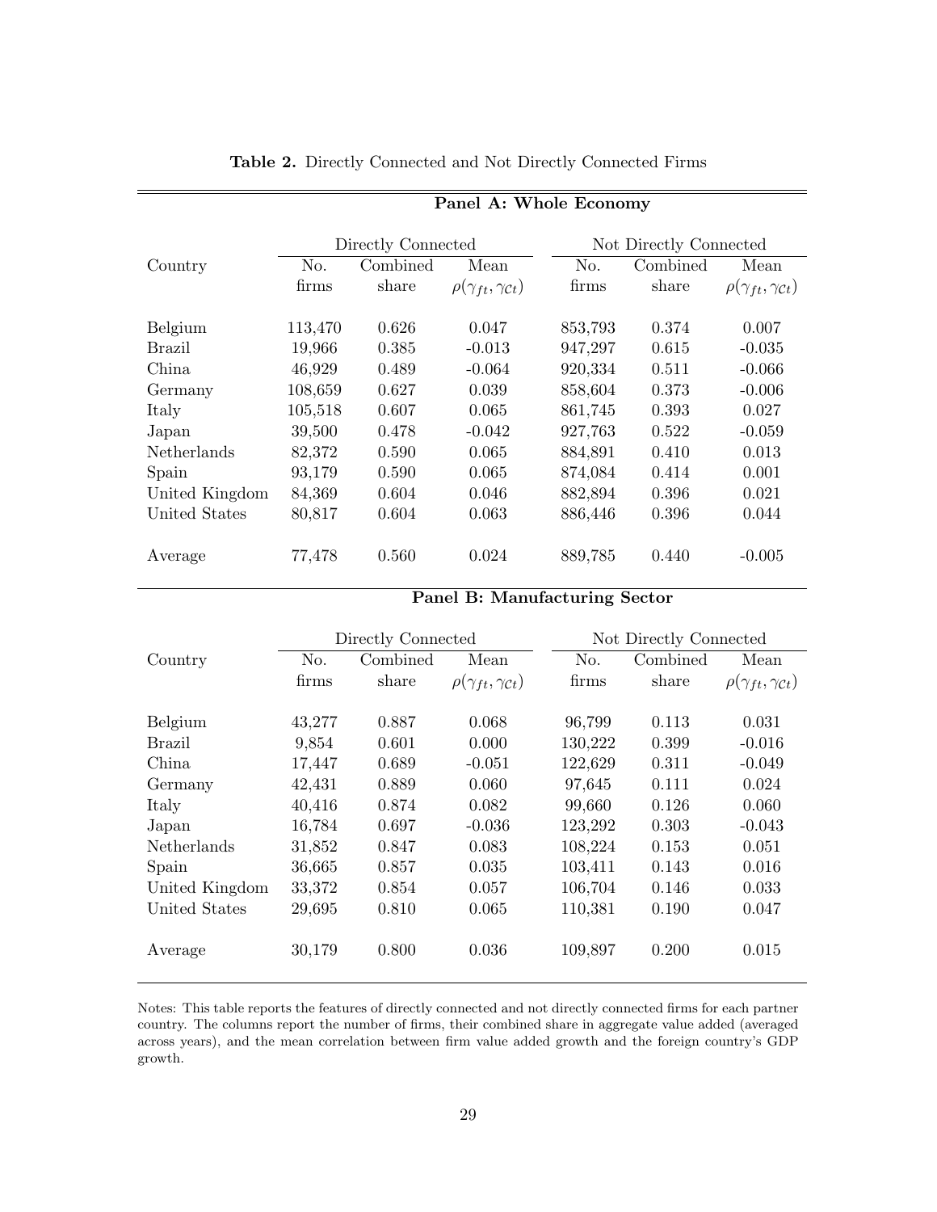**Table 2.** Directly Connected and Not Directly Connected Firms

**Panel A: Whole Economy**

| Country | Directly Connected | | | Not Directly Connected | | |
|---|---|---|---|---|---|---|
| | No. firms | Combined share | Mean $\rho(\gamma_{ft}, \gamma_{Ct})$ | No. firms | Combined share | Mean $\rho(\gamma_{ft}, \gamma_{Ct})$ |
| Belgium | 113,470 | 0.626 | 0.047 | 853,793 | 0.374 | 0.007 |
| Brazil | 19,966 | 0.385 | -0.013 | 947,297 | 0.615 | -0.035 |
| China | 46,929 | 0.489 | -0.064 | 920,334 | 0.511 | -0.066 |
| Germany | 108,659 | 0.627 | 0.039 | 858,604 | 0.373 | -0.006 |
| Italy | 105,518 | 0.607 | 0.065 | 861,745 | 0.393 | 0.027 |
| Japan | 39,500 | 0.478 | -0.042 | 927,763 | 0.522 | -0.059 |
| Netherlands | 82,372 | 0.590 | 0.065 | 884,891 | 0.410 | 0.013 |
| Spain | 93,179 | 0.590 | 0.065 | 874,084 | 0.414 | 0.001 |
| United Kingdom | 84,369 | 0.604 | 0.046 | 882,894 | 0.396 | 0.021 |
| United States | 80,817 | 0.604 | 0.063 | 886,446 | 0.396 | 0.044 |
| Average | 77,478 | 0.560 | 0.024 | 889,785 | 0.440 | -0.005 |

**Panel B: Manufacturing Sector**

| Country | Directly Connected | | | Not Directly Connected | | |
|---|---|---|---|---|---|---|
| | No. firms | Combined share | Mean $\rho(\gamma_{ft}, \gamma_{Ct})$ | No. firms | Combined share | Mean $\rho(\gamma_{ft}, \gamma_{Ct})$ |
| Belgium | 43,277 | 0.887 | 0.068 | 96,799 | 0.113 | 0.031 |
| Brazil | 9,854 | 0.601 | 0.000 | 130,222 | 0.399 | -0.016 |
| China | 17,447 | 0.689 | -0.051 | 122,629 | 0.311 | -0.049 |
| Germany | 42,431 | 0.889 | 0.060 | 97,645 | 0.111 | 0.024 |
| Italy | 40,416 | 0.874 | 0.082 | 99,660 | 0.126 | 0.060 |
| Japan | 16,784 | 0.697 | -0.036 | 123,292 | 0.303 | -0.043 |
| Netherlands | 31,852 | 0.847 | 0.083 | 108,224 | 0.153 | 0.051 |
| Spain | 36,665 | 0.857 | 0.035 | 103,411 | 0.143 | 0.016 |
| United Kingdom | 33,372 | 0.854 | 0.057 | 106,704 | 0.146 | 0.033 |
| United States | 29,695 | 0.810 | 0.065 | 110,381 | 0.190 | 0.047 |
| Average | 30,179 | 0.800 | 0.036 | 109,897 | 0.200 | 0.015 |

Notes: This table reports the features of directly connected and not directly connected firms for each partner country. The columns report the number of firms, their combined share in aggregate value added (averaged across years), and the mean correlation between firm value added growth and the foreign country's GDP growth.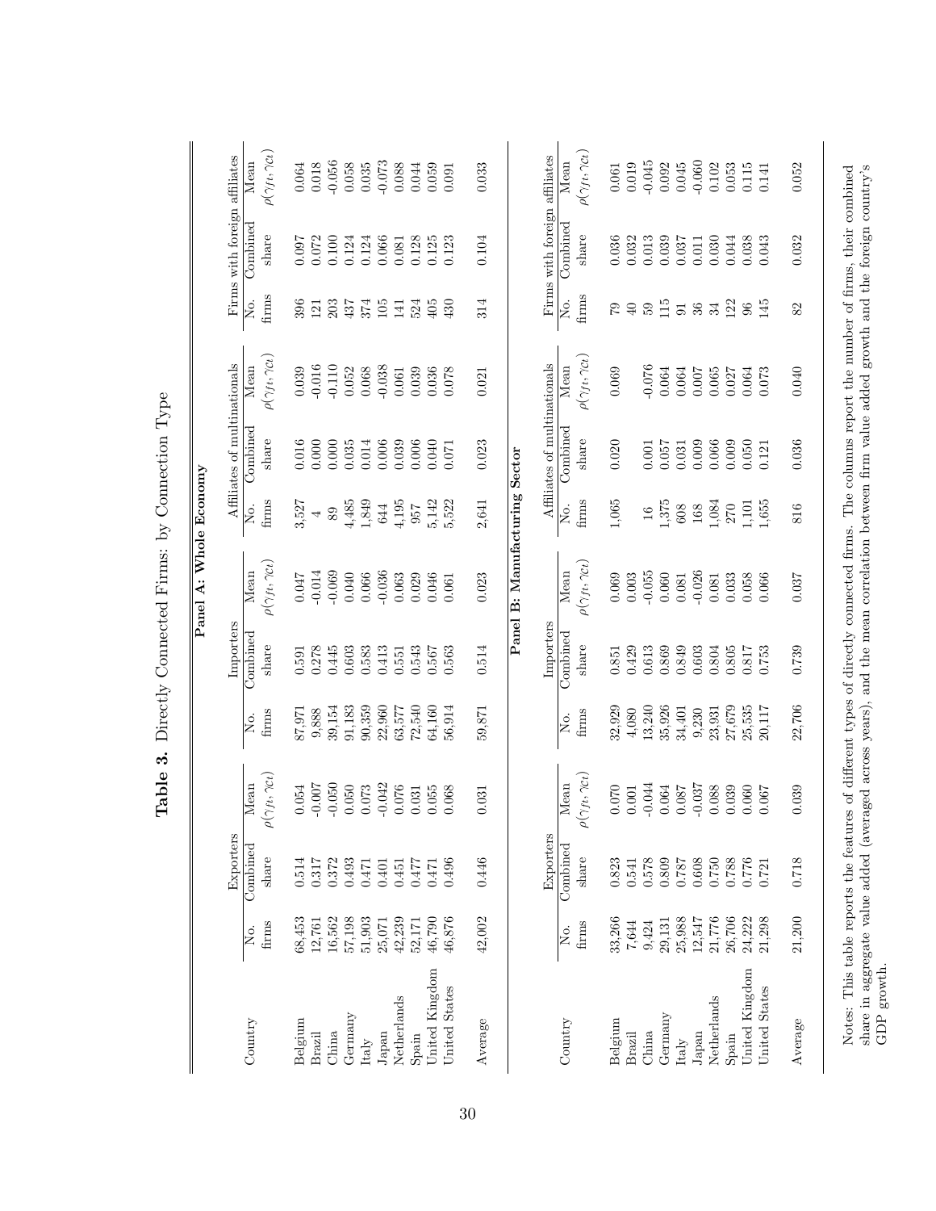**Table 3.** Directly Connected Firms: by Connection Type

**Panel A: Whole Economy**

| Country | Exporters | | | Importers | | | Affiliates of multinationals | | | Firms with foreign affiliates | | |
|---|---|---|---|---|---|---|---|---|---|---|---|---|
| | No. firms | Combined share | Mean $\rho(\gamma_{ft}, \gamma_{ct})$ | No. firms | Combined share | Mean $\rho(\gamma_{ft}, \gamma_{ct})$ | No. firms | Combined share | Mean $\rho(\gamma_{ft}, \gamma_{ct})$ | No. firms | Combined share | Mean $\rho(\gamma_{ft}, \gamma_{ct})$ |
| Belgium | 68,453 | 0.514 | 0.054 | 87,971 | 0.591 | 0.047 | 3,527 | 0.016 | 0.039 | 396 | 0.097 | 0.064 |
| Brazil | 12,761 | 0.317 | -0.007 | 9,888 | 0.278 | -0.014 | 4 | 0.000 | -0.016 | 121 | 0.072 | 0.018 |
| China | 16,562 | 0.372 | -0.050 | 39,154 | 0.445 | -0.069 | 89 | 0.000 | -0.110 | 203 | 0.100 | -0.056 |
| Germany | 57,198 | 0.493 | 0.050 | 91,183 | 0.603 | 0.040 | 4,485 | 0.035 | 0.052 | 437 | 0.124 | 0.058 |
| Italy | 51,903 | 0.471 | 0.073 | 90,359 | 0.583 | 0.066 | 1,849 | 0.014 | 0.068 | 374 | 0.124 | 0.035 |
| Japan | 25,071 | 0.401 | -0.042 | 22,960 | 0.413 | -0.036 | 644 | 0.006 | -0.038 | 105 | 0.066 | -0.073 |
| Netherlands | 42,239 | 0.451 | 0.076 | 63,577 | 0.551 | 0.063 | 4,195 | 0.039 | 0.061 | 141 | 0.081 | 0.088 |
| Spain | 52,171 | 0.477 | 0.031 | 72,540 | 0.543 | 0.029 | 957 | 0.006 | 0.039 | 524 | 0.128 | 0.044 |
| United Kingdom | 46,790 | 0.471 | 0.055 | 64,160 | 0.567 | 0.046 | 5,142 | 0.040 | 0.036 | 405 | 0.125 | 0.059 |
| United States | 46,876 | 0.496 | 0.068 | 56,914 | 0.563 | 0.061 | 5,522 | 0.071 | 0.078 | 430 | 0.123 | 0.091 |
| Average | 42,002 | 0.446 | 0.031 | 59,871 | 0.514 | 0.023 | 2,641 | 0.023 | 0.021 | 314 | 0.104 | 0.033 |

**Panel B: Manufacturing Sector**

| Country | Exporters | | | Importers | | | Affiliates of multinationals | | | Firms with foreign affiliates | | |
|---|---|---|---|---|---|---|---|---|---|---|---|---|
| | No. firms | Combined share | Mean $\rho(\gamma_{ft}, \gamma_{ct})$ | No. firms | Combined share | Mean $\rho(\gamma_{ft}, \gamma_{ct})$ | No. firms | Combined share | Mean $\rho(\gamma_{ft}, \gamma_{ct})$ | No. firms | Combined share | Mean $\rho(\gamma_{ft}, \gamma_{ct})$ |
| Belgium | 33,266 | 0.823 | 0.070 | 32,929 | 0.851 | 0.069 | 1,065 | 0.020 | 0.069 | 79 | 0.036 | 0.061 |
| Brazil | 7,644 | 0.541 | 0.001 | 4,080 | 0.429 | 0.003 | | | | 40 | 0.032 | 0.019 |
| China | 9,424 | 0.578 | -0.044 | 13,240 | 0.613 | -0.055 | 16 | 0.001 | -0.076 | 59 | 0.013 | -0.045 |
| Germany | 29,131 | 0.809 | 0.064 | 35,926 | 0.869 | 0.060 | 1,375 | 0.057 | 0.064 | 115 | 0.039 | 0.092 |
| Italy | 25,988 | 0.787 | 0.087 | 34,401 | 0.849 | 0.081 | 608 | 0.031 | 0.064 | 91 | 0.037 | 0.045 |
| Japan | 12,547 | 0.608 | -0.037 | 9,230 | 0.603 | -0.026 | 168 | 0.009 | 0.007 | 36 | 0.011 | -0.060 |
| Netherlands | 21,776 | 0.750 | 0.088 | 23,931 | 0.804 | 0.081 | 1,084 | 0.066 | 0.065 | 34 | 0.030 | 0.102 |
| Spain | 26,706 | 0.788 | 0.039 | 27,679 | 0.805 | 0.033 | 270 | 0.009 | 0.027 | 122 | 0.044 | 0.053 |
| United Kingdom | 24,222 | 0.776 | 0.060 | 25,535 | 0.817 | 0.058 | 1,101 | 0.050 | 0.064 | 96 | 0.038 | 0.115 |
| United States | 21,298 | 0.721 | 0.067 | 20,117 | 0.753 | 0.066 | 1,655 | 0.121 | 0.073 | 145 | 0.043 | 0.141 |
| Average | 21,200 | 0.718 | 0.039 | 22,706 | 0.739 | 0.037 | 816 | 0.036 | 0.040 | 82 | 0.032 | 0.052 |

Notes: This table reports the features of different types of directly connected firms. The columns report the number of firms, their combined share in aggregate value added (averaged across years), and the mean correlation between firm value added growth and the foreign country's GDP growth.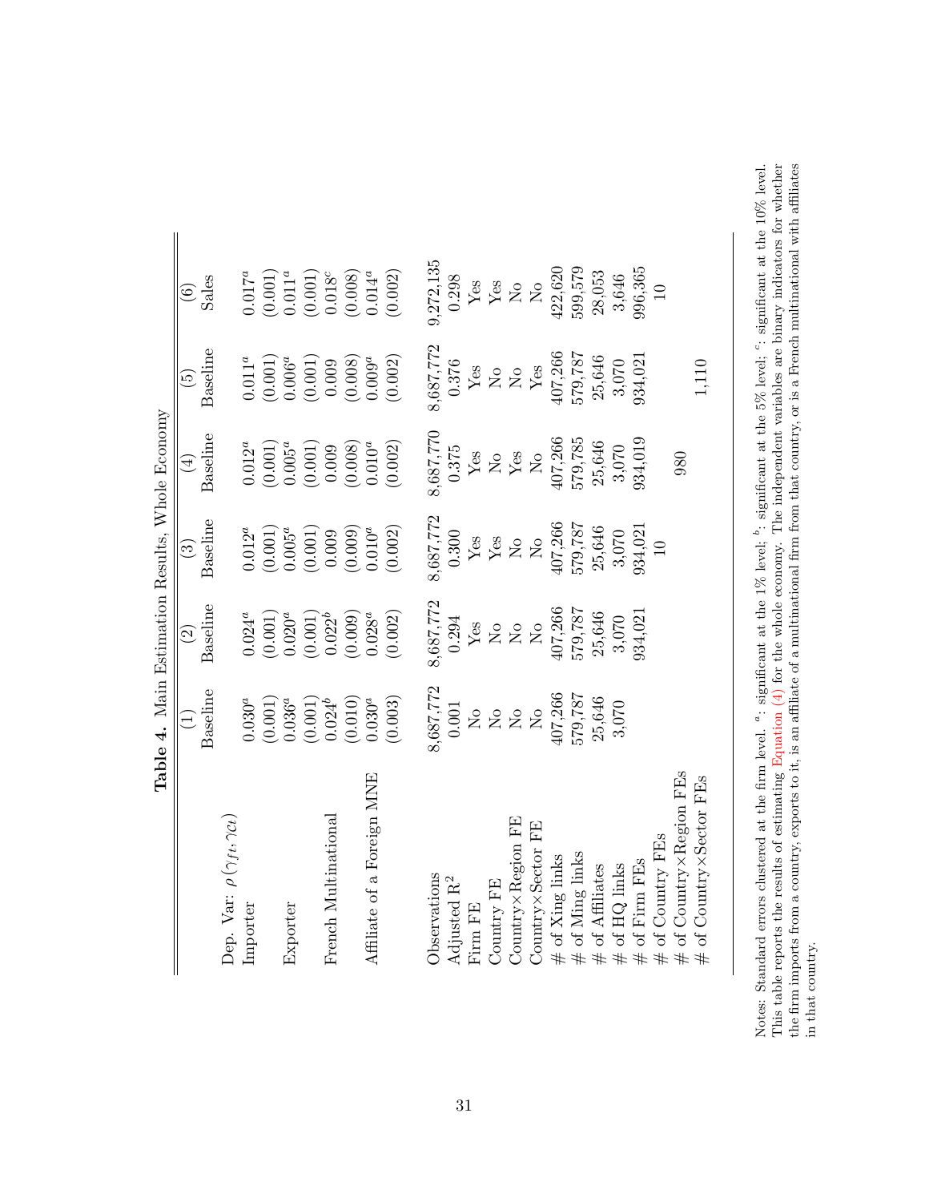**Table 4.** Main Estimation Results, Whole Economy

| | (1) | (2) | (3) | (4) | (5) | (6) |
|---|---|---|---|---|---|---|
| | Baseline | Baseline | Baseline | Baseline | Baseline | Sales |
| Dep. Var: $\rho(\gamma_{ft}, \gamma_{Ct})$ | | | | | | |
| Importer | $0.030^a$ | $0.024^a$ | $0.012^a$ | $0.012^a$ | $0.011^a$ | $0.017^a$ |
| | (0.001) | (0.001) | (0.001) | (0.001) | (0.001) | (0.001) |
| Exporter | $0.036^a$ | $0.020^a$ | $0.005^a$ | $0.005^a$ | $0.006^a$ | $0.011^a$ |
| | (0.001) | (0.001) | (0.001) | (0.001) | (0.001) | (0.001) |
| French Multinational | $0.024^b$ | $0.022^b$ | 0.009 | 0.009 | 0.009 | $0.018^c$ |
| | (0.010) | (0.009) | (0.009) | (0.008) | (0.008) | (0.008) |
| Affiliate of a Foreign MNE | $0.030^a$ | $0.028^a$ | $0.010^a$ | $0.010^a$ | $0.009^a$ | $0.014^a$ |
| | (0.003) | (0.002) | (0.002) | (0.002) | (0.002) | (0.002) |
| Observations | 8,687,772 | 8,687,772 | 8,687,772 | 8,687,770 | 8,687,772 | 9,272,135 |
| Adjusted $R^2$ | 0.001 | 0.294 | 0.300 | 0.375 | 0.376 | 0.298 |
| Firm FE | No | Yes | Yes | Yes | Yes | Yes |
| Country FE | No | No | Yes | No | No | Yes |
| Country×Region FE | No | No | No | Yes | No | No |
| Country×Sector FE | No | No | No | No | Yes | No |
| # of Xing links | 407,266 | 407,266 | 407,266 | 407,266 | 407,266 | 422,620 |
| # of Ming links | 579,787 | 579,787 | 579,787 | 579,785 | 579,787 | 599,579 |
| # of Affiliates | 25,646 | 25,646 | 25,646 | 25,646 | 25,646 | 28,053 |
| # of HQ links | 3,070 | 3,070 | 3,070 | 3,070 | 3,070 | 3,646 |
| # of Firm FEs | | 934,021 | 934,021 | 934,019 | 934,021 | 996,365 |
| # of Country FEs | | | 10 | | | 10 |
| # of Country×Region FEs | | | | 980 | | |
| # of Country×Sector FEs | | | | | 1,110 | |

Notes: Standard errors clustered at the firm level. [a]: significant at the 1% level; [b]: significant at the 5% level; [c]: significant at the 10% level. This table reports the results of estimating Equation (4) for the whole economy. The independent variables are binary indicators for whether the firm imports from a country, exports to it, is an affiliate of a multinational firm from that country, or is a French multinational with affiliates in that country.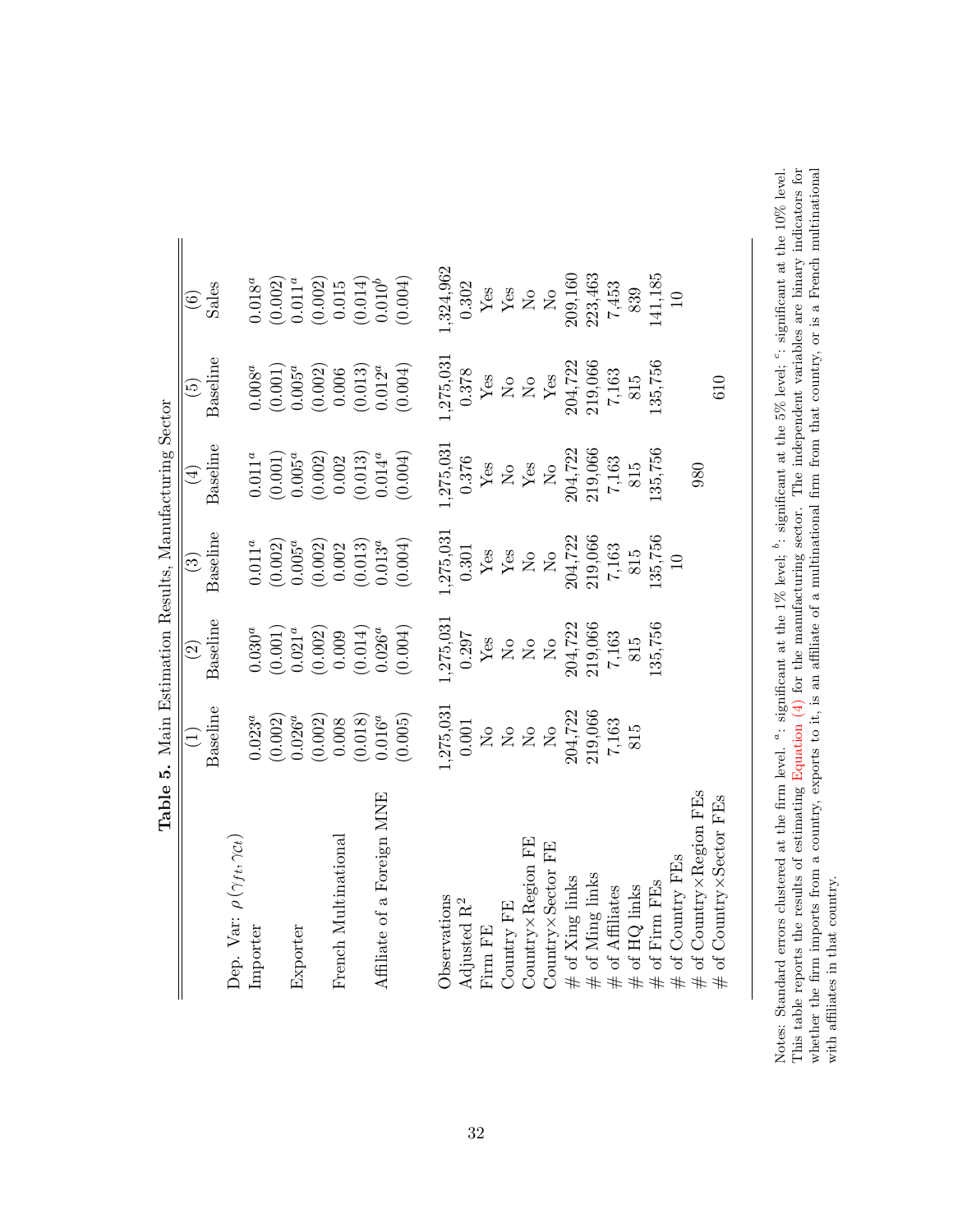**Table 5.** Main Estimation Results, Manufacturing Sector

| | (1) | (2) | (3) | (4) | (5) | (6) |
|---|---|---|---|---|---|---|
| | Baseline | Baseline | Baseline | Baseline | Baseline | Sales |
| Dep. Var: $\rho(\gamma_{ft}, \gamma_{ct})$ | | | | | | |
| Importer | $0.023^a$ | $0.030^a$ | $0.011^a$ | $0.011^a$ | $0.008^a$ | $0.018^a$ |
| | (0.002) | (0.001) | (0.002) | (0.001) | (0.001) | (0.002) |
| Exporter | $0.026^a$ | $0.021^a$ | $0.005^a$ | $0.005^a$ | $0.005^a$ | $0.011^a$ |
| | (0.002) | (0.002) | (0.002) | (0.002) | (0.002) | (0.002) |
| French Multinational | 0.008 | 0.009 | 0.002 | 0.002 | 0.006 | 0.015 |
| | (0.018) | (0.014) | (0.013) | (0.013) | (0.013) | (0.014) |
| Affiliate of a Foreign MNE | $0.016^a$ | $0.026^a$ | $0.013^a$ | $0.014^a$ | $0.012^a$ | $0.010^b$ |
| | (0.005) | (0.004) | (0.004) | (0.004) | (0.004) | (0.004) |
| Observations | 1,275,031 | 1,275,031 | 1,275,031 | 1,275,031 | 1,275,031 | 1,324,962 |
| Adjusted R$^2$ | 0.001 | 0.297 | 0.301 | 0.376 | 0.378 | 0.302 |
| Firm FE | No | Yes | Yes | Yes | Yes | Yes |
| Country FE | No | No | Yes | No | No | Yes |
| Country×Region FE | No | No | No | Yes | No | No |
| Country×Sector FE | No | No | No | No | Yes | No |
| # of Xing links | 204,722 | 204,722 | 204,722 | 204,722 | 204,722 | 209,160 |
| # of Ming links | 219,066 | 219,066 | 219,066 | 219,066 | 219,066 | 223,463 |
| # of Affiliates | 7,163 | 7,163 | 7,163 | 7,163 | 7,163 | 7,453 |
| # of HQ links | 815 | 815 | 815 | 815 | 815 | 839 |
| # of Firm FEs | | 135,756 | 135,756 | 135,756 | 135,756 | 141,185 |
| # of Country FEs | | | 10 | | | 10 |
| # of Country×Region FEs | | | | 980 | | |
| # of Country×Sector FEs | | | | | 610 | |

Notes: Standard errors clustered at the firm level. [a]: significant at the 1% level; [b]: significant at the 5% level; [c]: significant at the 10% level. This table reports the results of estimating Equation (4) for the manufacturing sector. The independent variables are binary indicators for whether the firm imports from a country, exports to it, is an affiliate of a multinational firm from that country, or is a French multinational with affiliates in that country.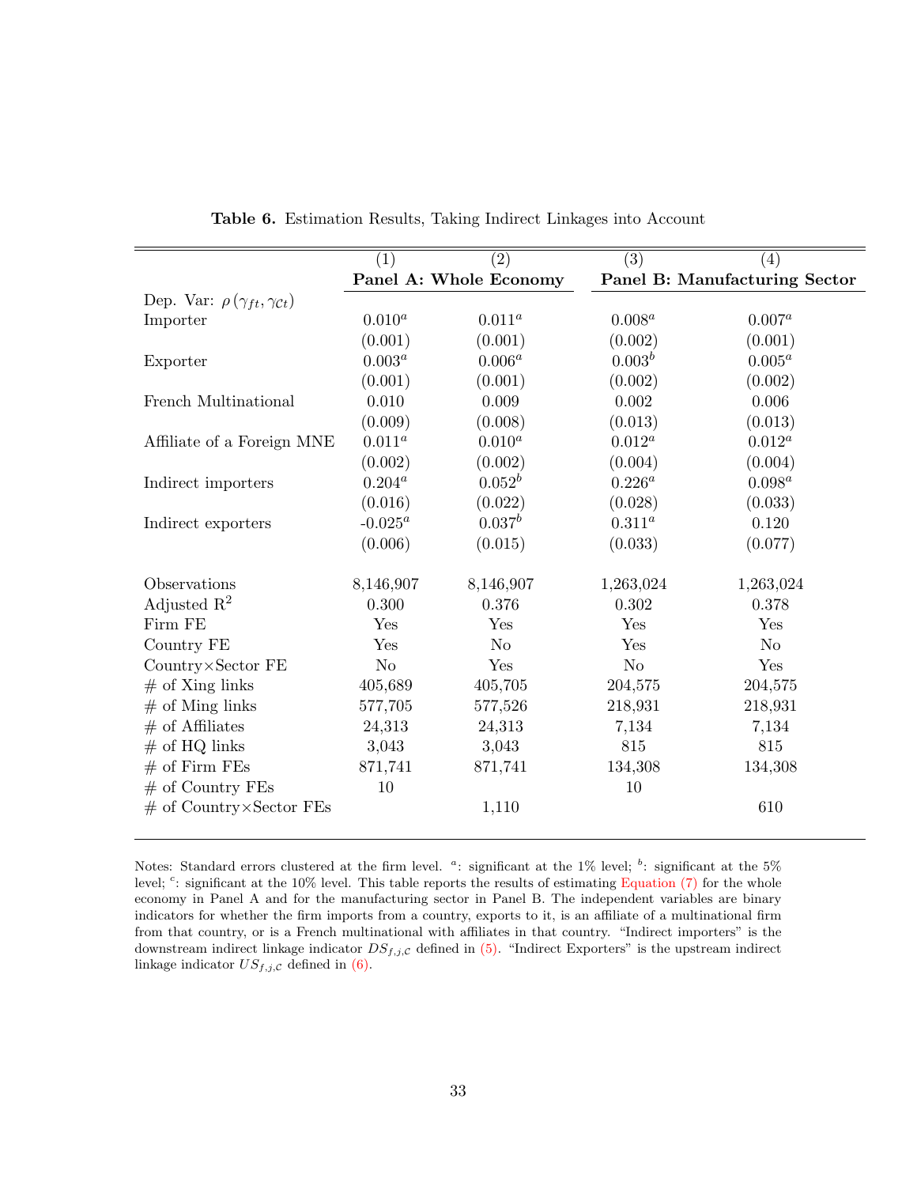**Table 6.** Estimation Results, Taking Indirect Linkages into Account

| | (1) | (2) | (3) | (4) |
|---|---|---|---|---|
| | **Panel A: Whole Economy** | | **Panel B: Manufacturing Sector** | |
| Dep. Var: $\rho(\gamma_{ft}, \gamma_{\mathcal{C}t})$ | | | | |
| Importer | $0.010^a$ | $0.011^a$ | $0.008^a$ | $0.007^a$ |
| | (0.001) | (0.001) | (0.002) | (0.001) |
| Exporter | $0.003^a$ | $0.006^a$ | $0.003^b$ | $0.005^a$ |
| | (0.001) | (0.001) | (0.002) | (0.002) |
| French Multinational | 0.010 | 0.009 | 0.002 | 0.006 |
| | (0.009) | (0.008) | (0.013) | (0.013) |
| Affiliate of a Foreign MNE | $0.011^a$ | $0.010^a$ | $0.012^a$ | $0.012^a$ |
| | (0.002) | (0.002) | (0.004) | (0.004) |
| Indirect importers | $0.204^a$ | $0.052^b$ | $0.226^a$ | $0.098^a$ |
| | (0.016) | (0.022) | (0.028) | (0.033) |
| Indirect exporters | $-0.025^a$ | $0.037^b$ | $0.311^a$ | 0.120 |
| | (0.006) | (0.015) | (0.033) | (0.077) |
| Observations | 8,146,907 | 8,146,907 | 1,263,024 | 1,263,024 |
| Adjusted $R^2$ | 0.300 | 0.376 | 0.302 | 0.378 |
| Firm FE | Yes | Yes | Yes | Yes |
| Country FE | Yes | No | Yes | No |
| Country×Sector FE | No | Yes | No | Yes |
| # of Xing links | 405,689 | 405,705 | 204,575 | 204,575 |
| # of Ming links | 577,705 | 577,526 | 218,931 | 218,931 |
| # of Affiliates | 24,313 | 24,313 | 7,134 | 7,134 |
| # of HQ links | 3,043 | 3,043 | 815 | 815 |
| # of Firm FEs | 871,741 | 871,741 | 134,308 | 134,308 |
| # of Country FEs | 10 | | 10 | |
| # of Country×Sector FEs | | 1,110 | | 610 |

Notes: Standard errors clustered at the firm level. [a]: significant at the 1% level; [b]: significant at the 5% level; [c]: significant at the 10% level. This table reports the results of estimating Equation (7) for the whole economy in Panel A and for the manufacturing sector in Panel B. The independent variables are binary indicators for whether the firm imports from a country, exports to it, is an affiliate of a multinational firm from that country, or is a French multinational with affiliates in that country. "Indirect importers" is the downstream indirect linkage indicator $DS_{f,j,\mathcal{C}}$ defined in (5). "Indirect Exporters" is the upstream indirect linkage indicator $US_{f,j,\mathcal{C}}$ defined in (6).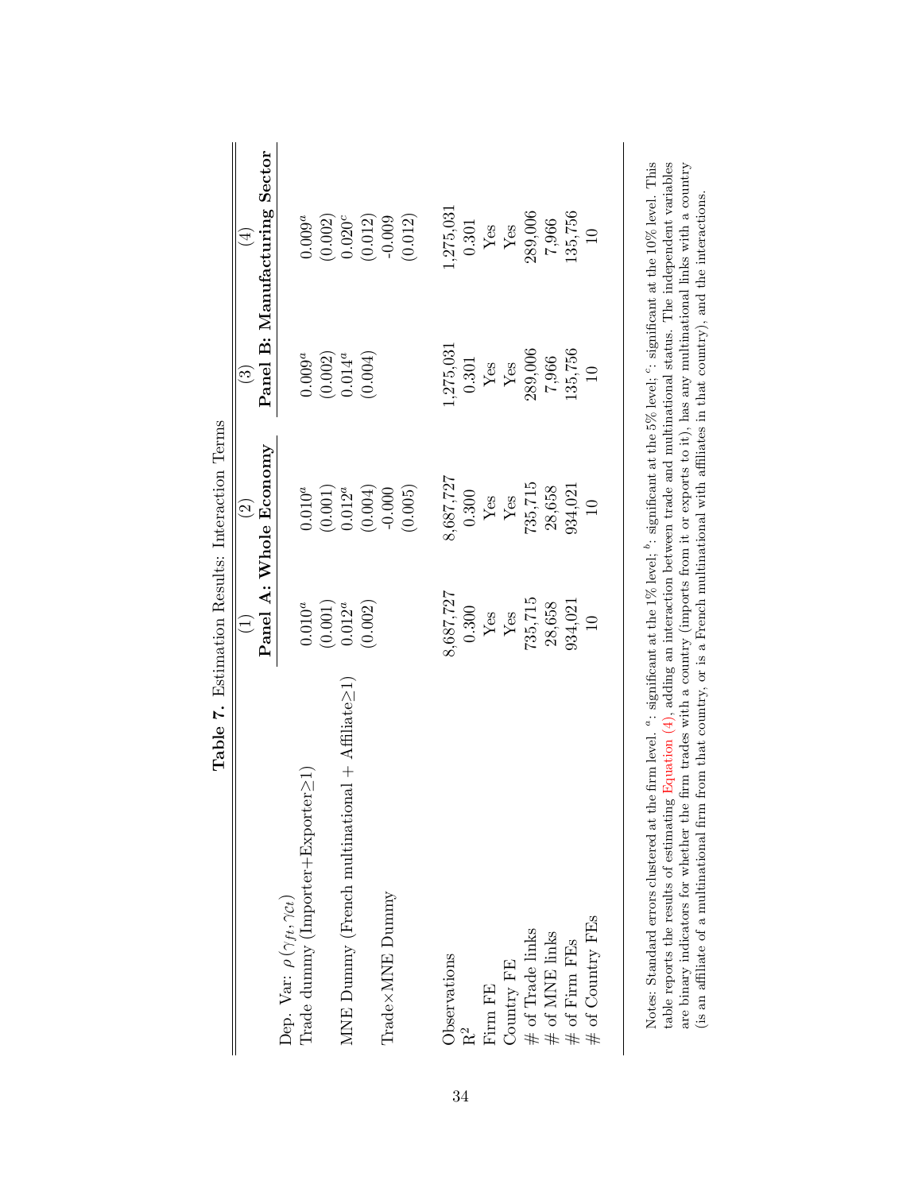**Table 7.** Estimation Results: Interaction Terms

| | (1) | (2) | (3) | (4) |
|---|---|---|---|---|
| | **Panel A: Whole Economy** | | **Panel B: Manufacturing Sector** | |
| Dep. Var: $\rho(\gamma_{ft}, \gamma_{Ct})$ | | | | |
| Trade dummy (Importer+Exporter≥1) | $0.010^a$ | $0.010^a$ | $0.009^a$ | $0.009^a$ |
| | (0.001) | (0.001) | (0.002) | (0.002) |
| MNE Dummy (French multinational + Affiliate≥1) | $0.012^a$ | $0.012^a$ | $0.014^a$ | $0.020^c$ |
| | (0.002) | (0.004) | (0.004) | (0.012) |
| Trade×MNE Dummy | | -0.000 | | -0.009 |
| | | (0.005) | | (0.012) |
| Observations | 8,687,727 | 8,687,727 | 1,275,031 | 1,275,031 |
| $R^2$ | 0.300 | 0.300 | 0.301 | 0.301 |
| Firm FE | Yes | Yes | Yes | Yes |
| Country FE | Yes | Yes | Yes | Yes |
| # of Trade links | 735,715 | 735,715 | 289,006 | 289,006 |
| # of MNE links | 28,658 | 28,658 | 7,966 | 7,966 |
| # of Firm FEs | 934,021 | 934,021 | 135,756 | 135,756 |
| # of Country FEs | 10 | 10 | 10 | 10 |

Notes: Standard errors clustered at the firm level. [a]: significant at the 1% level; [b]: significant at the 5% level; [c]: significant at the 10% level. This table reports the results of estimating Equation (4), adding an interaction between trade and multinational status. The independent variables are binary indicators for whether the firm trades with a country (imports from it or exports to it), has any multinational links with a country (is an affiliate of a multinational firm from that country, or is a French multinational with affiliates in that country), and the interactions.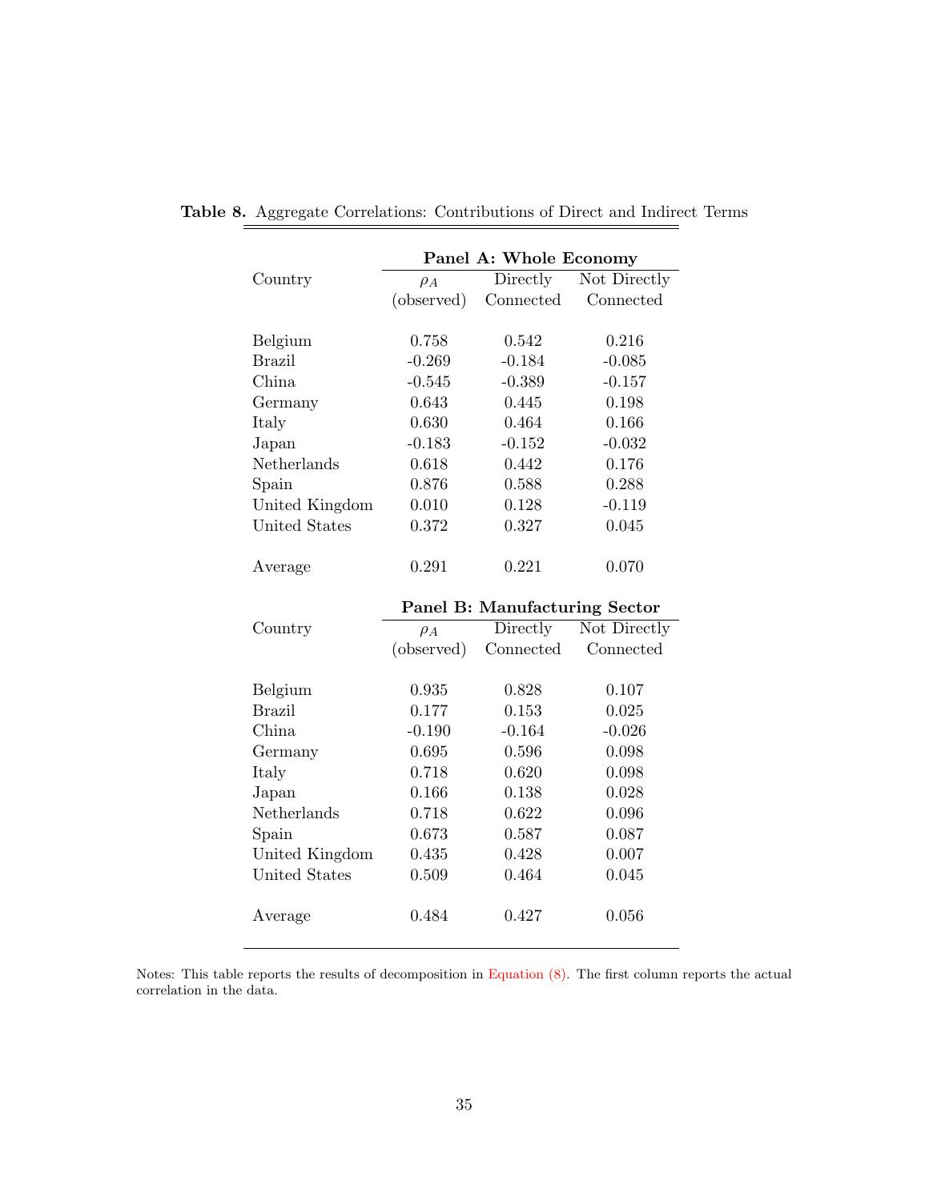**Table 8.** Aggregate Correlations: Contributions of Direct and Indirect Terms

| Country | Panel A: Whole Economy | | |
|---|---|---|---|
| | $\rho_A$ (observed) | Directly Connected | Not Directly Connected |
| Belgium | 0.758 | 0.542 | 0.216 |
| Brazil | -0.269 | -0.184 | -0.085 |
| China | -0.545 | -0.389 | -0.157 |
| Germany | 0.643 | 0.445 | 0.198 |
| Italy | 0.630 | 0.464 | 0.166 |
| Japan | -0.183 | -0.152 | -0.032 |
| Netherlands | 0.618 | 0.442 | 0.176 |
| Spain | 0.876 | 0.588 | 0.288 |
| United Kingdom | 0.010 | 0.128 | -0.119 |
| United States | 0.372 | 0.327 | 0.045 |
| Average | 0.291 | 0.221 | 0.070 |

| Country | Panel B: Manufacturing Sector | | |
|---|---|---|---|
| | $\rho_A$ (observed) | Directly Connected | Not Directly Connected |
| Belgium | 0.935 | 0.828 | 0.107 |
| Brazil | 0.177 | 0.153 | 0.025 |
| China | -0.190 | -0.164 | -0.026 |
| Germany | 0.695 | 0.596 | 0.098 |
| Italy | 0.718 | 0.620 | 0.098 |
| Japan | 0.166 | 0.138 | 0.028 |
| Netherlands | 0.718 | 0.622 | 0.096 |
| Spain | 0.673 | 0.587 | 0.087 |
| United Kingdom | 0.435 | 0.428 | 0.007 |
| United States | 0.509 | 0.464 | 0.045 |
| Average | 0.484 | 0.427 | 0.056 |

Notes: This table reports the results of decomposition in Equation (8). The first column reports the actual correlation in the data.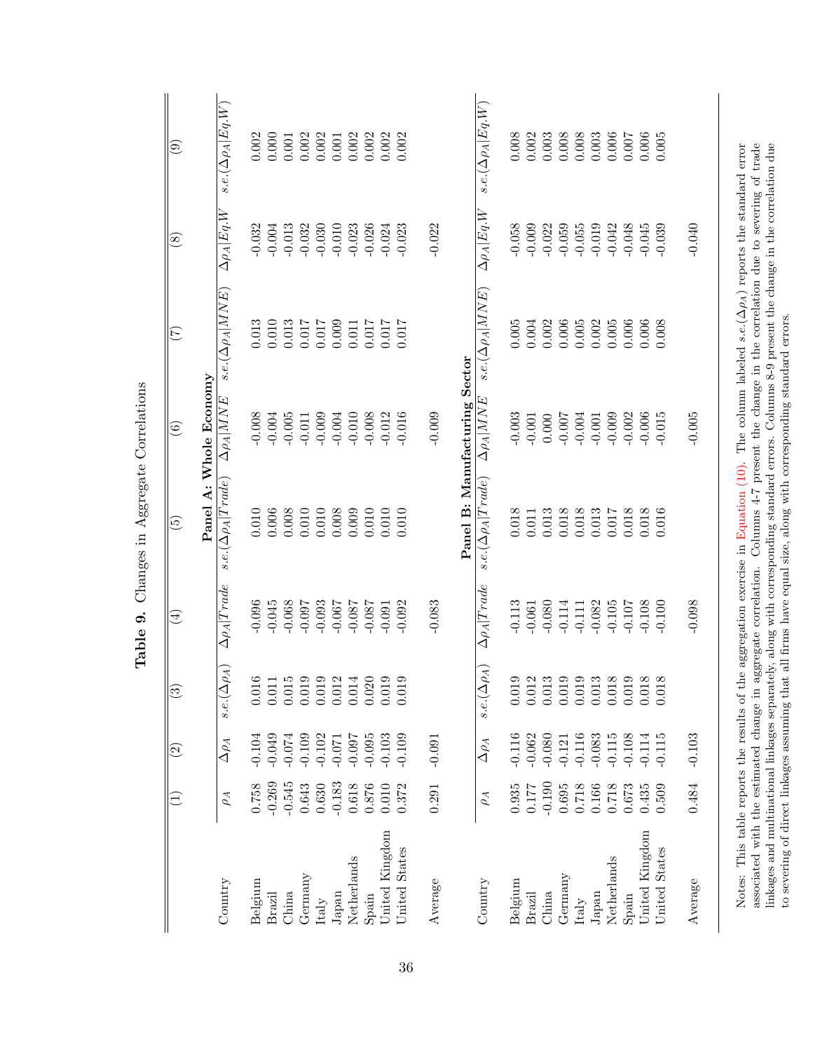**Table 9.** Changes in Aggregate Correlations

| | (1) | (2) | (3) | (4) | (5) | (6) | (7) | (8) | (9) |
|---|---|---|---|---|---|---|---|---|---|
| | **Panel A: Whole Economy** | | | | | | | | |
| Country | $\rho_A$ | $\Delta\rho_A$ | $s.e.(\Delta\rho_A)$ | $\Delta\rho_A \vert Trade$ | $s.e.(\Delta\rho_A \vert Trade)$ | $\Delta\rho_A \vert MNE$ | $s.e.(\Delta\rho_A \vert MNE)$ | $\Delta\rho_A \vert Eq.W$ | $s.e.(\Delta\rho_A \vert Eq.W)$ |
| Belgium | 0.758 | -0.104 | 0.016 | -0.096 | 0.010 | -0.008 | 0.013 | -0.032 | 0.002 |
| Brazil | -0.269 | -0.049 | 0.011 | -0.045 | 0.006 | -0.004 | 0.010 | -0.004 | 0.000 |
| China | -0.545 | -0.074 | 0.015 | -0.068 | 0.008 | -0.005 | 0.013 | -0.013 | 0.001 |
| Germany | 0.643 | -0.109 | 0.019 | -0.097 | 0.010 | -0.011 | 0.017 | -0.032 | 0.002 |
| Italy | 0.630 | -0.102 | 0.019 | -0.093 | 0.010 | -0.009 | 0.017 | -0.030 | 0.002 |
| Japan | -0.183 | -0.071 | 0.012 | -0.067 | 0.008 | -0.004 | 0.009 | -0.010 | 0.001 |
| Netherlands | 0.618 | -0.097 | 0.014 | -0.087 | 0.009 | -0.010 | 0.011 | -0.023 | 0.002 |
| Spain | 0.876 | -0.095 | 0.020 | -0.087 | 0.010 | -0.008 | 0.017 | -0.026 | 0.002 |
| United Kingdom | 0.010 | -0.103 | 0.019 | -0.091 | 0.010 | -0.012 | 0.017 | -0.024 | 0.002 |
| United States | 0.372 | -0.109 | 0.019 | -0.092 | 0.010 | -0.016 | 0.017 | -0.023 | 0.002 |
| Average | 0.291 | -0.091 | | -0.083 | | -0.009 | | -0.022 | |
| | **Panel B: Manufacturing Sector** | | | | | | | | |
| Country | $\rho_A$ | $\Delta\rho_A$ | $s.e.(\Delta\rho_A)$ | $\Delta\rho_A \vert Trade$ | $s.e.(\Delta\rho_A \vert Trade)$ | $\Delta\rho_A \vert MNE$ | $s.e.(\Delta\rho_A \vert MNE)$ | $\Delta\rho_A \vert Eq.W$ | $s.e.(\Delta\rho_A \vert Eq.W)$ |
| Belgium | 0.935 | -0.116 | 0.019 | -0.113 | 0.018 | -0.003 | 0.005 | -0.058 | 0.008 |
| Brazil | 0.177 | -0.062 | 0.012 | -0.061 | 0.011 | -0.001 | 0.004 | -0.009 | 0.002 |
| China | -0.190 | -0.080 | 0.013 | -0.080 | 0.013 | 0.000 | 0.002 | -0.022 | 0.003 |
| Germany | 0.695 | -0.121 | 0.019 | -0.114 | 0.018 | -0.007 | 0.006 | -0.059 | 0.008 |
| Italy | 0.718 | -0.116 | 0.019 | -0.111 | 0.018 | -0.004 | 0.005 | -0.055 | 0.008 |
| Japan | 0.166 | -0.083 | 0.013 | -0.082 | 0.013 | -0.001 | 0.002 | -0.019 | 0.003 |
| Netherlands | 0.718 | -0.115 | 0.018 | -0.105 | 0.017 | -0.009 | 0.005 | -0.042 | 0.006 |
| Spain | 0.673 | -0.108 | 0.019 | -0.107 | 0.018 | -0.002 | 0.006 | -0.048 | 0.007 |
| United Kingdom | 0.435 | -0.114 | 0.018 | -0.108 | 0.018 | -0.006 | 0.006 | -0.045 | 0.006 |
| United States | 0.509 | -0.115 | 0.018 | -0.100 | 0.016 | -0.015 | 0.008 | -0.039 | 0.005 |
| Average | 0.484 | -0.103 | | -0.098 | | -0.005 | | -0.040 | |

Notes: This table reports the results of the aggregation exercise in Equation (10). The column labeled $s.e.(\Delta\rho_A)$ reports the standard error associated with the estimated change in aggregate correlation. Columns 4-7 present the change in the correlation due to severing of trade linkages and multinational linkages separately, along with corresponding standard errors. Columns 8-9 present the change in the correlation due to severing of direct linkages assuming that all firms have equal size, along with corresponding standard errors.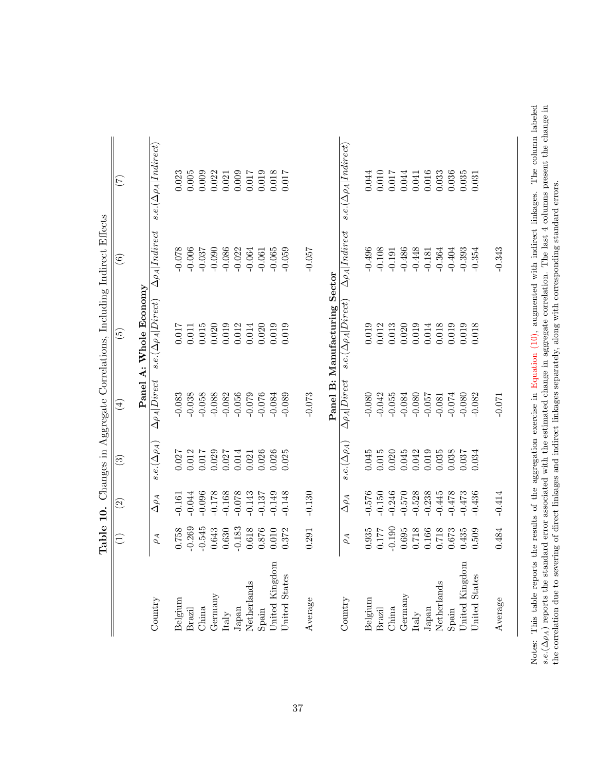**Table 10.** Changes in Aggregate Correlations, Including Indirect Effects

| Country | (1) $\rho_A$ | (2) $\Delta\rho_A$ | (3) $s.e.(\Delta\rho_A)$ | (4) $\Delta\rho_A\|Direct$ | (5) $s.e.(\Delta\rho_A\|Direct)$ | (6) $\Delta\rho_A\|Indirect$ | (7) $s.e.(\Delta\rho_A\|Indirect)$ |
|---|---|---|---|---|---|---|---|
| **Panel A: Whole Economy** | | | | | | | |
| Belgium | 0.758 | -0.161 | 0.027 | -0.083 | 0.017 | -0.078 | 0.023 |
| Brazil | -0.269 | -0.044 | 0.012 | -0.038 | 0.011 | -0.006 | 0.005 |
| China | -0.545 | -0.096 | 0.017 | -0.058 | 0.015 | -0.037 | 0.009 |
| Germany | 0.643 | -0.178 | 0.029 | -0.088 | 0.020 | -0.090 | 0.022 |
| Italy | 0.630 | -0.168 | 0.027 | -0.082 | 0.019 | -0.086 | 0.021 |
| Japan | -0.183 | -0.078 | 0.014 | -0.056 | 0.012 | -0.022 | 0.009 |
| Netherlands | 0.618 | -0.143 | 0.021 | -0.079 | 0.014 | -0.064 | 0.017 |
| Spain | 0.876 | -0.137 | 0.026 | -0.076 | 0.020 | -0.061 | 0.019 |
| United Kingdom | 0.010 | -0.149 | 0.026 | -0.084 | 0.019 | -0.065 | 0.018 |
| United States | 0.372 | -0.148 | 0.025 | -0.089 | 0.019 | -0.059 | 0.017 |
| Average | 0.291 | -0.130 | | -0.073 | | -0.057 | |
| **Panel B: Manufacturing Sector** | | | | | | | |
| Belgium | 0.935 | -0.576 | 0.045 | -0.080 | 0.019 | -0.496 | 0.044 |
| Brazil | 0.177 | -0.150 | 0.015 | -0.042 | 0.012 | -0.108 | 0.010 |
| China | -0.190 | -0.246 | 0.020 | -0.055 | 0.013 | -0.191 | 0.017 |
| Germany | 0.695 | -0.570 | 0.045 | -0.084 | 0.020 | -0.486 | 0.044 |
| Italy | 0.718 | -0.528 | 0.042 | -0.080 | 0.019 | -0.448 | 0.041 |
| Japan | 0.166 | -0.238 | 0.019 | -0.057 | 0.014 | -0.181 | 0.016 |
| Netherlands | 0.718 | -0.445 | 0.035 | -0.081 | 0.018 | -0.364 | 0.033 |
| Spain | 0.673 | -0.478 | 0.038 | -0.074 | 0.019 | -0.404 | 0.036 |
| United Kingdom | 0.435 | -0.473 | 0.037 | -0.080 | 0.019 | -0.393 | 0.035 |
| United States | 0.509 | -0.436 | 0.034 | -0.082 | 0.018 | -0.354 | 0.031 |
| Average | 0.484 | -0.414 | | -0.071 | | -0.343 | |

Notes: This table reports the results of the aggregation exercise in Equation (10), augmented with indirect linkages. The column labeled $s.e.(\Delta\rho_A)$ reports the standard error associated with the estimated change in aggregate correlation. The last 4 columns present the change in the correlation due to severing of direct linkages and indirect linkages separately, along with corresponding standard errors.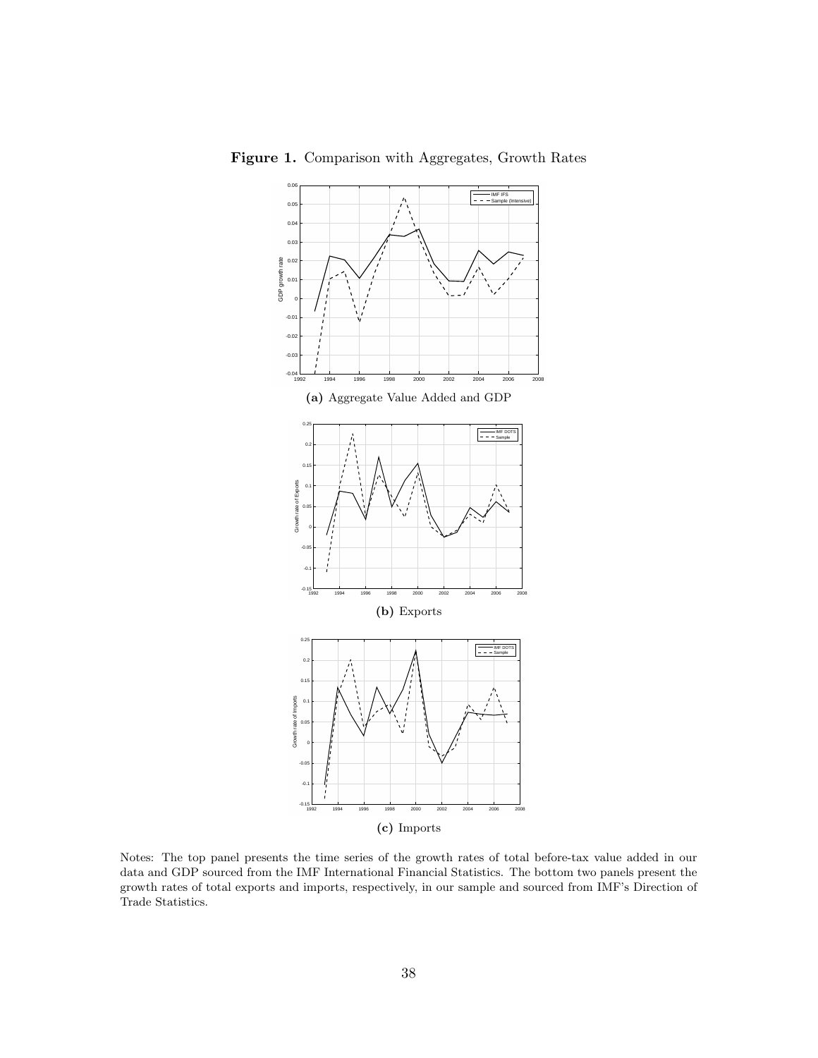**Figure 1.** Comparison with Aggregates, Growth Rates

**(a)** Aggregate Value Added and GDP

**(b)** Exports

**(c)** Imports

Notes: The top panel presents the time series of the growth rates of total before-tax value added in our data and GDP sourced from the IMF International Financial Statistics. The bottom two panels present the growth rates of total exports and imports, respectively, in our sample and sourced from IMF's Direction of Trade Statistics.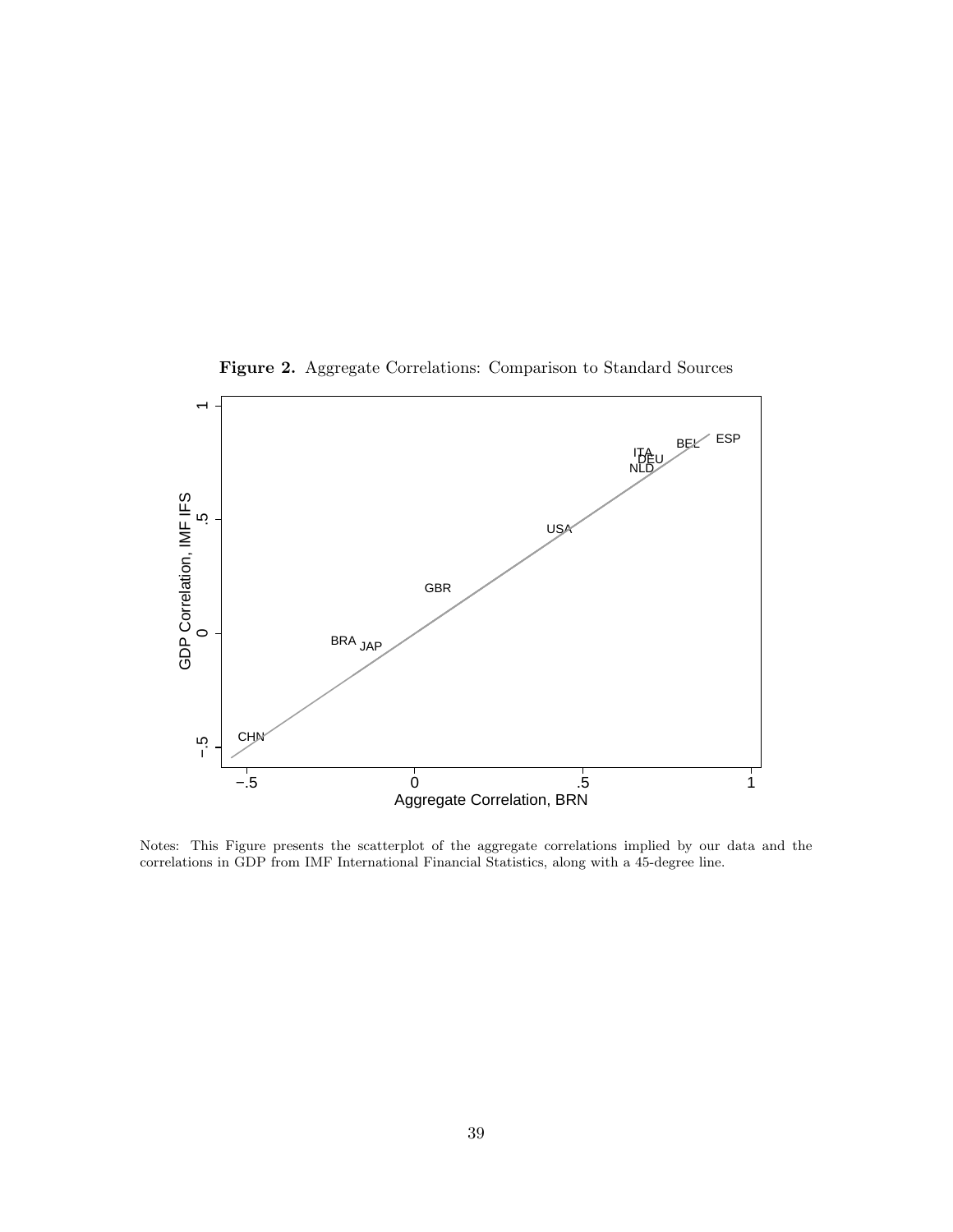**Figure 2.** Aggregate Correlations: Comparison to Standard Sources

Notes: This Figure presents the scatterplot of the aggregate correlations implied by our data and the correlations in GDP from IMF International Financial Statistics, along with a 45-degree line.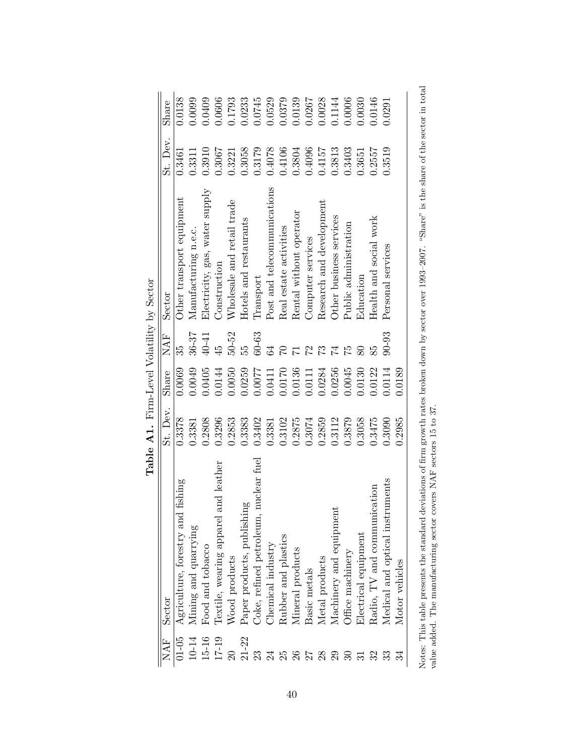**Table A1.** Firm-Level Volatility by Sector

| NAF | Sector | St. Dev. | Share | NAF | Sector | St. Dev. | Share |
|---|---|---|---|---|---|---|---|
| 01-05 | Agriculture, forestry and fishing | 0.3378 | 0.0069 | 35 | Other transport equipment | 0.3461 | 0.0138 |
| 10-14 | Mining and quarrying | 0.3381 | 0.0049 | 36-37 | Manufacturing n.e.c. | 0.3311 | 0.0099 |
| 15-16 | Food and tobacco | 0.2808 | 0.0405 | 40-41 | Electricity, gas, water supply | 0.3910 | 0.0409 |
| 17-19 | Textile, wearing apparel and leather | 0.3296 | 0.0144 | 45 | Construction | 0.3067 | 0.0606 |
| 20 | Wood products | 0.2853 | 0.0050 | 50-52 | Wholesale and retail trade | 0.3221 | 0.1793 |
| 21-22 | Paper products, publishing | 0.3383 | 0.0259 | 55 | Hotels and restaurants | 0.3058 | 0.0233 |
| 23 | Coke, refined petroleum, nuclear fuel | 0.3402 | 0.0077 | 60-63 | Transport | 0.3179 | 0.0745 |
| 24 | Chemical industry | 0.3381 | 0.0411 | 64 | Post and telecommunications | 0.4078 | 0.0529 |
| 25 | Rubber and plastics | 0.3102 | 0.0170 | 70 | Real estate activities | 0.4106 | 0.0379 |
| 26 | Mineral products | 0.2875 | 0.0136 | 71 | Rental without operator | 0.3804 | 0.0139 |
| 27 | Basic metals | 0.3074 | 0.0111 | 72 | Computer services | 0.4096 | 0.0267 |
| 28 | Metal products | 0.2859 | 0.0284 | 73 | Research and development | 0.4157 | 0.0028 |
| 29 | Machinery and equipment | 0.3112 | 0.0256 | 74 | Other business services | 0.3813 | 0.1144 |
| 30 | Office machinery | 0.3879 | 0.0045 | 75 | Public administration | 0.3403 | 0.0006 |
| 31 | Electrical equipment | 0.3058 | 0.0130 | 80 | Education | 0.3651 | 0.0030 |
| 32 | Radio, TV and communication | 0.3475 | 0.0122 | 85 | Health and social work | 0.2557 | 0.0146 |
| 33 | Medical and optical instruments | 0.3090 | 0.0114 | 90-93 | Personal services | 0.3519 | 0.0291 |
| 34 | Motor vehicles | 0.2985 | 0.0189 | | | | |

Notes: This table presents the standard deviations of firm growth rates broken down by sector over 1993–2007. "Share" is the share of the sector in total value added. The manufacturing sector covers NAF sectors 15 to 37.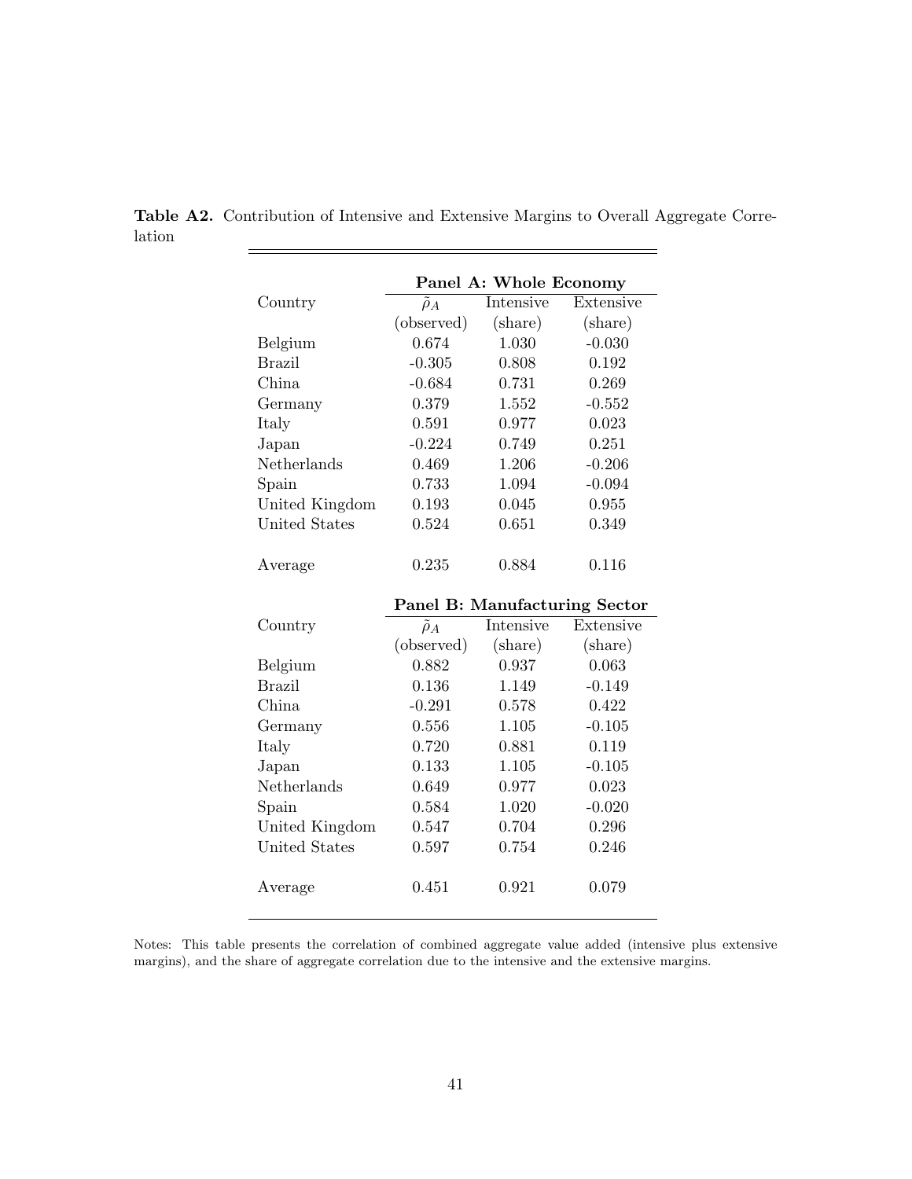**Table A2.** Contribution of Intensive and Extensive Margins to Overall Aggregate Correlation

| | Panel A: Whole Economy | | |
|---|---|---|---|
| Country | $\tilde{\rho}_A$ (observed) | Intensive (share) | Extensive (share) |
| Belgium | 0.674 | 1.030 | -0.030 |
| Brazil | -0.305 | 0.808 | 0.192 |
| China | -0.684 | 0.731 | 0.269 |
| Germany | 0.379 | 1.552 | -0.552 |
| Italy | 0.591 | 0.977 | 0.023 |
| Japan | -0.224 | 0.749 | 0.251 |
| Netherlands | 0.469 | 1.206 | -0.206 |
| Spain | 0.733 | 1.094 | -0.094 |
| United Kingdom | 0.193 | 0.045 | 0.955 |
| United States | 0.524 | 0.651 | 0.349 |
| Average | 0.235 | 0.884 | 0.116 |
| | **Panel B: Manufacturing Sector** | | |
| Country | $\tilde{\rho}_A$ (observed) | Intensive (share) | Extensive (share) |
| Belgium | 0.882 | 0.937 | 0.063 |
| Brazil | 0.136 | 1.149 | -0.149 |
| China | -0.291 | 0.578 | 0.422 |
| Germany | 0.556 | 1.105 | -0.105 |
| Italy | 0.720 | 0.881 | 0.119 |
| Japan | 0.133 | 1.105 | -0.105 |
| Netherlands | 0.649 | 0.977 | 0.023 |
| Spain | 0.584 | 1.020 | -0.020 |
| United Kingdom | 0.547 | 0.704 | 0.296 |
| United States | 0.597 | 0.754 | 0.246 |
| Average | 0.451 | 0.921 | 0.079 |

Notes: This table presents the correlation of combined aggregate value added (intensive plus extensive margins), and the share of aggregate correlation due to the intensive and the extensive margins.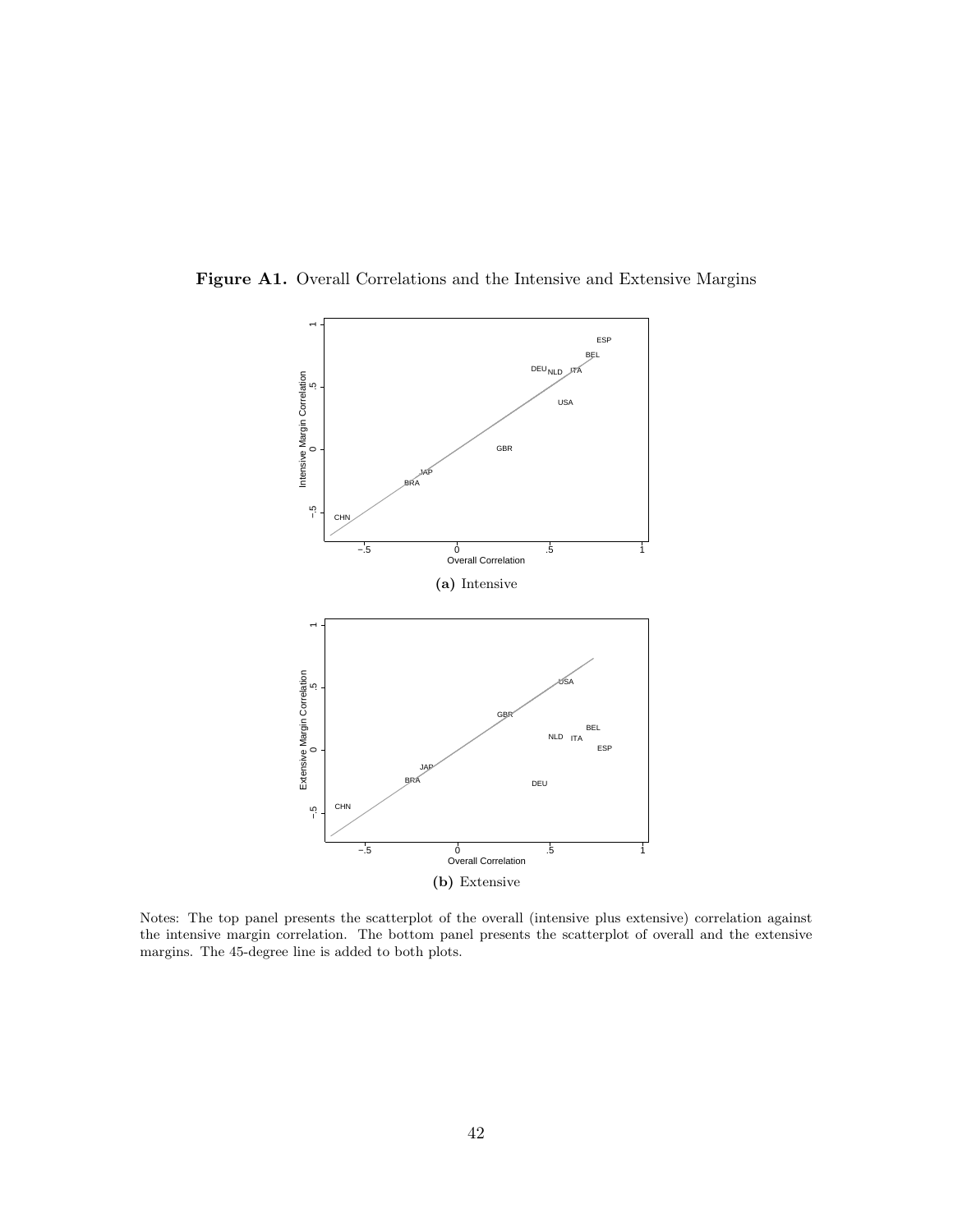**Figure A1.** Overall Correlations and the Intensive and Extensive Margins

Intensive Margin Correlation

1
.5
0
-.5

ESP
BEL
DEU NLD ITA
USA
GBR
JAP
BRA
CHN

-.5
0
.5
1

Overall Correlation

**(a)** Intensive

Extensive Margin Correlation

1
.5
0
-.5

USA
GBR
BEL
NLD ITA
ESP
JAP
BRA
DEU
CHN

-.5
0
.5
1

Overall Correlation

**(b)** Extensive

Notes: The top panel presents the scatterplot of the overall (intensive plus extensive) correlation against the intensive margin correlation. The bottom panel presents the scatterplot of overall and the extensive margins. The 45-degree line is added to both plots.